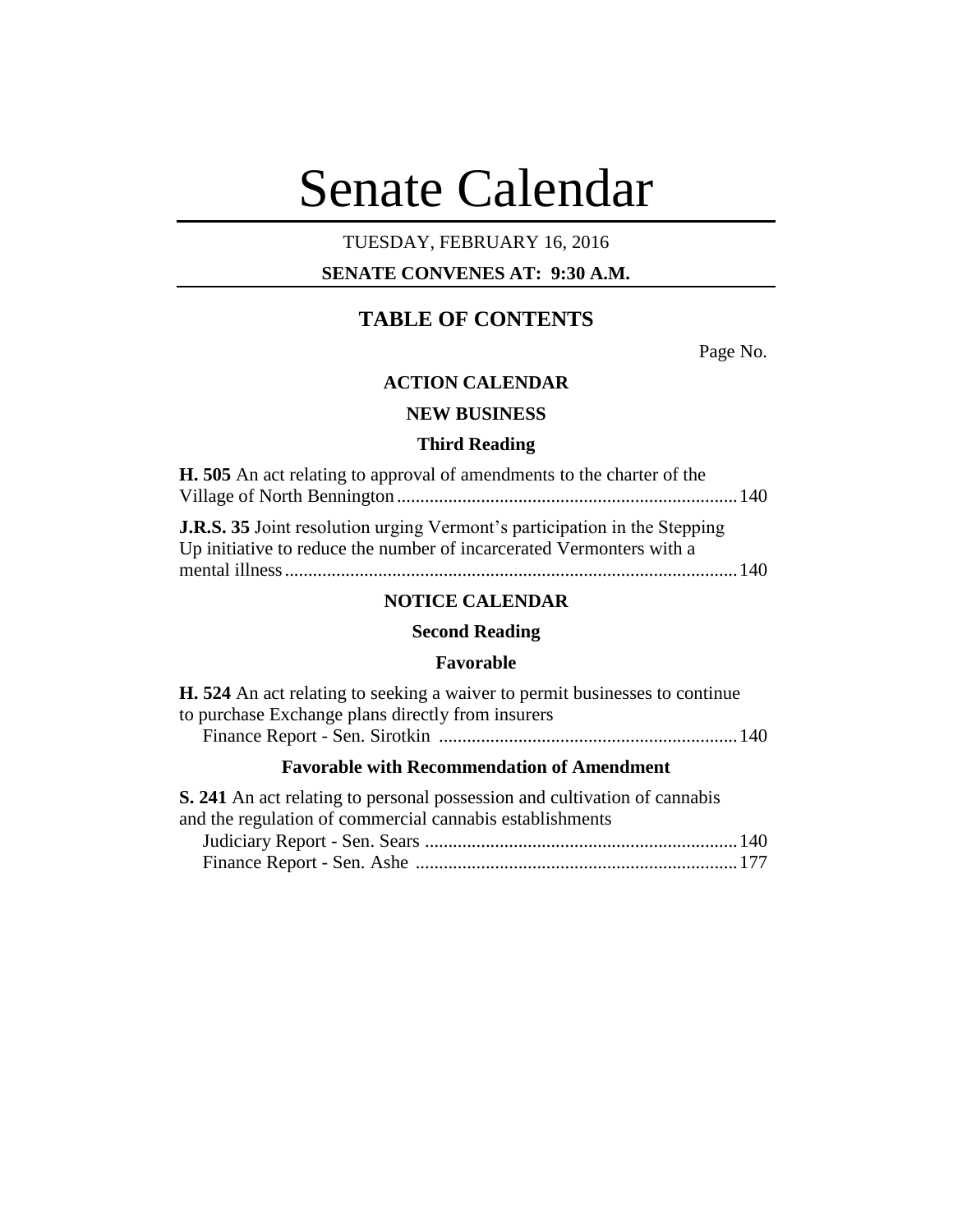# Senate Calendar

TUESDAY, FEBRUARY 16, 2016

**SENATE CONVENES AT: 9:30 A.M.**

## TABLE OF CONTENTS

Page No.

### ACTION CALENDAR

### NEW BUSINESS

#### Third Reading

**H. 505** An act relating to approval of amendments to the charter of the Village of North Bennington........................................................................ 140

**J.R.S. 35** Joint resolution urging Vermont's participation in the Stepping Up initiative to reduce the number of incarcerated Vermonters with a mental illness................................................................................................. 140

### NOTICE CALENDAR

#### Second Reading

#### Favorable

**H. 524** An act relating to seeking a waiver to permit businesses to continue to purchase Exchange plans directly from insurers

Finance Report - Sen. Sirotkin ................................................................ 140

#### Favorable with Recommendation of Amendment

**S. 241** An act relating to personal possession and cultivation of cannabis and the regulation of commercial cannabis establishments

Judiciary Report - Sen. Sears ................................................................... 140

Finance Report - Sen. Ashe ..................................................................... 177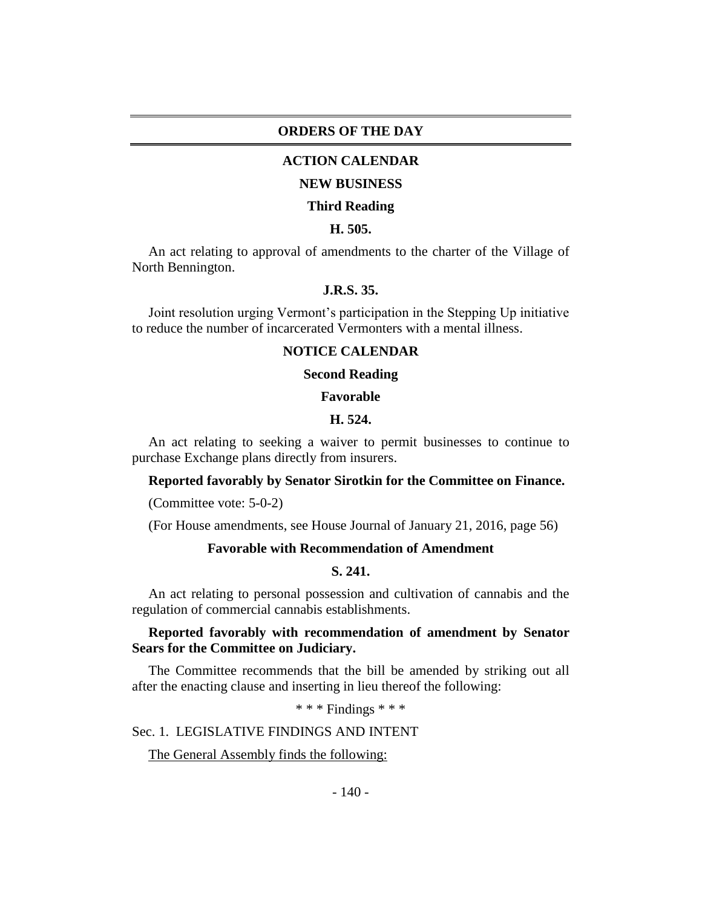## ORDERS OF THE DAY

### ACTION CALENDAR

### NEW BUSINESS

### Third Reading

### H. 505.

An act relating to approval of amendments to the charter of the Village of North Bennington.

### J.R.S. 35.

Joint resolution urging Vermont's participation in the Stepping Up initiative to reduce the number of incarcerated Vermonters with a mental illness.

### NOTICE CALENDAR

### Second Reading

### Favorable

### H. 524.

An act relating to seeking a waiver to permit businesses to continue to purchase Exchange plans directly from insurers.

**Reported favorably by Senator Sirotkin for the Committee on Finance.**

(Committee vote: 5-0-2)

(For House amendments, see House Journal of January 21, 2016, page 56)

### Favorable with Recommendation of Amendment

### S. 241.

An act relating to personal possession and cultivation of cannabis and the regulation of commercial cannabis establishments.

**Reported favorably with recommendation of amendment by Senator Sears for the Committee on Judiciary.**

The Committee recommends that the bill be amended by striking out all after the enacting clause and inserting in lieu thereof the following:

* * * Findings * * *

Sec. 1. LEGISLATIVE FINDINGS AND INTENT

The General Assembly finds the following: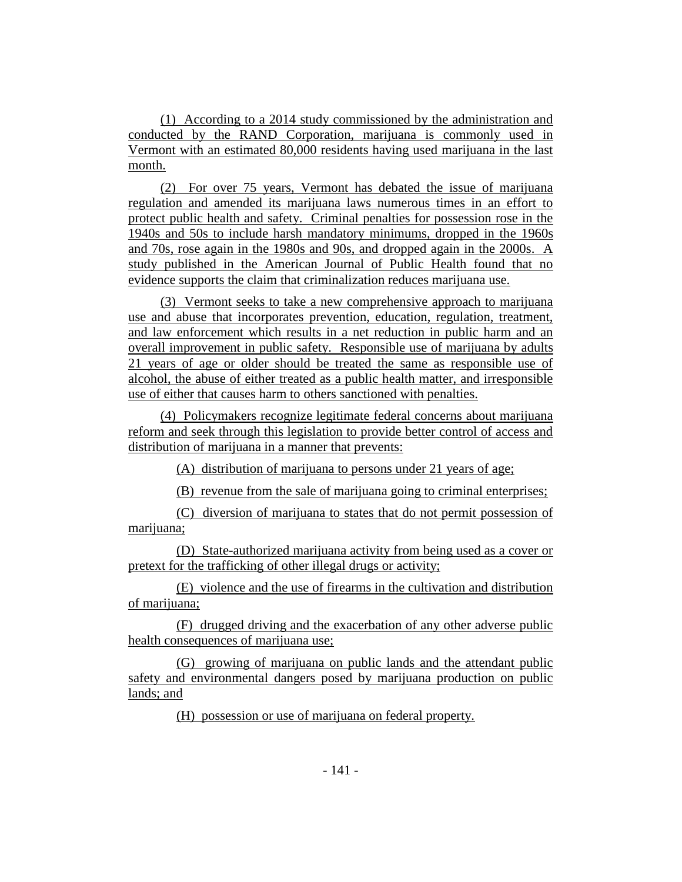(1) According to a 2014 study commissioned by the administration and conducted by the RAND Corporation, marijuana is commonly used in Vermont with an estimated 80,000 residents having used marijuana in the last month.

(2) For over 75 years, Vermont has debated the issue of marijuana regulation and amended its marijuana laws numerous times in an effort to protect public health and safety. Criminal penalties for possession rose in the 1940s and 50s to include harsh mandatory minimums, dropped in the 1960s and 70s, rose again in the 1980s and 90s, and dropped again in the 2000s. A study published in the American Journal of Public Health found that no evidence supports the claim that criminalization reduces marijuana use.

(3) Vermont seeks to take a new comprehensive approach to marijuana use and abuse that incorporates prevention, education, regulation, treatment, and law enforcement which results in a net reduction in public harm and an overall improvement in public safety. Responsible use of marijuana by adults 21 years of age or older should be treated the same as responsible use of alcohol, the abuse of either treated as a public health matter, and irresponsible use of either that causes harm to others sanctioned with penalties.

(4) Policymakers recognize legitimate federal concerns about marijuana reform and seek through this legislation to provide better control of access and distribution of marijuana in a manner that prevents:

(A) distribution of marijuana to persons under 21 years of age;

(B) revenue from the sale of marijuana going to criminal enterprises;

(C) diversion of marijuana to states that do not permit possession of marijuana;

(D) State-authorized marijuana activity from being used as a cover or pretext for the trafficking of other illegal drugs or activity;

(E) violence and the use of firearms in the cultivation and distribution of marijuana;

(F) drugged driving and the exacerbation of any other adverse public health consequences of marijuana use;

(G) growing of marijuana on public lands and the attendant public safety and environmental dangers posed by marijuana production on public lands; and

(H) possession or use of marijuana on federal property.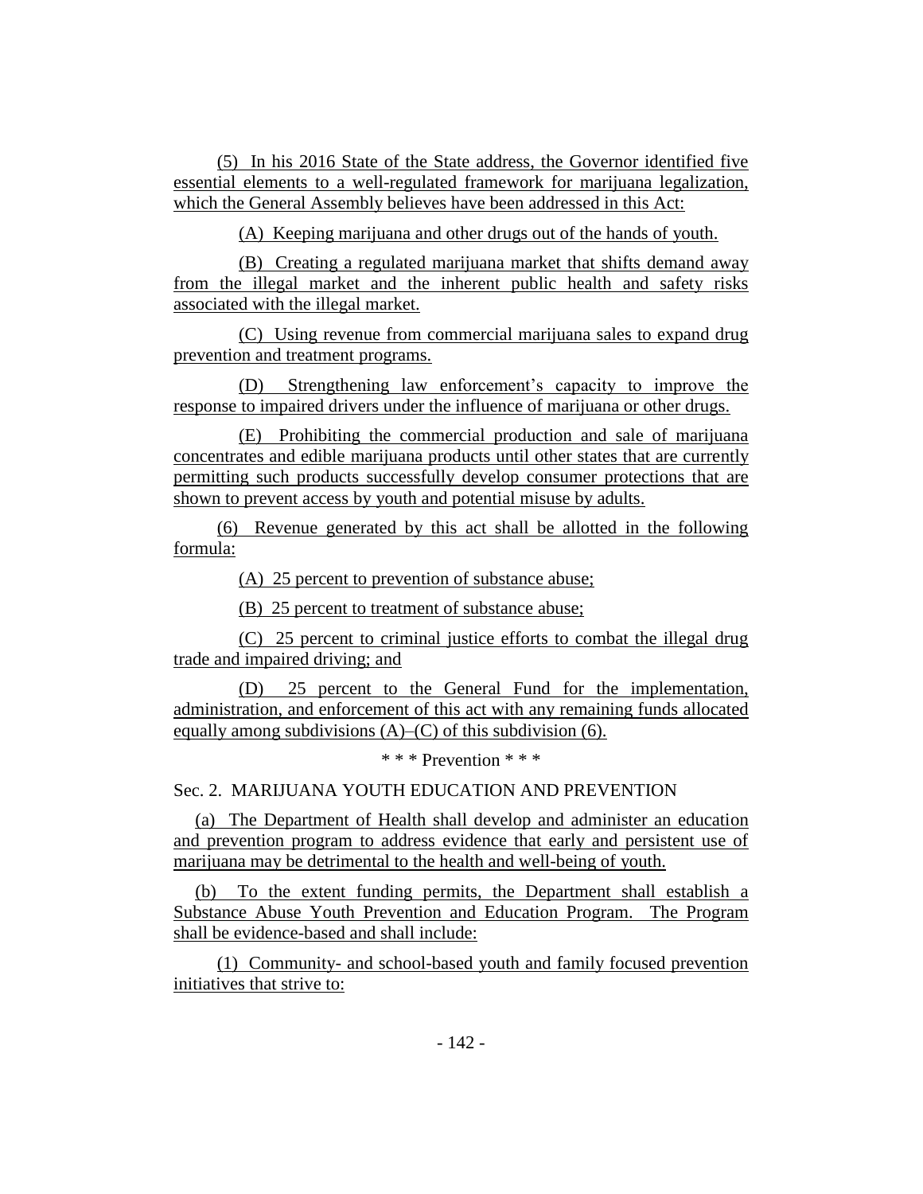(5) In his 2016 State of the State address, the Governor identified five essential elements to a well-regulated framework for marijuana legalization, which the General Assembly believes have been addressed in this Act:

(A) Keeping marijuana and other drugs out of the hands of youth.

(B) Creating a regulated marijuana market that shifts demand away from the illegal market and the inherent public health and safety risks associated with the illegal market.

(C) Using revenue from commercial marijuana sales to expand drug prevention and treatment programs.

(D) Strengthening law enforcement's capacity to improve the response to impaired drivers under the influence of marijuana or other drugs.

(E) Prohibiting the commercial production and sale of marijuana concentrates and edible marijuana products until other states that are currently permitting such products successfully develop consumer protections that are shown to prevent access by youth and potential misuse by adults.

(6) Revenue generated by this act shall be allotted in the following formula:

(A) 25 percent to prevention of substance abuse;

(B) 25 percent to treatment of substance abuse;

(C) 25 percent to criminal justice efforts to combat the illegal drug trade and impaired driving; and

(D) 25 percent to the General Fund for the implementation, administration, and enforcement of this act with any remaining funds allocated equally among subdivisions (A)–(C) of this subdivision (6).

\* \* \* Prevention \* \* \*

Sec. 2. MARIJUANA YOUTH EDUCATION AND PREVENTION

(a) The Department of Health shall develop and administer an education and prevention program to address evidence that early and persistent use of marijuana may be detrimental to the health and well-being of youth.

(b) To the extent funding permits, the Department shall establish a Substance Abuse Youth Prevention and Education Program. The Program shall be evidence-based and shall include:

(1) Community- and school-based youth and family focused prevention initiatives that strive to: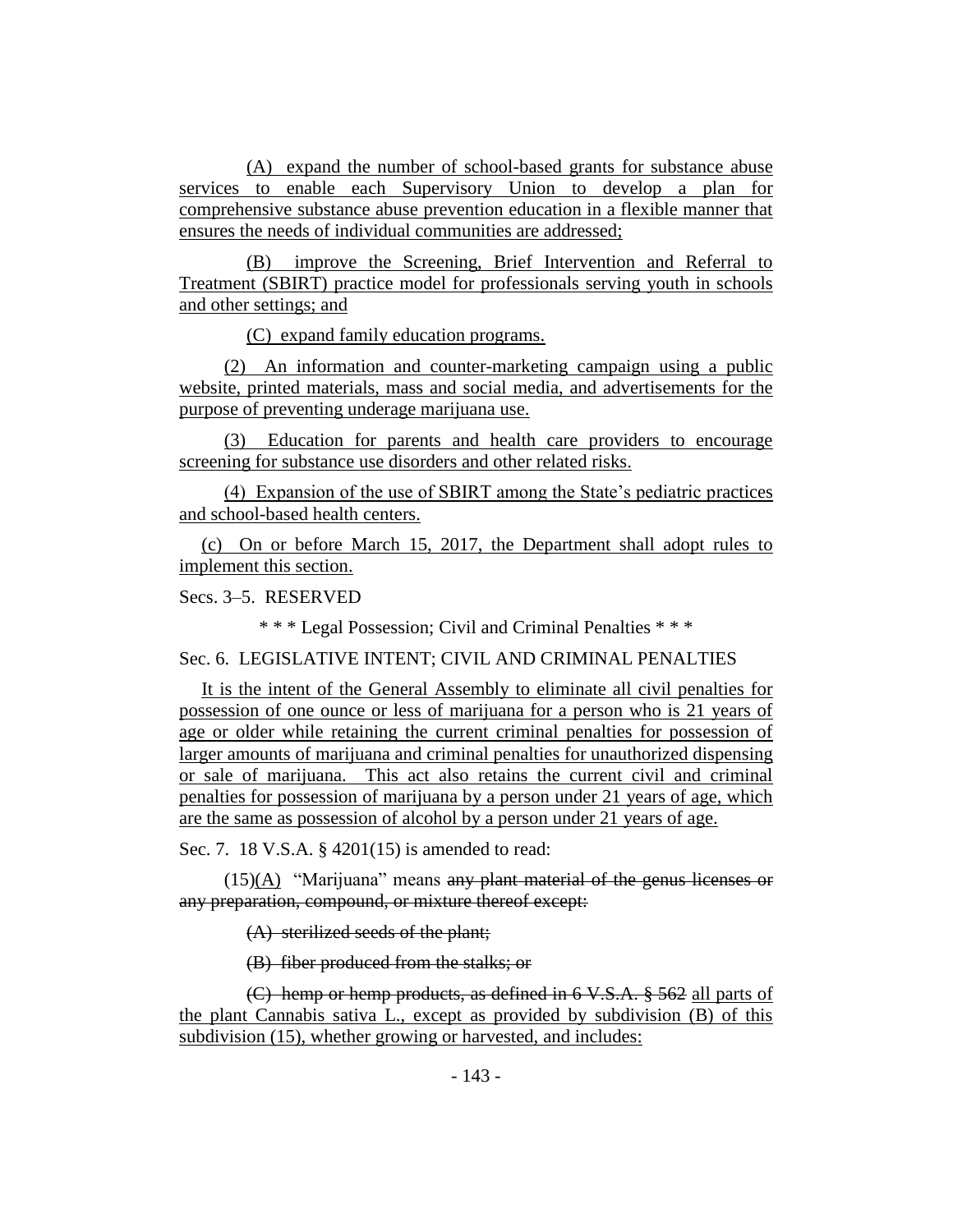(A) expand the number of school-based grants for substance abuse services to enable each Supervisory Union to develop a plan for comprehensive substance abuse prevention education in a flexible manner that ensures the needs of individual communities are addressed;

(B) improve the Screening, Brief Intervention and Referral to Treatment (SBIRT) practice model for professionals serving youth in schools and other settings; and

(C) expand family education programs.

(2) An information and counter-marketing campaign using a public website, printed materials, mass and social media, and advertisements for the purpose of preventing underage marijuana use.

(3) Education for parents and health care providers to encourage screening for substance use disorders and other related risks.

(4) Expansion of the use of SBIRT among the State's pediatric practices and school-based health centers.

(c) On or before March 15, 2017, the Department shall adopt rules to implement this section.

Secs. 3–5. RESERVED

\* \* \* Legal Possession; Civil and Criminal Penalties \* \* \*

Sec. 6. LEGISLATIVE INTENT; CIVIL AND CRIMINAL PENALTIES

It is the intent of the General Assembly to eliminate all civil penalties for possession of one ounce or less of marijuana for a person who is 21 years of age or older while retaining the current criminal penalties for possession of larger amounts of marijuana and criminal penalties for unauthorized dispensing or sale of marijuana. This act also retains the current civil and criminal penalties for possession of marijuana by a person under 21 years of age, which are the same as possession of alcohol by a person under 21 years of age.

Sec. 7. 18 V.S.A. § 4201(15) is amended to read:

(15)(A) "Marijuana" means ~~any plant material of the genus licenses or any preparation, compound, or mixture thereof except:~~

~~(A) sterilized seeds of the plant;~~

~~(B) fiber produced from the stalks; or~~

~~(C) hemp or hemp products, as defined in 6 V.S.A. § 562~~ all parts of the plant Cannabis sativa L., except as provided by subdivision (B) of this subdivision (15), whether growing or harvested, and includes: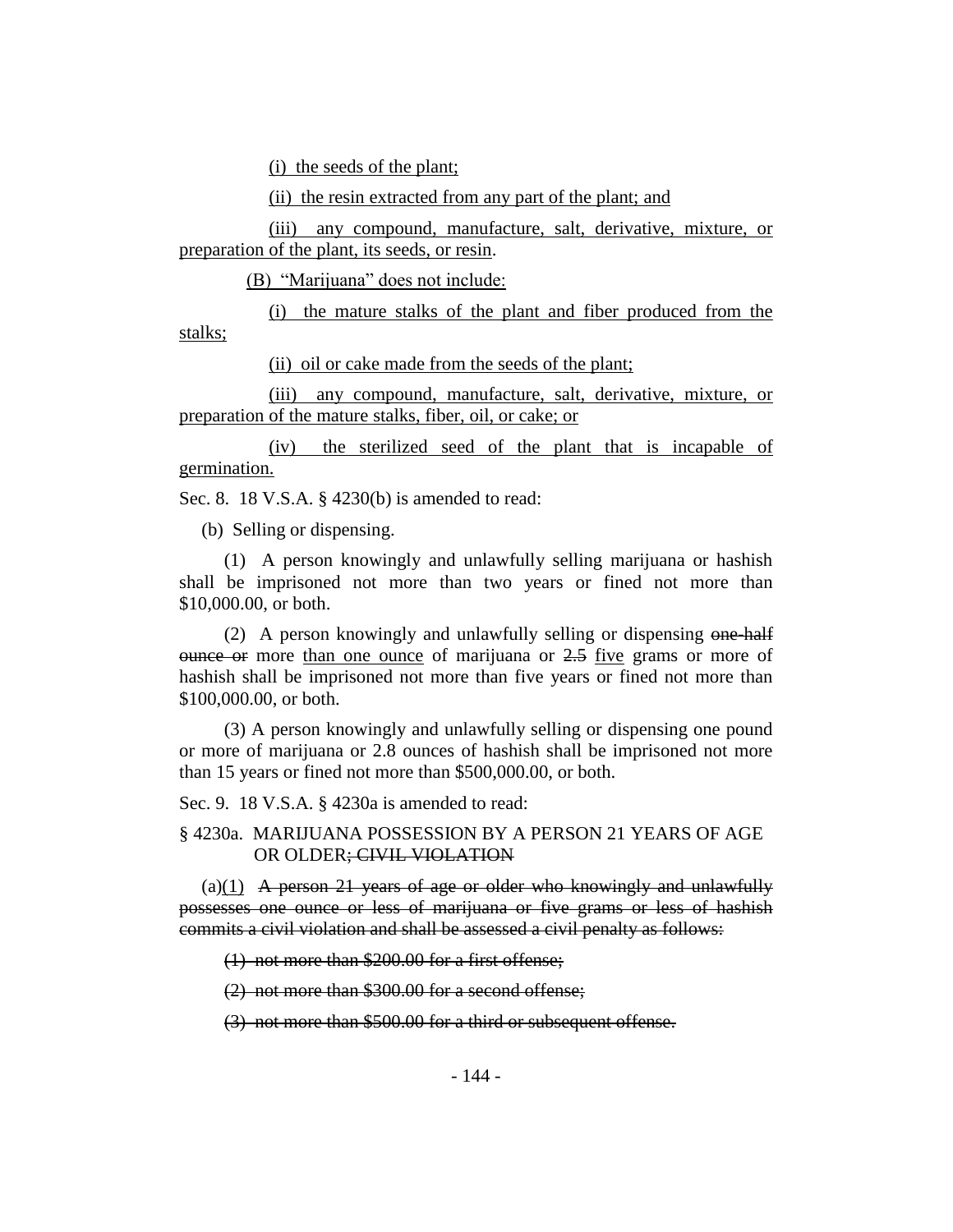(i) the seeds of the plant;

(ii) the resin extracted from any part of the plant; and

(iii) any compound, manufacture, salt, derivative, mixture, or preparation of the plant, its seeds, or resin.

(B) "Marijuana" does not include:

(i) the mature stalks of the plant and fiber produced from the stalks;

(ii) oil or cake made from the seeds of the plant;

(iii) any compound, manufacture, salt, derivative, mixture, or preparation of the mature stalks, fiber, oil, or cake; or

(iv) the sterilized seed of the plant that is incapable of germination.

Sec. 8. 18 V.S.A. § 4230(b) is amended to read:

(b) Selling or dispensing.

(1) A person knowingly and unlawfully selling marijuana or hashish shall be imprisoned not more than two years or fined not more than $10,000.00, or both.

(2) A person knowingly and unlawfully selling or dispensing ~~one-half ounce or~~ more than one ounce of marijuana or ~~2.5~~ five grams or more of hashish shall be imprisoned not more than five years or fined not more than $100,000.00, or both.

(3) A person knowingly and unlawfully selling or dispensing one pound or more of marijuana or 2.8 ounces of hashish shall be imprisoned not more than 15 years or fined not more than $500,000.00, or both.

Sec. 9. 18 V.S.A. § 4230a is amended to read:

§ 4230a. MARIJUANA POSSESSION BY A PERSON 21 YEARS OF AGE OR OLDER~~; CIVIL VIOLATION~~

(a)(1) ~~A person 21 years of age or older who knowingly and unlawfully possesses one ounce or less of marijuana or five grams or less of hashish commits a civil violation and shall be assessed a civil penalty as follows:~~

~~(1) not more than $200.00 for a first offense;~~

~~(2) not more than $300.00 for a second offense;~~

~~(3) not more than $500.00 for a third or subsequent offense.~~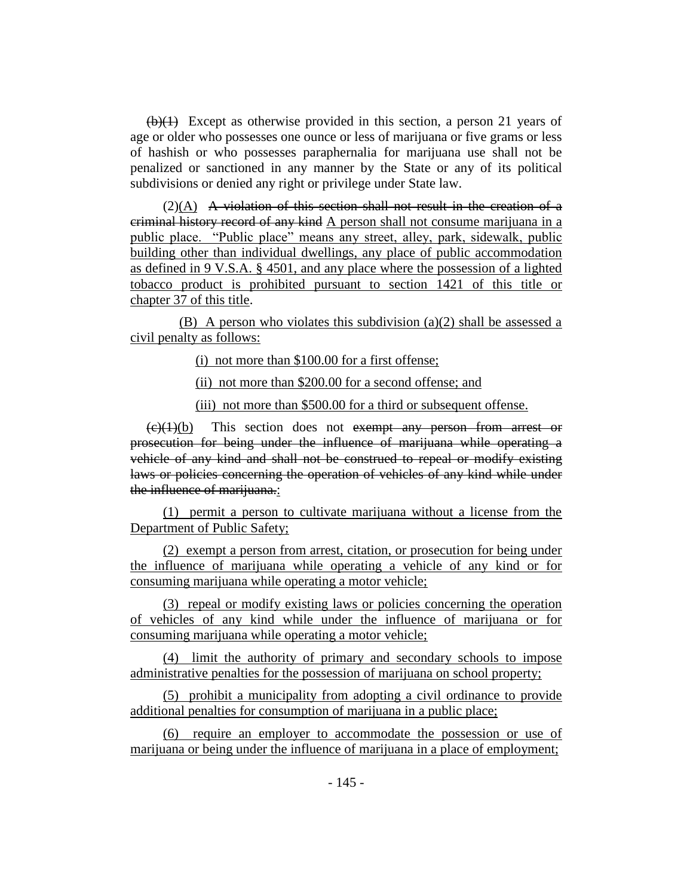~~(b)(1)~~ Except as otherwise provided in this section, a person 21 years of age or older who possesses one ounce or less of marijuana or five grams or less of hashish or who possesses paraphernalia for marijuana use shall not be penalized or sanctioned in any manner by the State or any of its political subdivisions or denied any right or privilege under State law.

(2)<u>(A)</u> ~~A violation of this section shall not result in the creation of a criminal history record of any kind~~ <u>A person shall not consume marijuana in a public place. "Public place" means any street, alley, park, sidewalk, public building other than individual dwellings, any place of public accommodation as defined in 9 V.S.A. § 4501, and any place where the possession of a lighted tobacco product is prohibited pursuant to section 1421 of this title or chapter 37 of this title</u>.

<u>(B) A person who violates this subdivision (a)(2) shall be assessed a civil penalty as follows:</u>

<u>(i) not more than $100.00 for a first offense;</u>

<u>(ii) not more than $200.00 for a second offense; and</u>

<u>(iii) not more than $500.00 for a third or subsequent offense.</u>

~~(c)(1)~~<u>(b)</u> This section does not ~~exempt any person from arrest or prosecution for being under the influence of marijuana while operating a vehicle of any kind and shall not be construed to repeal or modify existing laws or policies concerning the operation of vehicles of any kind while under the influence of marijuana.~~<u>:</u>

<u>(1) permit a person to cultivate marijuana without a license from the Department of Public Safety;</u>

<u>(2) exempt a person from arrest, citation, or prosecution for being under the influence of marijuana while operating a vehicle of any kind or for consuming marijuana while operating a motor vehicle;</u>

<u>(3) repeal or modify existing laws or policies concerning the operation of vehicles of any kind while under the influence of marijuana or for consuming marijuana while operating a motor vehicle;</u>

<u>(4) limit the authority of primary and secondary schools to impose administrative penalties for the possession of marijuana on school property;</u>

<u>(5) prohibit a municipality from adopting a civil ordinance to provide additional penalties for consumption of marijuana in a public place;</u>

<u>(6) require an employer to accommodate the possession or use of marijuana or being under the influence of marijuana in a place of employment;</u>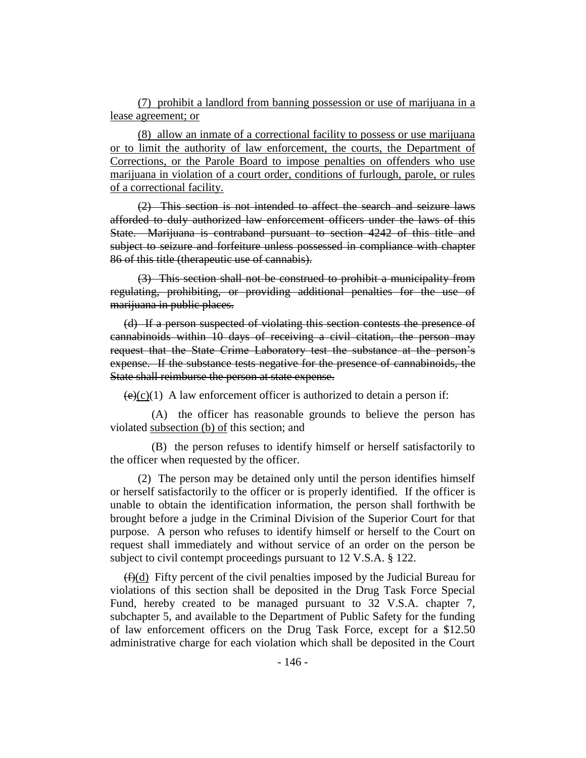(7) prohibit a landlord from banning possession or use of marijuana in a lease agreement; or

(8) allow an inmate of a correctional facility to possess or use marijuana or to limit the authority of law enforcement, the courts, the Department of Corrections, or the Parole Board to impose penalties on offenders who use marijuana in violation of a court order, conditions of furlough, parole, or rules of a correctional facility.

~~(2) This section is not intended to affect the search and seizure laws afforded to duly authorized law enforcement officers under the laws of this State. Marijuana is contraband pursuant to section 4242 of this title and subject to seizure and forfeiture unless possessed in compliance with chapter 86 of this title (therapeutic use of cannabis).~~

~~(3) This section shall not be construed to prohibit a municipality from regulating, prohibiting, or providing additional penalties for the use of marijuana in public places.~~

~~(d) If a person suspected of violating this section contests the presence of cannabinoids within 10 days of receiving a civil citation, the person may request that the State Crime Laboratory test the substance at the person's expense. If the substance tests negative for the presence of cannabinoids, the State shall reimburse the person at state expense.~~

~~(e)~~(c)(1) A law enforcement officer is authorized to detain a person if:

(A) the officer has reasonable grounds to believe the person has violated subsection (b) of this section; and

(B) the person refuses to identify himself or herself satisfactorily to the officer when requested by the officer.

(2) The person may be detained only until the person identifies himself or herself satisfactorily to the officer or is properly identified. If the officer is unable to obtain the identification information, the person shall forthwith be brought before a judge in the Criminal Division of the Superior Court for that purpose. A person who refuses to identify himself or herself to the Court on request shall immediately and without service of an order on the person be subject to civil contempt proceedings pursuant to 12 V.S.A. § 122.

~~(f)~~(d) Fifty percent of the civil penalties imposed by the Judicial Bureau for violations of this section shall be deposited in the Drug Task Force Special Fund, hereby created to be managed pursuant to 32 V.S.A. chapter 7, subchapter 5, and available to the Department of Public Safety for the funding of law enforcement officers on the Drug Task Force, except for a $12.50 administrative charge for each violation which shall be deposited in the Court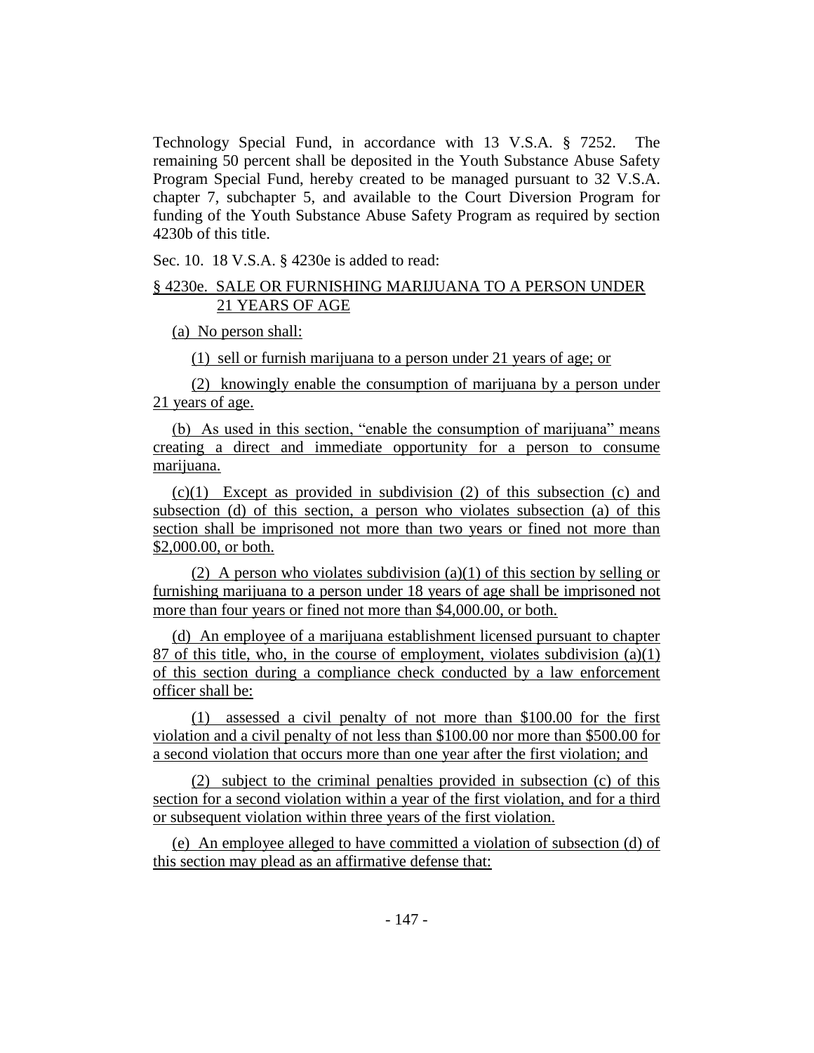Technology Special Fund, in accordance with 13 V.S.A. § 7252. The remaining 50 percent shall be deposited in the Youth Substance Abuse Safety Program Special Fund, hereby created to be managed pursuant to 32 V.S.A. chapter 7, subchapter 5, and available to the Court Diversion Program for funding of the Youth Substance Abuse Safety Program as required by section 4230b of this title.

Sec. 10. 18 V.S.A. § 4230e is added to read:

§ 4230e. SALE OR FURNISHING MARIJUANA TO A PERSON UNDER 21 YEARS OF AGE

(a) No person shall:

(1) sell or furnish marijuana to a person under 21 years of age; or

(2) knowingly enable the consumption of marijuana by a person under 21 years of age.

(b) As used in this section, "enable the consumption of marijuana" means creating a direct and immediate opportunity for a person to consume marijuana.

(c)(1) Except as provided in subdivision (2) of this subsection (c) and subsection (d) of this section, a person who violates subsection (a) of this section shall be imprisoned not more than two years or fined not more than $2,000.00, or both.

(2) A person who violates subdivision (a)(1) of this section by selling or furnishing marijuana to a person under 18 years of age shall be imprisoned not more than four years or fined not more than $4,000.00, or both.

(d) An employee of a marijuana establishment licensed pursuant to chapter 87 of this title, who, in the course of employment, violates subdivision (a)(1) of this section during a compliance check conducted by a law enforcement officer shall be:

(1) assessed a civil penalty of not more than $100.00 for the first violation and a civil penalty of not less than $100.00 nor more than $500.00 for a second violation that occurs more than one year after the first violation; and

(2) subject to the criminal penalties provided in subsection (c) of this section for a second violation within a year of the first violation, and for a third or subsequent violation within three years of the first violation.

(e) An employee alleged to have committed a violation of subsection (d) of this section may plead as an affirmative defense that: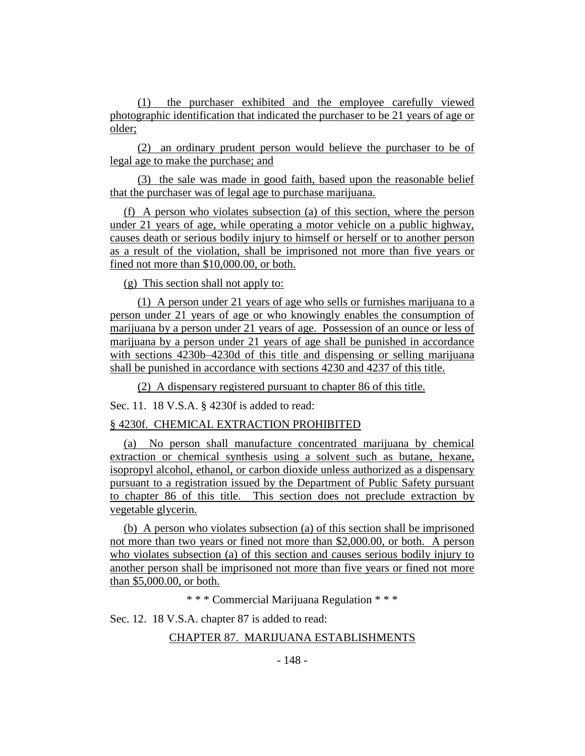(1) the purchaser exhibited and the employee carefully viewed photographic identification that indicated the purchaser to be 21 years of age or older;

(2) an ordinary prudent person would believe the purchaser to be of legal age to make the purchase; and

(3) the sale was made in good faith, based upon the reasonable belief that the purchaser was of legal age to purchase marijuana.

(f) A person who violates subsection (a) of this section, where the person under 21 years of age, while operating a motor vehicle on a public highway, causes death or serious bodily injury to himself or herself or to another person as a result of the violation, shall be imprisoned not more than five years or fined not more than $10,000.00, or both.

(g) This section shall not apply to:

(1) A person under 21 years of age who sells or furnishes marijuana to a person under 21 years of age or who knowingly enables the consumption of marijuana by a person under 21 years of age. Possession of an ounce or less of marijuana by a person under 21 years of age shall be punished in accordance with sections 4230b–4230d of this title and dispensing or selling marijuana shall be punished in accordance with sections 4230 and 4237 of this title.

(2) A dispensary registered pursuant to chapter 86 of this title.

Sec. 11. 18 V.S.A. § 4230f is added to read:

§ 4230f. CHEMICAL EXTRACTION PROHIBITED

(a) No person shall manufacture concentrated marijuana by chemical extraction or chemical synthesis using a solvent such as butane, hexane, isopropyl alcohol, ethanol, or carbon dioxide unless authorized as a dispensary pursuant to a registration issued by the Department of Public Safety pursuant to chapter 86 of this title. This section does not preclude extraction by vegetable glycerin.

(b) A person who violates subsection (a) of this section shall be imprisoned not more than two years or fined not more than $2,000.00, or both. A person who violates subsection (a) of this section and causes serious bodily injury to another person shall be imprisoned not more than five years or fined not more than $5,000.00, or both.

\* \* \* Commercial Marijuana Regulation \* \* \*

Sec. 12. 18 V.S.A. chapter 87 is added to read:

CHAPTER 87. MARIJUANA ESTABLISHMENTS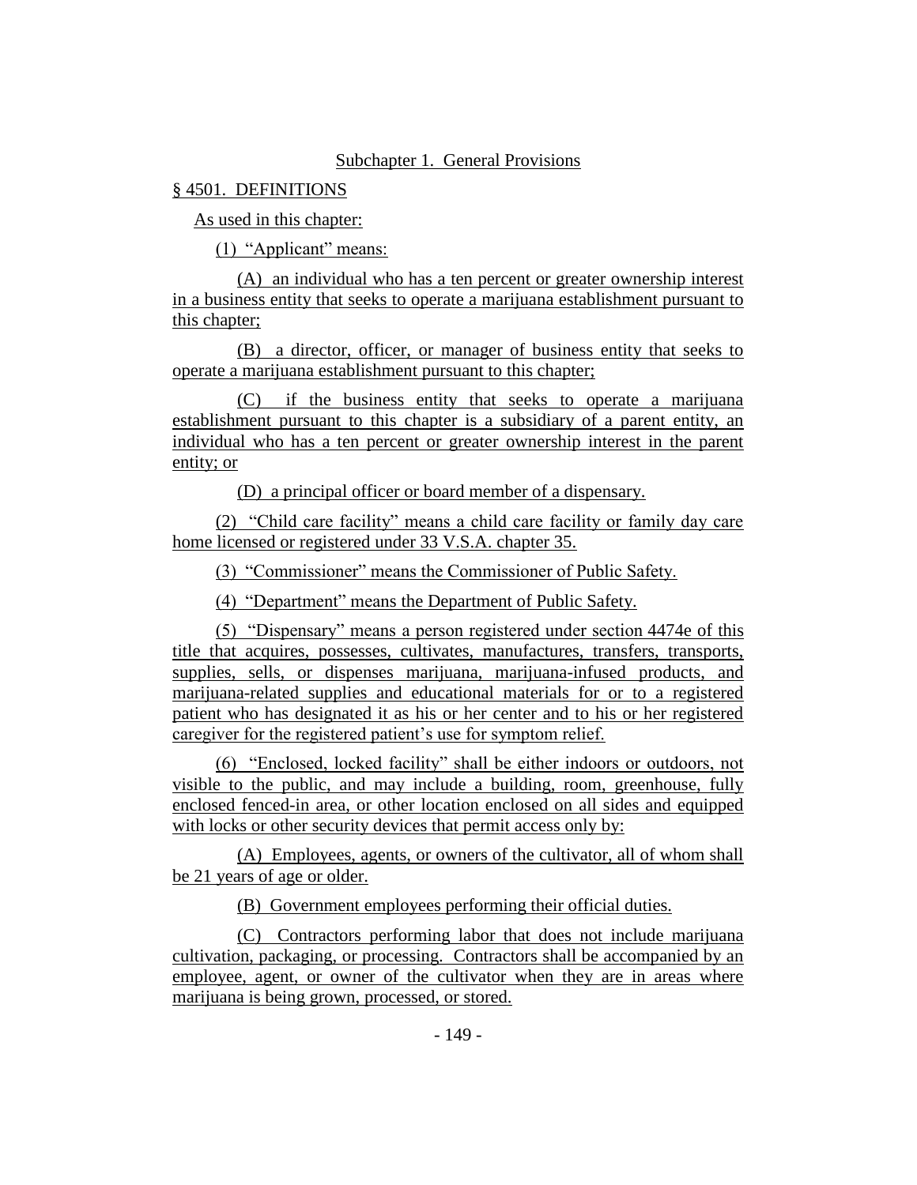Subchapter 1. General Provisions

§ 4501. DEFINITIONS

As used in this chapter:

(1) "Applicant" means:

(A) an individual who has a ten percent or greater ownership interest in a business entity that seeks to operate a marijuana establishment pursuant to this chapter;

(B) a director, officer, or manager of business entity that seeks to operate a marijuana establishment pursuant to this chapter;

(C) if the business entity that seeks to operate a marijuana establishment pursuant to this chapter is a subsidiary of a parent entity, an individual who has a ten percent or greater ownership interest in the parent entity; or

(D) a principal officer or board member of a dispensary.

(2) "Child care facility" means a child care facility or family day care home licensed or registered under 33 V.S.A. chapter 35.

(3) "Commissioner" means the Commissioner of Public Safety.

(4) "Department" means the Department of Public Safety.

(5) "Dispensary" means a person registered under section 4474e of this title that acquires, possesses, cultivates, manufactures, transfers, transports, supplies, sells, or dispenses marijuana, marijuana-infused products, and marijuana-related supplies and educational materials for or to a registered patient who has designated it as his or her center and to his or her registered caregiver for the registered patient's use for symptom relief.

(6) "Enclosed, locked facility" shall be either indoors or outdoors, not visible to the public, and may include a building, room, greenhouse, fully enclosed fenced-in area, or other location enclosed on all sides and equipped with locks or other security devices that permit access only by:

(A) Employees, agents, or owners of the cultivator, all of whom shall be 21 years of age or older.

(B) Government employees performing their official duties.

(C) Contractors performing labor that does not include marijuana cultivation, packaging, or processing. Contractors shall be accompanied by an employee, agent, or owner of the cultivator when they are in areas where marijuana is being grown, processed, or stored.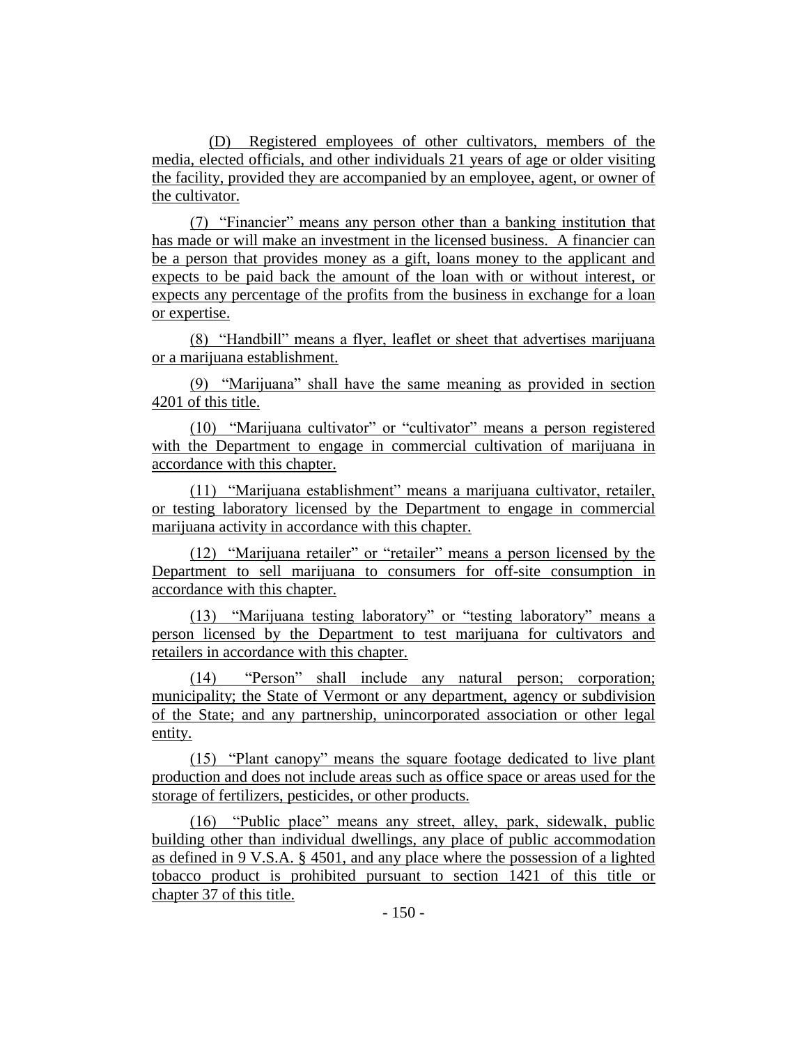(D) Registered employees of other cultivators, members of the media, elected officials, and other individuals 21 years of age or older visiting the facility, provided they are accompanied by an employee, agent, or owner of the cultivator.

(7) "Financier" means any person other than a banking institution that has made or will make an investment in the licensed business. A financier can be a person that provides money as a gift, loans money to the applicant and expects to be paid back the amount of the loan with or without interest, or expects any percentage of the profits from the business in exchange for a loan or expertise.

(8) "Handbill" means a flyer, leaflet or sheet that advertises marijuana or a marijuana establishment.

(9) "Marijuana" shall have the same meaning as provided in section 4201 of this title.

(10) "Marijuana cultivator" or "cultivator" means a person registered with the Department to engage in commercial cultivation of marijuana in accordance with this chapter.

(11) "Marijuana establishment" means a marijuana cultivator, retailer, or testing laboratory licensed by the Department to engage in commercial marijuana activity in accordance with this chapter.

(12) "Marijuana retailer" or "retailer" means a person licensed by the Department to sell marijuana to consumers for off-site consumption in accordance with this chapter.

(13) "Marijuana testing laboratory" or "testing laboratory" means a person licensed by the Department to test marijuana for cultivators and retailers in accordance with this chapter.

(14) "Person" shall include any natural person; corporation; municipality; the State of Vermont or any department, agency or subdivision of the State; and any partnership, unincorporated association or other legal entity.

(15) "Plant canopy" means the square footage dedicated to live plant production and does not include areas such as office space or areas used for the storage of fertilizers, pesticides, or other products.

(16) "Public place" means any street, alley, park, sidewalk, public building other than individual dwellings, any place of public accommodation as defined in 9 V.S.A. § 4501, and any place where the possession of a lighted tobacco product is prohibited pursuant to section 1421 of this title or chapter 37 of this title.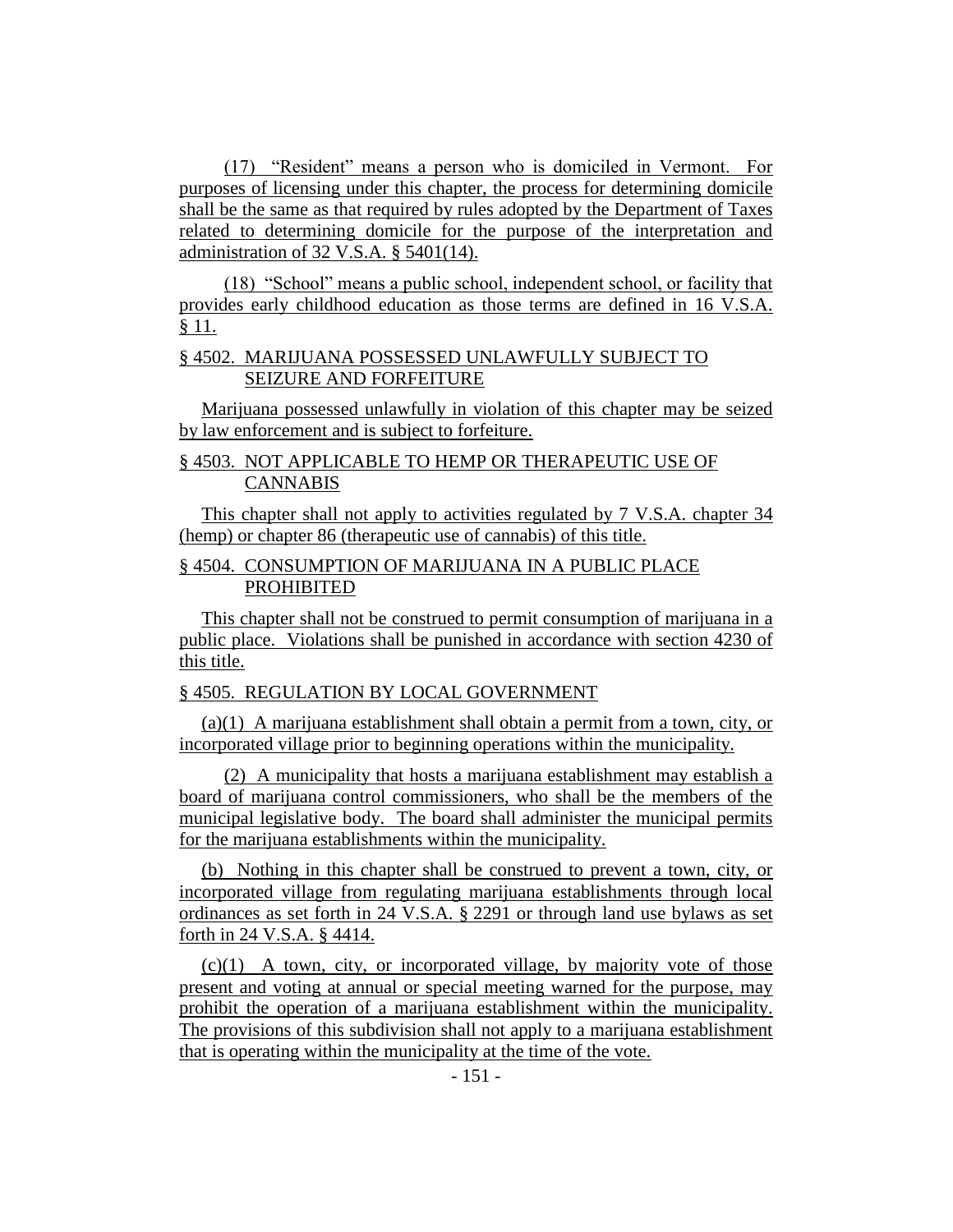(17) "Resident" means a person who is domiciled in Vermont. For purposes of licensing under this chapter, the process for determining domicile shall be the same as that required by rules adopted by the Department of Taxes related to determining domicile for the purpose of the interpretation and administration of 32 V.S.A. § 5401(14).

(18) "School" means a public school, independent school, or facility that provides early childhood education as those terms are defined in 16 V.S.A. § 11.

§ 4502. MARIJUANA POSSESSED UNLAWFULLY SUBJECT TO SEIZURE AND FORFEITURE

Marijuana possessed unlawfully in violation of this chapter may be seized by law enforcement and is subject to forfeiture.

§ 4503. NOT APPLICABLE TO HEMP OR THERAPEUTIC USE OF CANNABIS

This chapter shall not apply to activities regulated by 7 V.S.A. chapter 34 (hemp) or chapter 86 (therapeutic use of cannabis) of this title.

§ 4504. CONSUMPTION OF MARIJUANA IN A PUBLIC PLACE PROHIBITED

This chapter shall not be construed to permit consumption of marijuana in a public place. Violations shall be punished in accordance with section 4230 of this title.

§ 4505. REGULATION BY LOCAL GOVERNMENT

(a)(1) A marijuana establishment shall obtain a permit from a town, city, or incorporated village prior to beginning operations within the municipality.

(2) A municipality that hosts a marijuana establishment may establish a board of marijuana control commissioners, who shall be the members of the municipal legislative body. The board shall administer the municipal permits for the marijuana establishments within the municipality.

(b) Nothing in this chapter shall be construed to prevent a town, city, or incorporated village from regulating marijuana establishments through local ordinances as set forth in 24 V.S.A. § 2291 or through land use bylaws as set forth in 24 V.S.A. § 4414.

(c)(1) A town, city, or incorporated village, by majority vote of those present and voting at annual or special meeting warned for the purpose, may prohibit the operation of a marijuana establishment within the municipality. The provisions of this subdivision shall not apply to a marijuana establishment that is operating within the municipality at the time of the vote.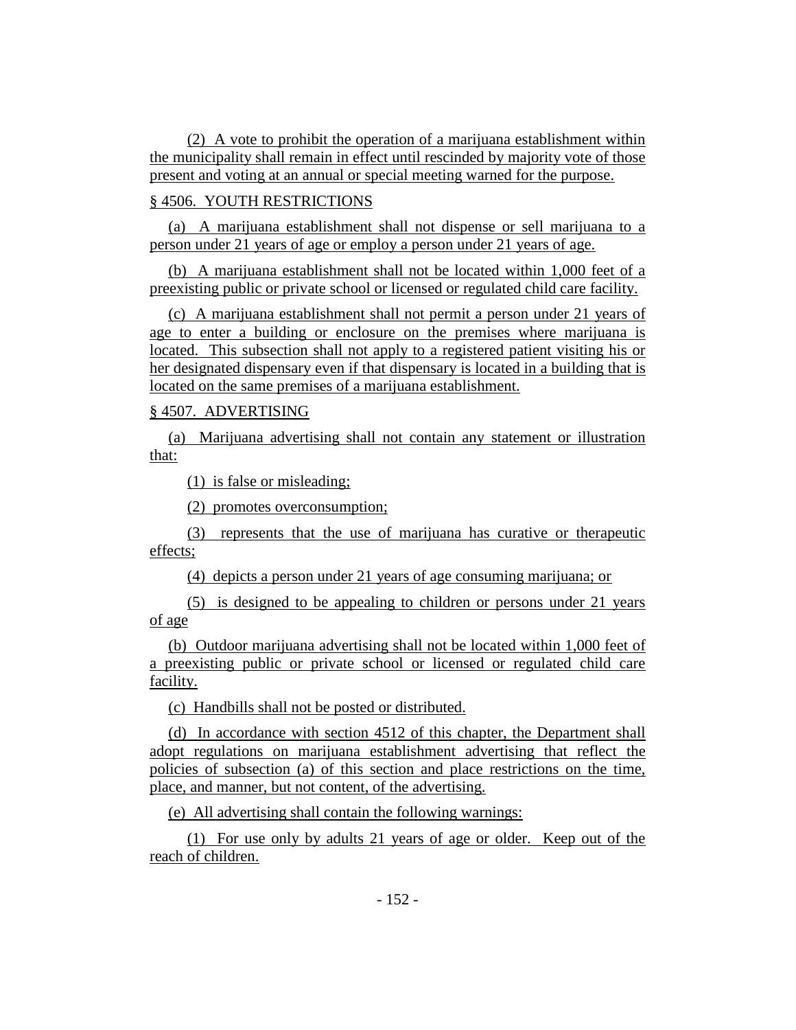(2) A vote to prohibit the operation of a marijuana establishment within the municipality shall remain in effect until rescinded by majority vote of those present and voting at an annual or special meeting warned for the purpose.

§ 4506. YOUTH RESTRICTIONS

(a) A marijuana establishment shall not dispense or sell marijuana to a person under 21 years of age or employ a person under 21 years of age.

(b) A marijuana establishment shall not be located within 1,000 feet of a preexisting public or private school or licensed or regulated child care facility.

(c) A marijuana establishment shall not permit a person under 21 years of age to enter a building or enclosure on the premises where marijuana is located. This subsection shall not apply to a registered patient visiting his or her designated dispensary even if that dispensary is located in a building that is located on the same premises of a marijuana establishment.

§ 4507. ADVERTISING

(a) Marijuana advertising shall not contain any statement or illustration that:

(1) is false or misleading;

(2) promotes overconsumption;

(3) represents that the use of marijuana has curative or therapeutic effects;

(4) depicts a person under 21 years of age consuming marijuana; or

(5) is designed to be appealing to children or persons under 21 years of age

(b) Outdoor marijuana advertising shall not be located within 1,000 feet of a preexisting public or private school or licensed or regulated child care facility.

(c) Handbills shall not be posted or distributed.

(d) In accordance with section 4512 of this chapter, the Department shall adopt regulations on marijuana establishment advertising that reflect the policies of subsection (a) of this section and place restrictions on the time, place, and manner, but not content, of the advertising.

(e) All advertising shall contain the following warnings:

(1) For use only by adults 21 years of age or older. Keep out of the reach of children.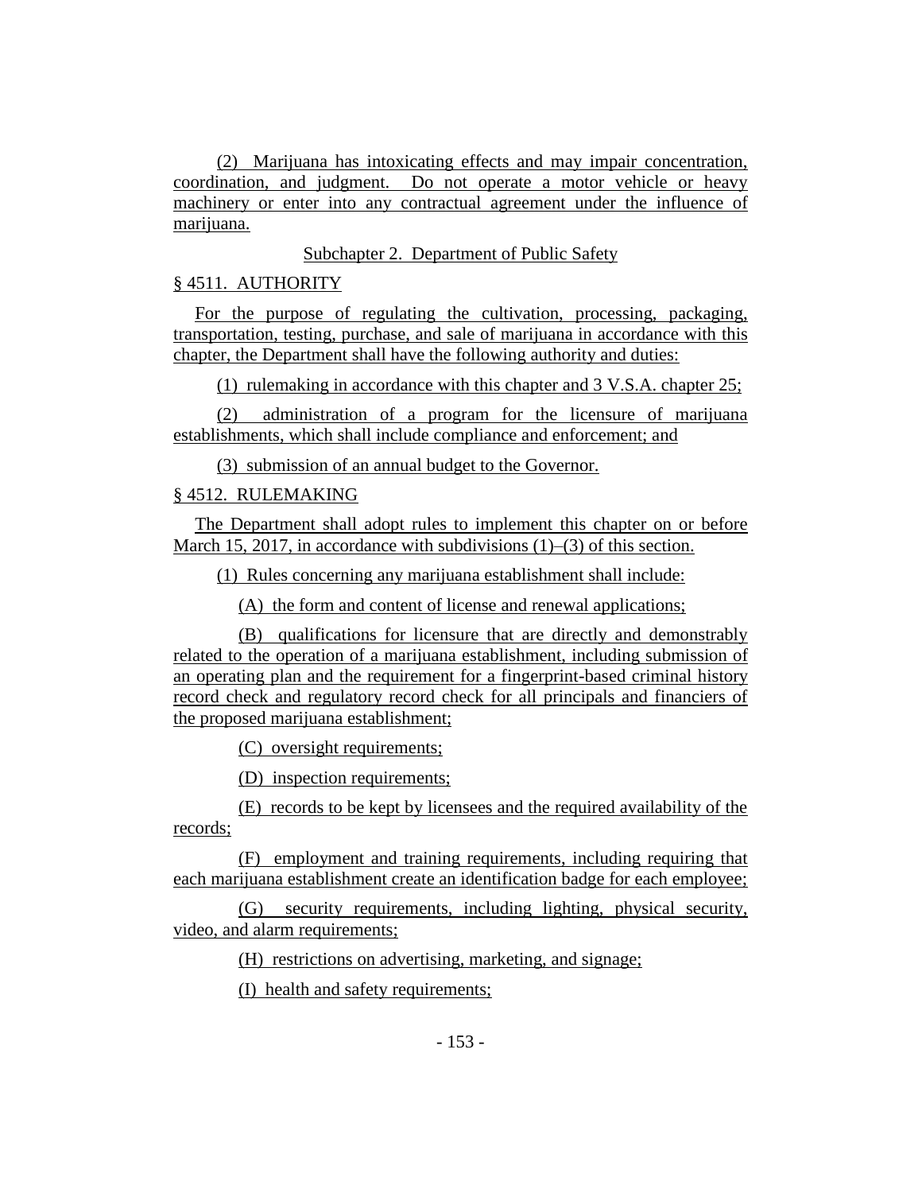(2) Marijuana has intoxicating effects and may impair concentration, coordination, and judgment. Do not operate a motor vehicle or heavy machinery or enter into any contractual agreement under the influence of marijuana.

Subchapter 2. Department of Public Safety

§ 4511. AUTHORITY

For the purpose of regulating the cultivation, processing, packaging, transportation, testing, purchase, and sale of marijuana in accordance with this chapter, the Department shall have the following authority and duties:

(1) rulemaking in accordance with this chapter and 3 V.S.A. chapter 25;

(2) administration of a program for the licensure of marijuana establishments, which shall include compliance and enforcement; and

(3) submission of an annual budget to the Governor.

§ 4512. RULEMAKING

The Department shall adopt rules to implement this chapter on or before March 15, 2017, in accordance with subdivisions (1)–(3) of this section.

(1) Rules concerning any marijuana establishment shall include:

(A) the form and content of license and renewal applications;

(B) qualifications for licensure that are directly and demonstrably related to the operation of a marijuana establishment, including submission of an operating plan and the requirement for a fingerprint-based criminal history record check and regulatory record check for all principals and financiers of the proposed marijuana establishment;

(C) oversight requirements;

(D) inspection requirements;

(E) records to be kept by licensees and the required availability of the records;

(F) employment and training requirements, including requiring that each marijuana establishment create an identification badge for each employee;

(G) security requirements, including lighting, physical security, video, and alarm requirements;

(H) restrictions on advertising, marketing, and signage;

(I) health and safety requirements;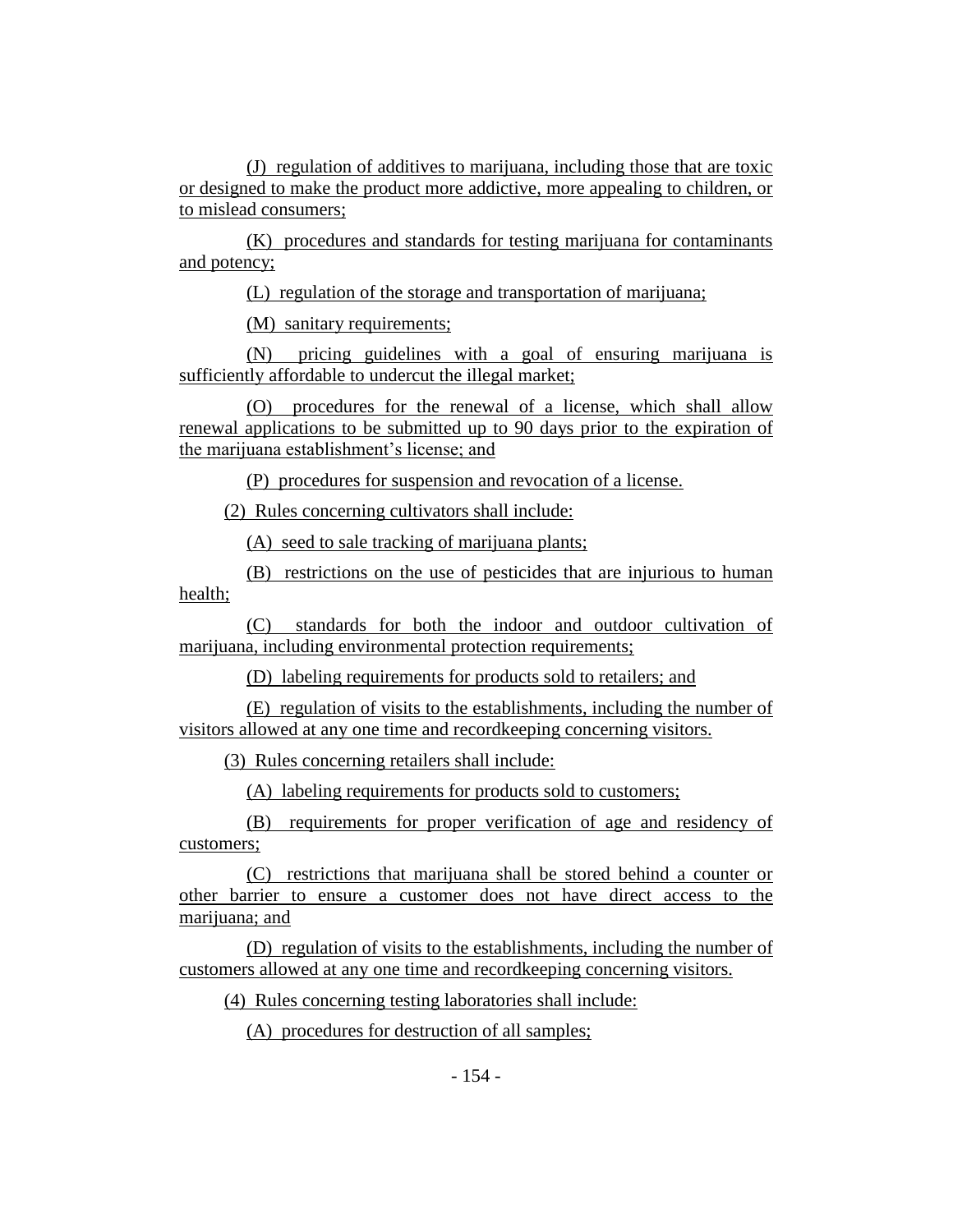(J) regulation of additives to marijuana, including those that are toxic or designed to make the product more addictive, more appealing to children, or to mislead consumers;

(K) procedures and standards for testing marijuana for contaminants and potency;

(L) regulation of the storage and transportation of marijuana;

(M) sanitary requirements;

(N) pricing guidelines with a goal of ensuring marijuana is sufficiently affordable to undercut the illegal market;

(O) procedures for the renewal of a license, which shall allow renewal applications to be submitted up to 90 days prior to the expiration of the marijuana establishment's license; and

(P) procedures for suspension and revocation of a license.

(2) Rules concerning cultivators shall include:

(A) seed to sale tracking of marijuana plants;

(B) restrictions on the use of pesticides that are injurious to human health;

(C) standards for both the indoor and outdoor cultivation of marijuana, including environmental protection requirements;

(D) labeling requirements for products sold to retailers; and

(E) regulation of visits to the establishments, including the number of visitors allowed at any one time and recordkeeping concerning visitors.

(3) Rules concerning retailers shall include:

(A) labeling requirements for products sold to customers;

(B) requirements for proper verification of age and residency of customers;

(C) restrictions that marijuana shall be stored behind a counter or other barrier to ensure a customer does not have direct access to the marijuana; and

(D) regulation of visits to the establishments, including the number of customers allowed at any one time and recordkeeping concerning visitors.

(4) Rules concerning testing laboratories shall include:

(A) procedures for destruction of all samples;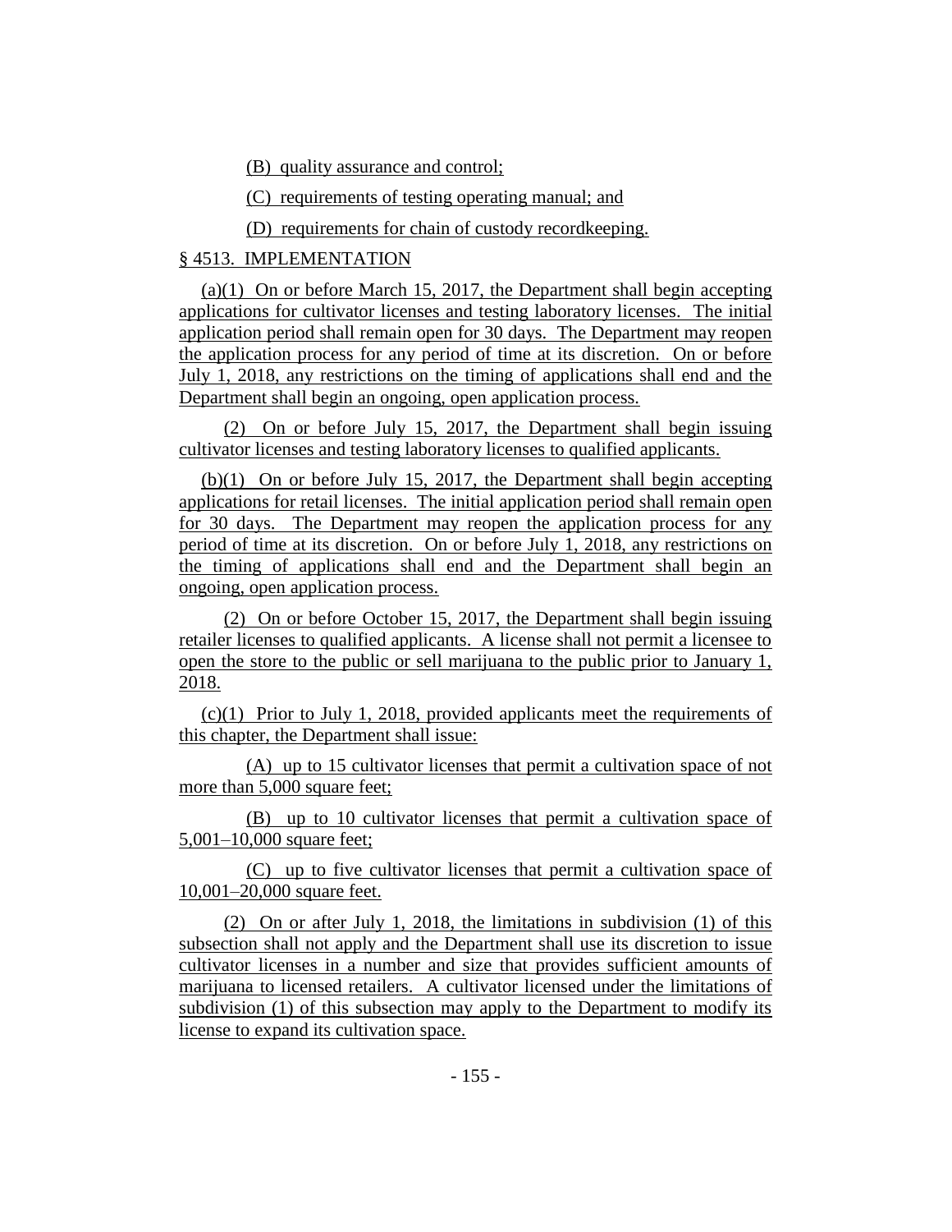(B) quality assurance and control;

(C) requirements of testing operating manual; and

(D) requirements for chain of custody recordkeeping.

§ 4513. IMPLEMENTATION

(a)(1) On or before March 15, 2017, the Department shall begin accepting applications for cultivator licenses and testing laboratory licenses. The initial application period shall remain open for 30 days. The Department may reopen the application process for any period of time at its discretion. On or before July 1, 2018, any restrictions on the timing of applications shall end and the Department shall begin an ongoing, open application process.

(2) On or before July 15, 2017, the Department shall begin issuing cultivator licenses and testing laboratory licenses to qualified applicants.

(b)(1) On or before July 15, 2017, the Department shall begin accepting applications for retail licenses. The initial application period shall remain open for 30 days. The Department may reopen the application process for any period of time at its discretion. On or before July 1, 2018, any restrictions on the timing of applications shall end and the Department shall begin an ongoing, open application process.

(2) On or before October 15, 2017, the Department shall begin issuing retailer licenses to qualified applicants. A license shall not permit a licensee to open the store to the public or sell marijuana to the public prior to January 1, 2018.

(c)(1) Prior to July 1, 2018, provided applicants meet the requirements of this chapter, the Department shall issue:

(A) up to 15 cultivator licenses that permit a cultivation space of not more than 5,000 square feet;

(B) up to 10 cultivator licenses that permit a cultivation space of 5,001–10,000 square feet;

(C) up to five cultivator licenses that permit a cultivation space of 10,001–20,000 square feet.

(2) On or after July 1, 2018, the limitations in subdivision (1) of this subsection shall not apply and the Department shall use its discretion to issue cultivator licenses in a number and size that provides sufficient amounts of marijuana to licensed retailers. A cultivator licensed under the limitations of subdivision (1) of this subsection may apply to the Department to modify its license to expand its cultivation space.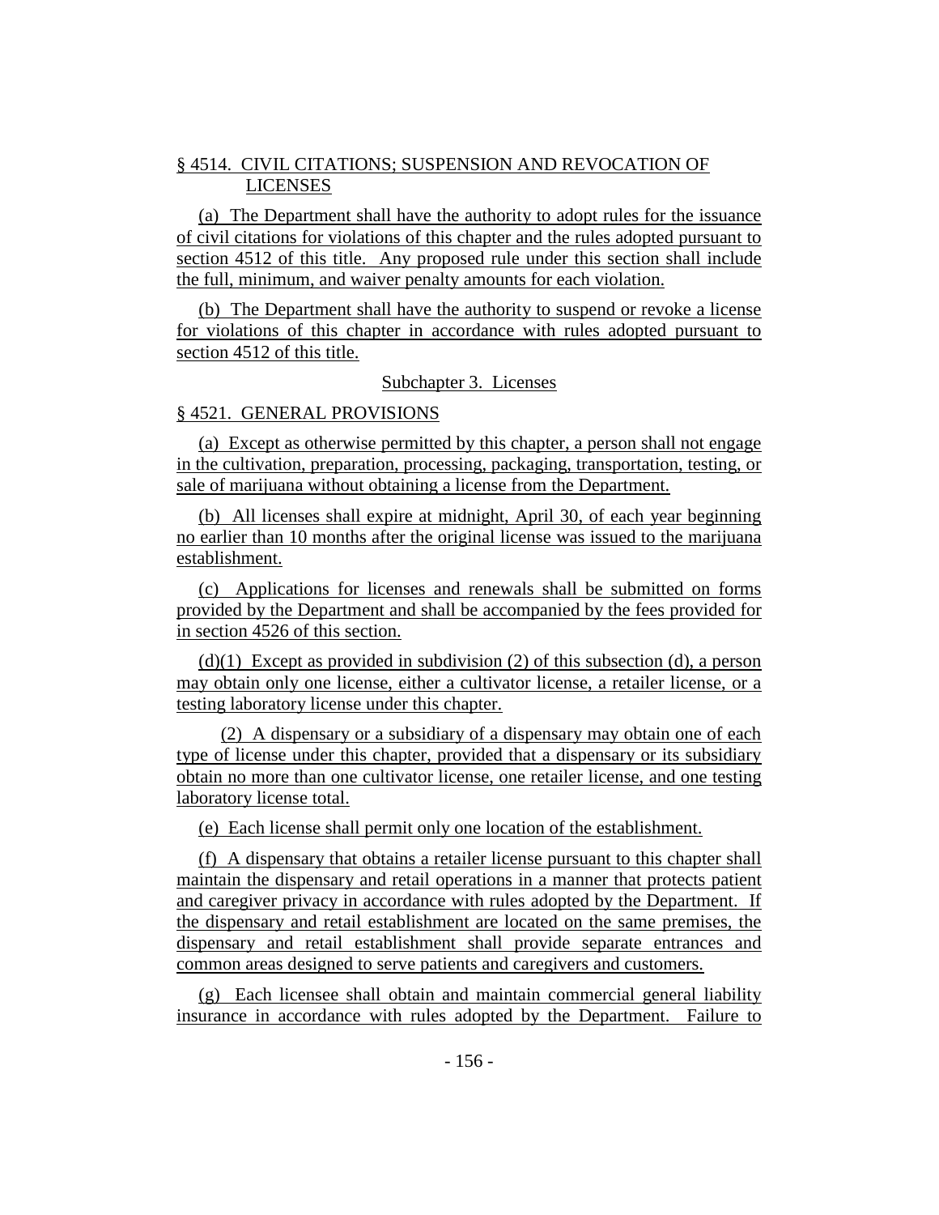§ 4514. CIVIL CITATIONS; SUSPENSION AND REVOCATION OF LICENSES

(a) The Department shall have the authority to adopt rules for the issuance of civil citations for violations of this chapter and the rules adopted pursuant to section 4512 of this title. Any proposed rule under this section shall include the full, minimum, and waiver penalty amounts for each violation.

(b) The Department shall have the authority to suspend or revoke a license for violations of this chapter in accordance with rules adopted pursuant to section 4512 of this title.

Subchapter 3. Licenses

§ 4521. GENERAL PROVISIONS

(a) Except as otherwise permitted by this chapter, a person shall not engage in the cultivation, preparation, processing, packaging, transportation, testing, or sale of marijuana without obtaining a license from the Department.

(b) All licenses shall expire at midnight, April 30, of each year beginning no earlier than 10 months after the original license was issued to the marijuana establishment.

(c) Applications for licenses and renewals shall be submitted on forms provided by the Department and shall be accompanied by the fees provided for in section 4526 of this section.

(d)(1) Except as provided in subdivision (2) of this subsection (d), a person may obtain only one license, either a cultivator license, a retailer license, or a testing laboratory license under this chapter.

(2) A dispensary or a subsidiary of a dispensary may obtain one of each type of license under this chapter, provided that a dispensary or its subsidiary obtain no more than one cultivator license, one retailer license, and one testing laboratory license total.

(e) Each license shall permit only one location of the establishment.

(f) A dispensary that obtains a retailer license pursuant to this chapter shall maintain the dispensary and retail operations in a manner that protects patient and caregiver privacy in accordance with rules adopted by the Department. If the dispensary and retail establishment are located on the same premises, the dispensary and retail establishment shall provide separate entrances and common areas designed to serve patients and caregivers and customers.

(g) Each licensee shall obtain and maintain commercial general liability insurance in accordance with rules adopted by the Department. Failure to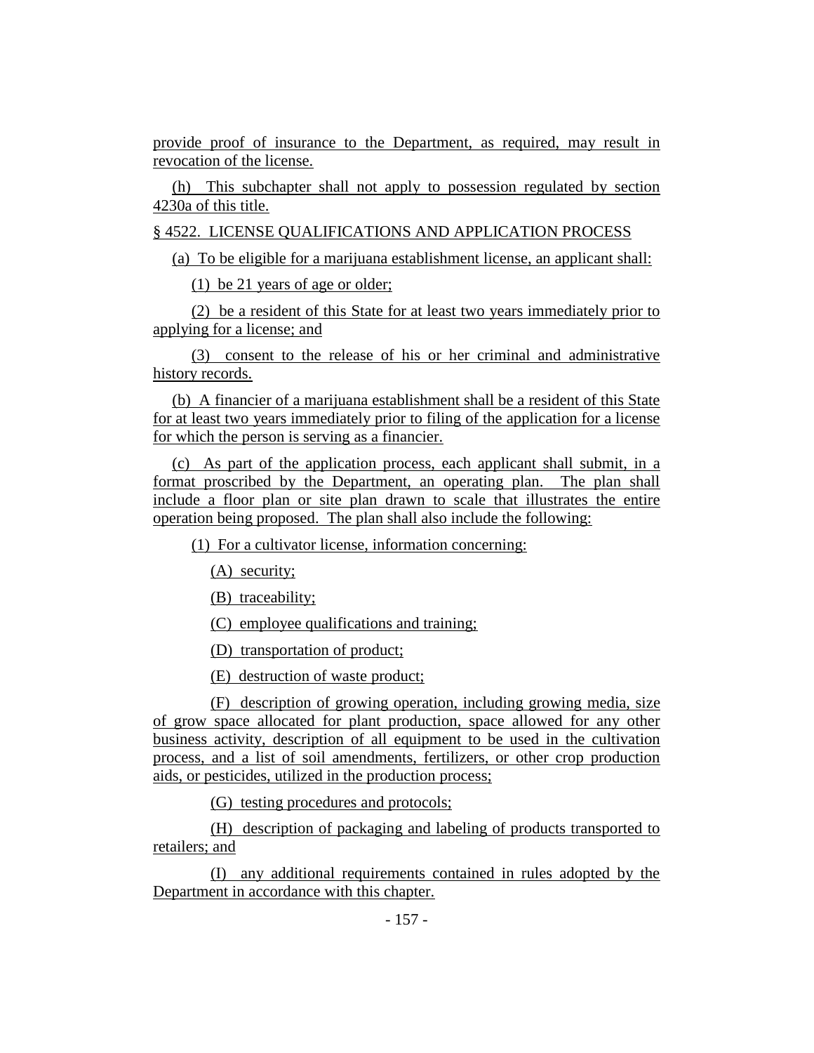provide proof of insurance to the Department, as required, may result in revocation of the license.

(h) This subchapter shall not apply to possession regulated by section 4230a of this title.

§ 4522. LICENSE QUALIFICATIONS AND APPLICATION PROCESS

(a) To be eligible for a marijuana establishment license, an applicant shall:

(1) be 21 years of age or older;

(2) be a resident of this State for at least two years immediately prior to applying for a license; and

(3) consent to the release of his or her criminal and administrative history records.

(b) A financier of a marijuana establishment shall be a resident of this State for at least two years immediately prior to filing of the application for a license for which the person is serving as a financier.

(c) As part of the application process, each applicant shall submit, in a format proscribed by the Department, an operating plan. The plan shall include a floor plan or site plan drawn to scale that illustrates the entire operation being proposed. The plan shall also include the following:

(1) For a cultivator license, information concerning:

(A) security;

(B) traceability;

(C) employee qualifications and training;

(D) transportation of product;

(E) destruction of waste product;

(F) description of growing operation, including growing media, size of grow space allocated for plant production, space allowed for any other business activity, description of all equipment to be used in the cultivation process, and a list of soil amendments, fertilizers, or other crop production aids, or pesticides, utilized in the production process;

(G) testing procedures and protocols;

(H) description of packaging and labeling of products transported to retailers; and

(I) any additional requirements contained in rules adopted by the Department in accordance with this chapter.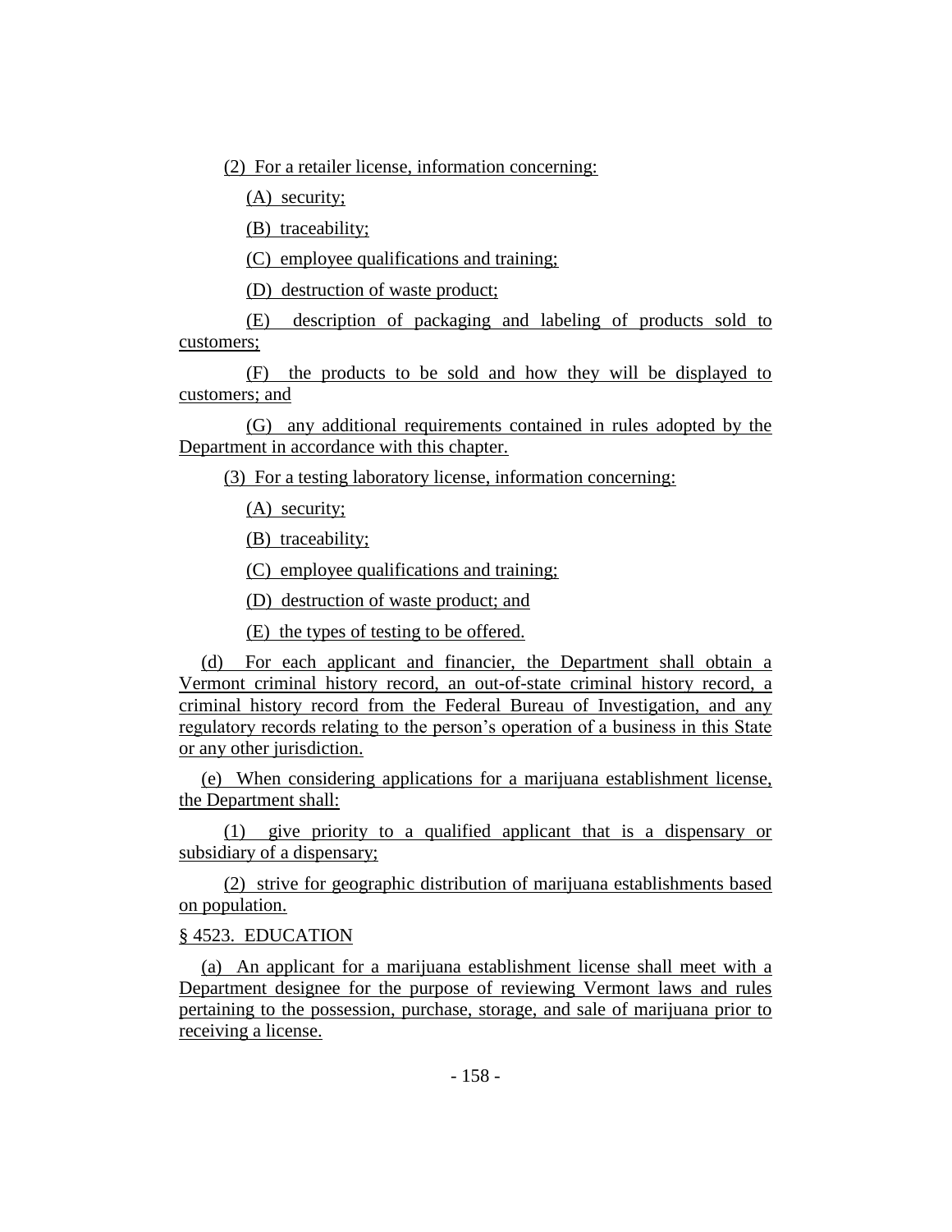(2) For a retailer license, information concerning:

(A) security;

(B) traceability;

(C) employee qualifications and training;

(D) destruction of waste product;

(E) description of packaging and labeling of products sold to customers;

(F) the products to be sold and how they will be displayed to customers; and

(G) any additional requirements contained in rules adopted by the Department in accordance with this chapter.

(3) For a testing laboratory license, information concerning:

(A) security;

(B) traceability;

(C) employee qualifications and training;

(D) destruction of waste product; and

(E) the types of testing to be offered.

(d) For each applicant and financier, the Department shall obtain a Vermont criminal history record, an out-of-state criminal history record, a criminal history record from the Federal Bureau of Investigation, and any regulatory records relating to the person's operation of a business in this State or any other jurisdiction.

(e) When considering applications for a marijuana establishment license, the Department shall:

(1) give priority to a qualified applicant that is a dispensary or subsidiary of a dispensary;

(2) strive for geographic distribution of marijuana establishments based on population.

§ 4523. EDUCATION

(a) An applicant for a marijuana establishment license shall meet with a Department designee for the purpose of reviewing Vermont laws and rules pertaining to the possession, purchase, storage, and sale of marijuana prior to receiving a license.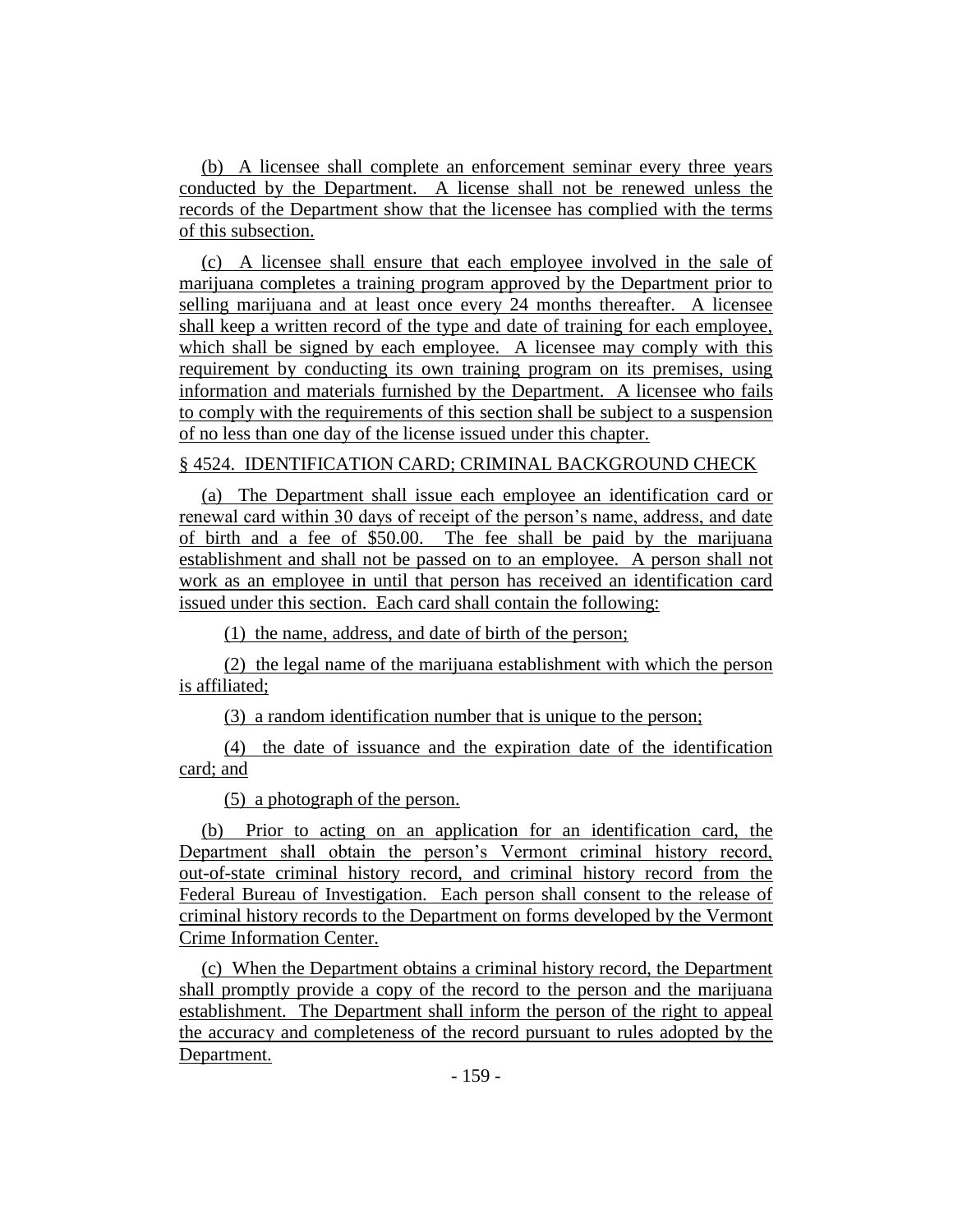(b) A licensee shall complete an enforcement seminar every three years conducted by the Department. A license shall not be renewed unless the records of the Department show that the licensee has complied with the terms of this subsection.

(c) A licensee shall ensure that each employee involved in the sale of marijuana completes a training program approved by the Department prior to selling marijuana and at least once every 24 months thereafter. A licensee shall keep a written record of the type and date of training for each employee, which shall be signed by each employee. A licensee may comply with this requirement by conducting its own training program on its premises, using information and materials furnished by the Department. A licensee who fails to comply with the requirements of this section shall be subject to a suspension of no less than one day of the license issued under this chapter.

§ 4524. IDENTIFICATION CARD; CRIMINAL BACKGROUND CHECK

(a) The Department shall issue each employee an identification card or renewal card within 30 days of receipt of the person's name, address, and date of birth and a fee of $50.00. The fee shall be paid by the marijuana establishment and shall not be passed on to an employee. A person shall not work as an employee in until that person has received an identification card issued under this section. Each card shall contain the following:

(1) the name, address, and date of birth of the person;

(2) the legal name of the marijuana establishment with which the person is affiliated;

(3) a random identification number that is unique to the person;

(4) the date of issuance and the expiration date of the identification card; and

(5) a photograph of the person.

(b) Prior to acting on an application for an identification card, the Department shall obtain the person's Vermont criminal history record, out-of-state criminal history record, and criminal history record from the Federal Bureau of Investigation. Each person shall consent to the release of criminal history records to the Department on forms developed by the Vermont Crime Information Center.

(c) When the Department obtains a criminal history record, the Department shall promptly provide a copy of the record to the person and the marijuana establishment. The Department shall inform the person of the right to appeal the accuracy and completeness of the record pursuant to rules adopted by the Department.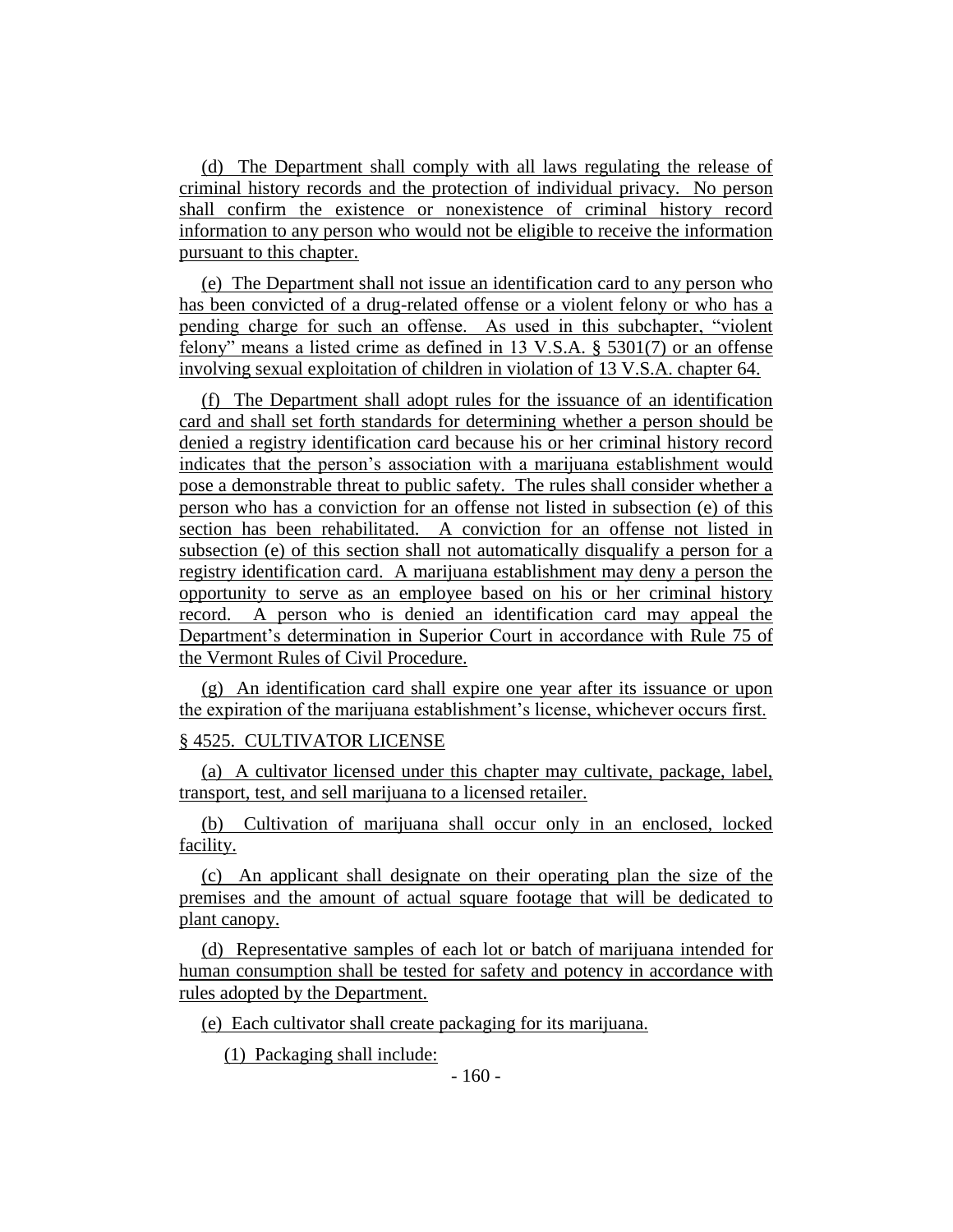(d) The Department shall comply with all laws regulating the release of criminal history records and the protection of individual privacy. No person shall confirm the existence or nonexistence of criminal history record information to any person who would not be eligible to receive the information pursuant to this chapter.

(e) The Department shall not issue an identification card to any person who has been convicted of a drug-related offense or a violent felony or who has a pending charge for such an offense. As used in this subchapter, "violent felony" means a listed crime as defined in 13 V.S.A. § 5301(7) or an offense involving sexual exploitation of children in violation of 13 V.S.A. chapter 64.

(f) The Department shall adopt rules for the issuance of an identification card and shall set forth standards for determining whether a person should be denied a registry identification card because his or her criminal history record indicates that the person's association with a marijuana establishment would pose a demonstrable threat to public safety. The rules shall consider whether a person who has a conviction for an offense not listed in subsection (e) of this section has been rehabilitated. A conviction for an offense not listed in subsection (e) of this section shall not automatically disqualify a person for a registry identification card. A marijuana establishment may deny a person the opportunity to serve as an employee based on his or her criminal history record. A person who is denied an identification card may appeal the Department's determination in Superior Court in accordance with Rule 75 of the Vermont Rules of Civil Procedure.

(g) An identification card shall expire one year after its issuance or upon the expiration of the marijuana establishment's license, whichever occurs first.

§ 4525. CULTIVATOR LICENSE

(a) A cultivator licensed under this chapter may cultivate, package, label, transport, test, and sell marijuana to a licensed retailer.

(b) Cultivation of marijuana shall occur only in an enclosed, locked facility.

(c) An applicant shall designate on their operating plan the size of the premises and the amount of actual square footage that will be dedicated to plant canopy.

(d) Representative samples of each lot or batch of marijuana intended for human consumption shall be tested for safety and potency in accordance with rules adopted by the Department.

(e) Each cultivator shall create packaging for its marijuana.

(1) Packaging shall include: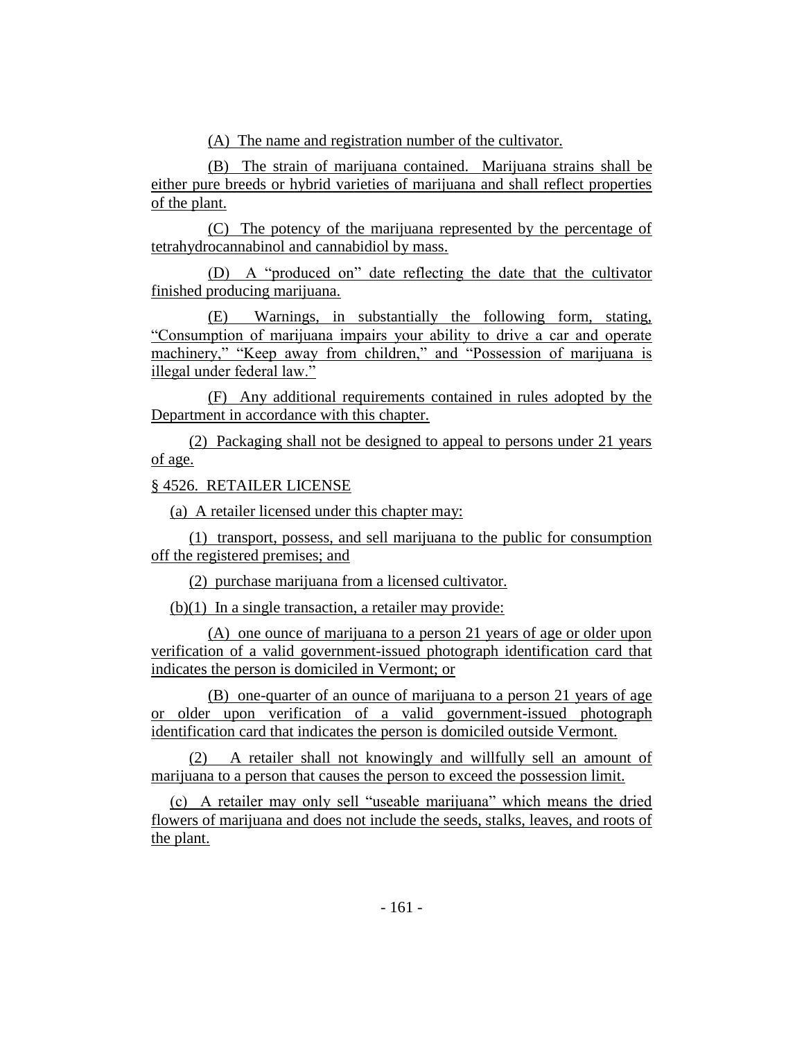(A) The name and registration number of the cultivator.

(B) The strain of marijuana contained. Marijuana strains shall be either pure breeds or hybrid varieties of marijuana and shall reflect properties of the plant.

(C) The potency of the marijuana represented by the percentage of tetrahydrocannabinol and cannabidiol by mass.

(D) A "produced on" date reflecting the date that the cultivator finished producing marijuana.

(E) Warnings, in substantially the following form, stating, "Consumption of marijuana impairs your ability to drive a car and operate machinery," "Keep away from children," and "Possession of marijuana is illegal under federal law."

(F) Any additional requirements contained in rules adopted by the Department in accordance with this chapter.

(2) Packaging shall not be designed to appeal to persons under 21 years of age.

§ 4526. RETAILER LICENSE

(a) A retailer licensed under this chapter may:

(1) transport, possess, and sell marijuana to the public for consumption off the registered premises; and

(2) purchase marijuana from a licensed cultivator.

(b)(1) In a single transaction, a retailer may provide:

(A) one ounce of marijuana to a person 21 years of age or older upon verification of a valid government-issued photograph identification card that indicates the person is domiciled in Vermont; or

(B) one-quarter of an ounce of marijuana to a person 21 years of age or older upon verification of a valid government-issued photograph identification card that indicates the person is domiciled outside Vermont.

(2) A retailer shall not knowingly and willfully sell an amount of marijuana to a person that causes the person to exceed the possession limit.

(c) A retailer may only sell "useable marijuana" which means the dried flowers of marijuana and does not include the seeds, stalks, leaves, and roots of the plant.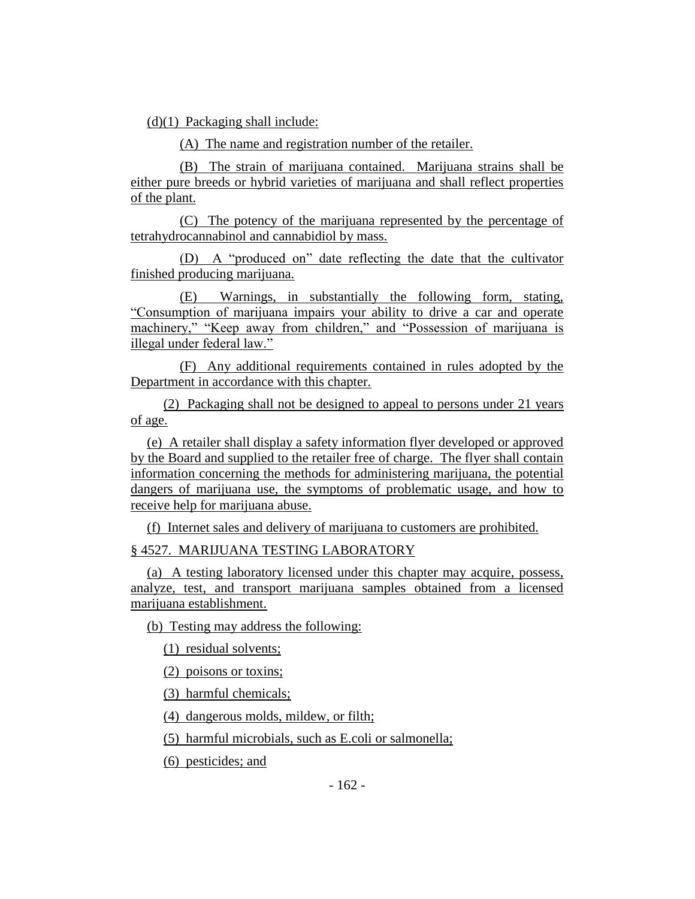(d)(1) Packaging shall include:

(A) The name and registration number of the retailer.

(B) The strain of marijuana contained. Marijuana strains shall be either pure breeds or hybrid varieties of marijuana and shall reflect properties of the plant.

(C) The potency of the marijuana represented by the percentage of tetrahydrocannabinol and cannabidiol by mass.

(D) A "produced on" date reflecting the date that the cultivator finished producing marijuana.

(E) Warnings, in substantially the following form, stating, "Consumption of marijuana impairs your ability to drive a car and operate machinery," "Keep away from children," and "Possession of marijuana is illegal under federal law."

(F) Any additional requirements contained in rules adopted by the Department in accordance with this chapter.

(2) Packaging shall not be designed to appeal to persons under 21 years of age.

(e) A retailer shall display a safety information flyer developed or approved by the Board and supplied to the retailer free of charge. The flyer shall contain information concerning the methods for administering marijuana, the potential dangers of marijuana use, the symptoms of problematic usage, and how to receive help for marijuana abuse.

(f) Internet sales and delivery of marijuana to customers are prohibited.

§ 4527. MARIJUANA TESTING LABORATORY

(a) A testing laboratory licensed under this chapter may acquire, possess, analyze, test, and transport marijuana samples obtained from a licensed marijuana establishment.

(b) Testing may address the following:

(1) residual solvents;

(2) poisons or toxins;

(3) harmful chemicals;

(4) dangerous molds, mildew, or filth;

(5) harmful microbials, such as E.coli or salmonella;

(6) pesticides; and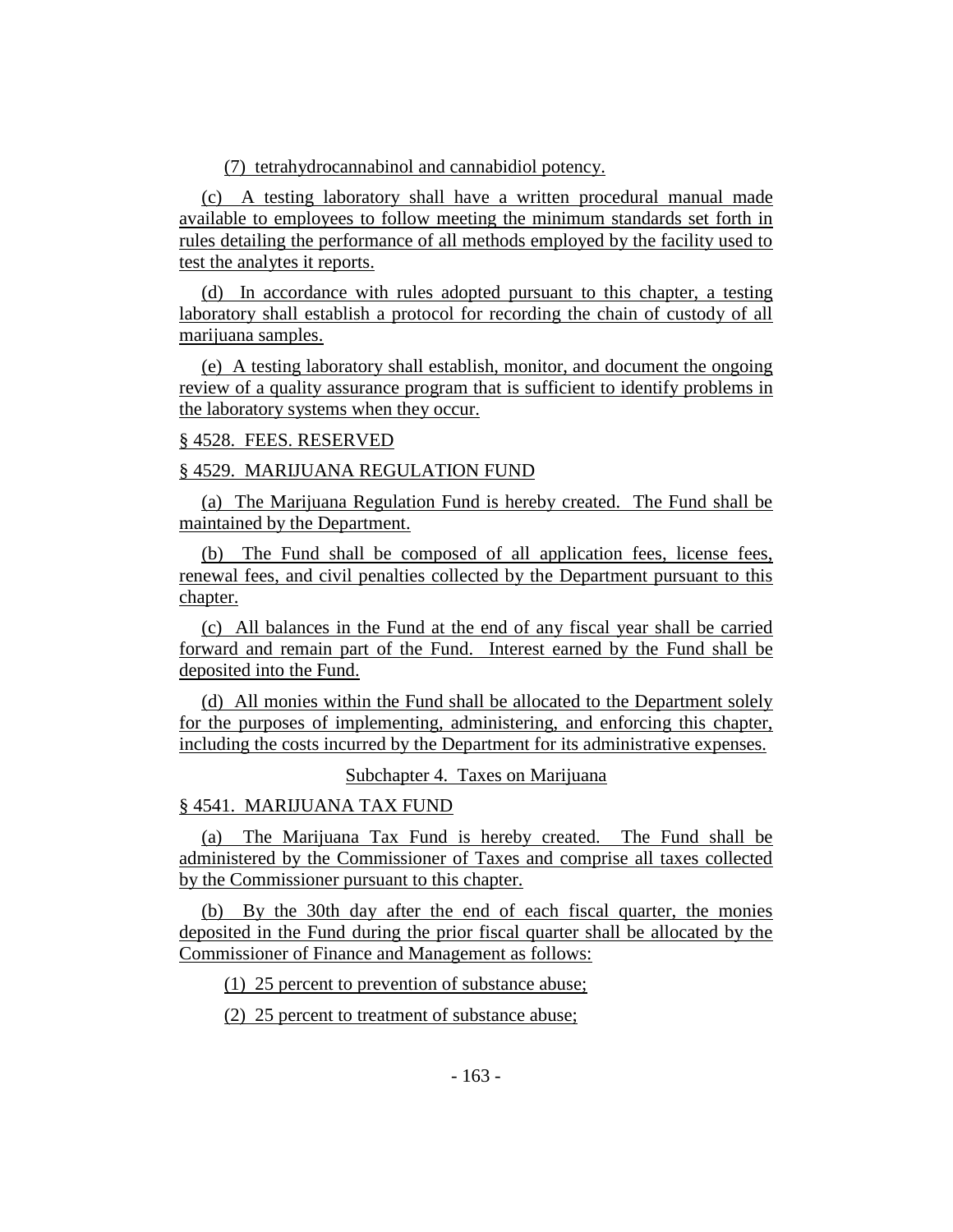(7) tetrahydrocannabinol and cannabidiol potency.

(c) A testing laboratory shall have a written procedural manual made available to employees to follow meeting the minimum standards set forth in rules detailing the performance of all methods employed by the facility used to test the analytes it reports.

(d) In accordance with rules adopted pursuant to this chapter, a testing laboratory shall establish a protocol for recording the chain of custody of all marijuana samples.

(e) A testing laboratory shall establish, monitor, and document the ongoing review of a quality assurance program that is sufficient to identify problems in the laboratory systems when they occur.

§ 4528. FEES. RESERVED

§ 4529. MARIJUANA REGULATION FUND

(a) The Marijuana Regulation Fund is hereby created. The Fund shall be maintained by the Department.

(b) The Fund shall be composed of all application fees, license fees, renewal fees, and civil penalties collected by the Department pursuant to this chapter.

(c) All balances in the Fund at the end of any fiscal year shall be carried forward and remain part of the Fund. Interest earned by the Fund shall be deposited into the Fund.

(d) All monies within the Fund shall be allocated to the Department solely for the purposes of implementing, administering, and enforcing this chapter, including the costs incurred by the Department for its administrative expenses.

Subchapter 4. Taxes on Marijuana

§ 4541. MARIJUANA TAX FUND

(a) The Marijuana Tax Fund is hereby created. The Fund shall be administered by the Commissioner of Taxes and comprise all taxes collected by the Commissioner pursuant to this chapter.

(b) By the 30th day after the end of each fiscal quarter, the monies deposited in the Fund during the prior fiscal quarter shall be allocated by the Commissioner of Finance and Management as follows:

(1) 25 percent to prevention of substance abuse;

(2) 25 percent to treatment of substance abuse;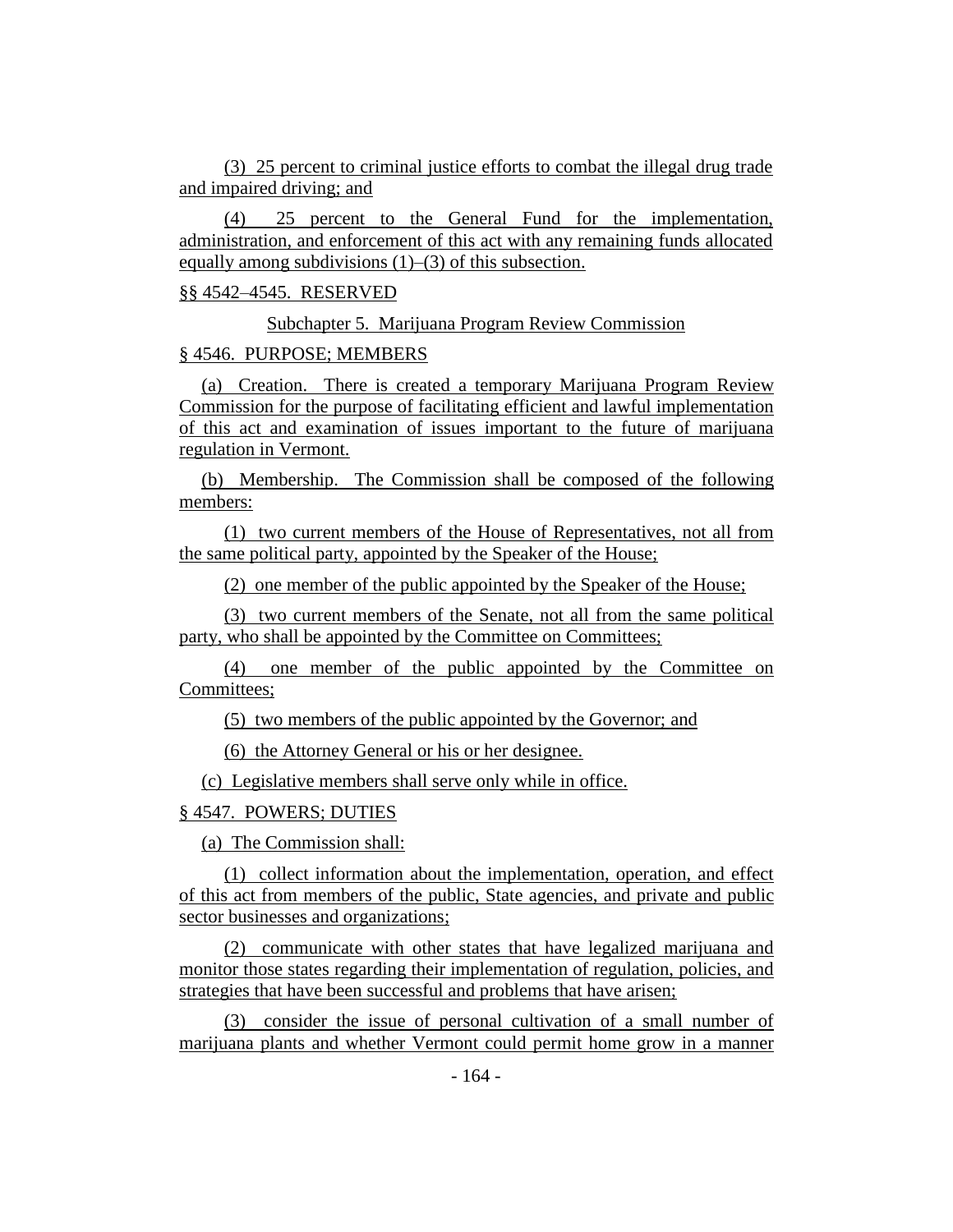(3) 25 percent to criminal justice efforts to combat the illegal drug trade and impaired driving; and

(4) 25 percent to the General Fund for the implementation, administration, and enforcement of this act with any remaining funds allocated equally among subdivisions (1)–(3) of this subsection.

§§ 4542–4545. RESERVED

Subchapter 5. Marijuana Program Review Commission

§ 4546. PURPOSE; MEMBERS

(a) Creation. There is created a temporary Marijuana Program Review Commission for the purpose of facilitating efficient and lawful implementation of this act and examination of issues important to the future of marijuana regulation in Vermont.

(b) Membership. The Commission shall be composed of the following members:

(1) two current members of the House of Representatives, not all from the same political party, appointed by the Speaker of the House;

(2) one member of the public appointed by the Speaker of the House;

(3) two current members of the Senate, not all from the same political party, who shall be appointed by the Committee on Committees;

(4) one member of the public appointed by the Committee on Committees;

(5) two members of the public appointed by the Governor; and

(6) the Attorney General or his or her designee.

(c) Legislative members shall serve only while in office.

§ 4547. POWERS; DUTIES

(a) The Commission shall:

(1) collect information about the implementation, operation, and effect of this act from members of the public, State agencies, and private and public sector businesses and organizations;

(2) communicate with other states that have legalized marijuana and monitor those states regarding their implementation of regulation, policies, and strategies that have been successful and problems that have arisen;

(3) consider the issue of personal cultivation of a small number of marijuana plants and whether Vermont could permit home grow in a manner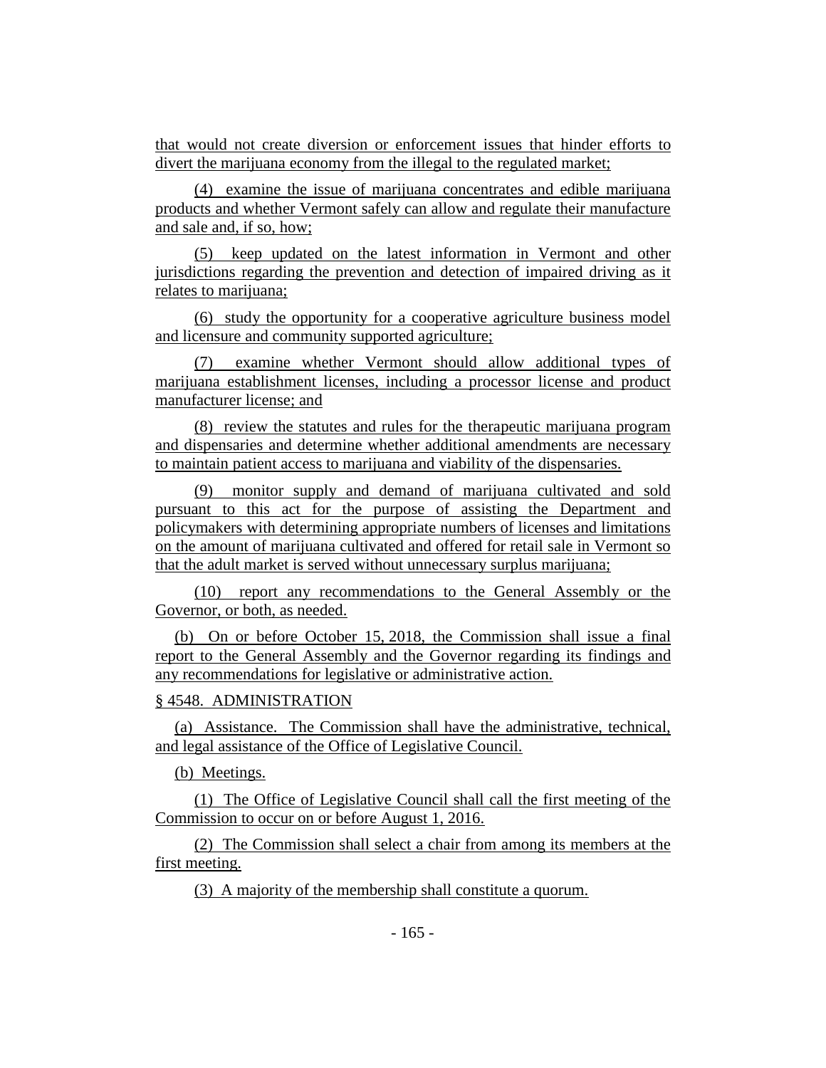that would not create diversion or enforcement issues that hinder efforts to divert the marijuana economy from the illegal to the regulated market;

(4) examine the issue of marijuana concentrates and edible marijuana products and whether Vermont safely can allow and regulate their manufacture and sale and, if so, how;

(5) keep updated on the latest information in Vermont and other jurisdictions regarding the prevention and detection of impaired driving as it relates to marijuana;

(6) study the opportunity for a cooperative agriculture business model and licensure and community supported agriculture;

(7) examine whether Vermont should allow additional types of marijuana establishment licenses, including a processor license and product manufacturer license; and

(8) review the statutes and rules for the therapeutic marijuana program and dispensaries and determine whether additional amendments are necessary to maintain patient access to marijuana and viability of the dispensaries.

(9) monitor supply and demand of marijuana cultivated and sold pursuant to this act for the purpose of assisting the Department and policymakers with determining appropriate numbers of licenses and limitations on the amount of marijuana cultivated and offered for retail sale in Vermont so that the adult market is served without unnecessary surplus marijuana;

(10) report any recommendations to the General Assembly or the Governor, or both, as needed.

(b) On or before October 15, 2018, the Commission shall issue a final report to the General Assembly and the Governor regarding its findings and any recommendations for legislative or administrative action.

§ 4548. ADMINISTRATION

(a) Assistance. The Commission shall have the administrative, technical, and legal assistance of the Office of Legislative Council.

(b) Meetings.

(1) The Office of Legislative Council shall call the first meeting of the Commission to occur on or before August 1, 2016.

(2) The Commission shall select a chair from among its members at the first meeting.

(3) A majority of the membership shall constitute a quorum.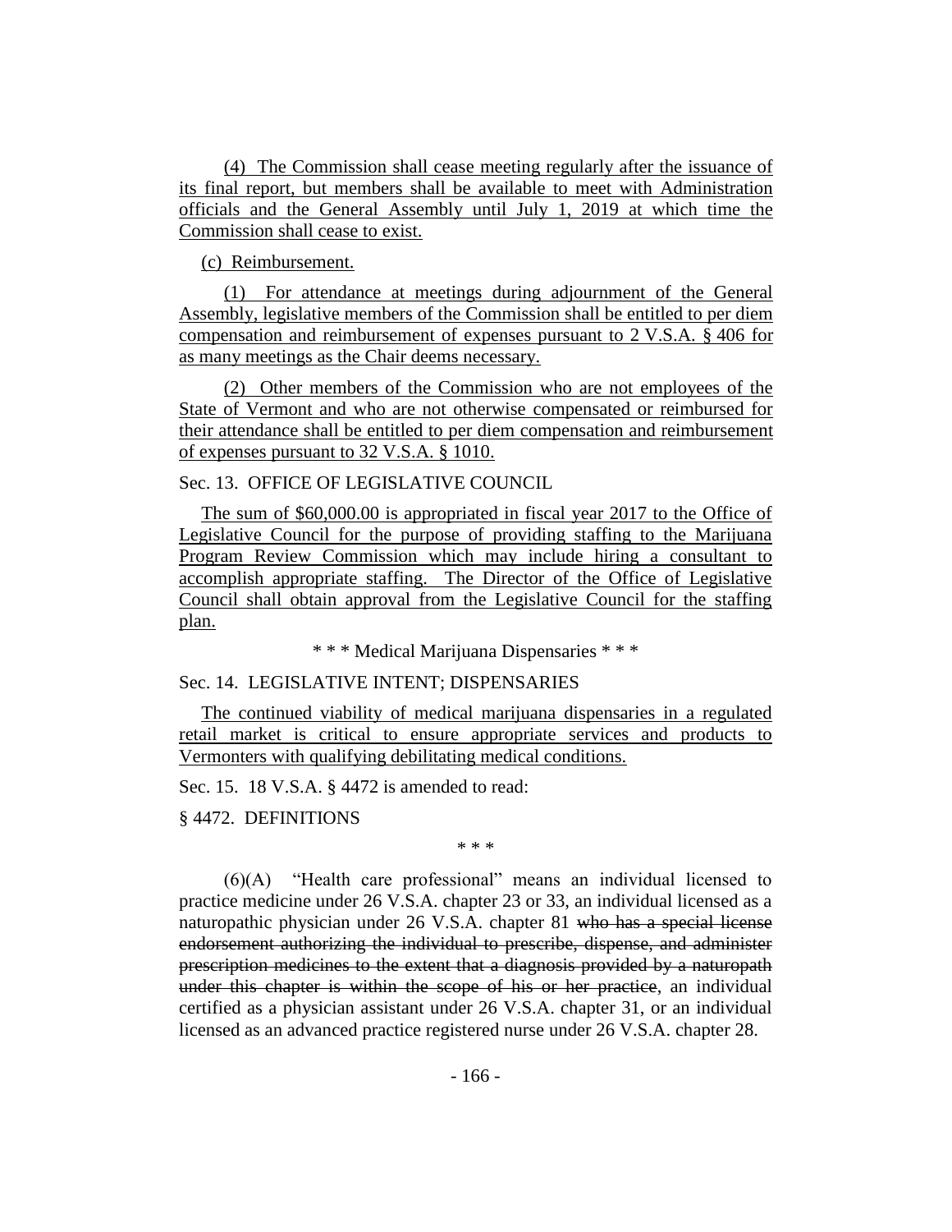(4) The Commission shall cease meeting regularly after the issuance of its final report, but members shall be available to meet with Administration officials and the General Assembly until July 1, 2019 at which time the Commission shall cease to exist.

(c) Reimbursement.

(1) For attendance at meetings during adjournment of the General Assembly, legislative members of the Commission shall be entitled to per diem compensation and reimbursement of expenses pursuant to 2 V.S.A. § 406 for as many meetings as the Chair deems necessary.

(2) Other members of the Commission who are not employees of the State of Vermont and who are not otherwise compensated or reimbursed for their attendance shall be entitled to per diem compensation and reimbursement of expenses pursuant to 32 V.S.A. § 1010.

Sec. 13. OFFICE OF LEGISLATIVE COUNCIL

The sum of $60,000.00 is appropriated in fiscal year 2017 to the Office of Legislative Council for the purpose of providing staffing to the Marijuana Program Review Commission which may include hiring a consultant to accomplish appropriate staffing. The Director of the Office of Legislative Council shall obtain approval from the Legislative Council for the staffing plan.

\* \* \* Medical Marijuana Dispensaries \* \* \*

Sec. 14. LEGISLATIVE INTENT; DISPENSARIES

The continued viability of medical marijuana dispensaries in a regulated retail market is critical to ensure appropriate services and products to Vermonters with qualifying debilitating medical conditions.

Sec. 15. 18 V.S.A. § 4472 is amended to read:

§ 4472. DEFINITIONS

\* \* \*

(6)(A) "Health care professional" means an individual licensed to practice medicine under 26 V.S.A. chapter 23 or 33, an individual licensed as a naturopathic physician under 26 V.S.A. chapter 81 ~~who has a special license endorsement authorizing the individual to prescribe, dispense, and administer prescription medicines to the extent that a diagnosis provided by a naturopath under this chapter is within the scope of his or her practice~~, an individual certified as a physician assistant under 26 V.S.A. chapter 31, or an individual licensed as an advanced practice registered nurse under 26 V.S.A. chapter 28.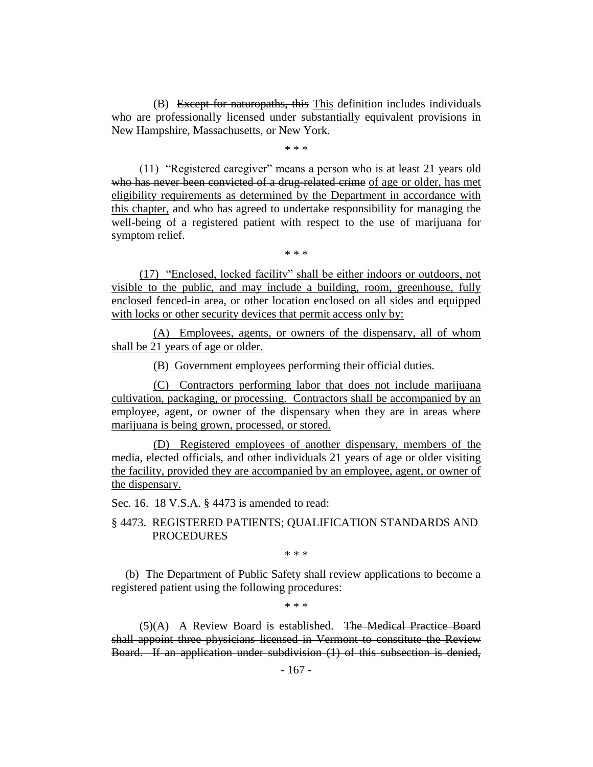(B) ~~Except for naturopaths, this~~ <u>This</u> definition includes individuals who are professionally licensed under substantially equivalent provisions in New Hampshire, Massachusetts, or New York.

\* \* \*

(11) "Registered caregiver" means a person who is ~~at least~~ 21 years ~~old who has never been convicted of a drug-related crime~~ <u>of age or older, has met eligibility requirements as determined by the Department in accordance with this chapter,</u> and who has agreed to undertake responsibility for managing the well-being of a registered patient with respect to the use of marijuana for symptom relief.

\* \* \*

<u>(17) "Enclosed, locked facility" shall be either indoors or outdoors, not visible to the public, and may include a building, room, greenhouse, fully enclosed fenced-in area, or other location enclosed on all sides and equipped with locks or other security devices that permit access only by:</u>

<u>(A) Employees, agents, or owners of the dispensary, all of whom shall be 21 years of age or older.</u>

<u>(B) Government employees performing their official duties.</u>

<u>(C) Contractors performing labor that does not include marijuana cultivation, packaging, or processing. Contractors shall be accompanied by an employee, agent, or owner of the dispensary when they are in areas where marijuana is being grown, processed, or stored.</u>

<u>(D) Registered employees of another dispensary, members of the media, elected officials, and other individuals 21 years of age or older visiting the facility, provided they are accompanied by an employee, agent, or owner of the dispensary.</u>

Sec. 16. 18 V.S.A. § 4473 is amended to read:

§ 4473. REGISTERED PATIENTS; QUALIFICATION STANDARDS AND PROCEDURES

\* \* \*

(b) The Department of Public Safety shall review applications to become a registered patient using the following procedures:

\* \* \*

(5)(A) A Review Board is established. ~~The Medical Practice Board shall appoint three physicians licensed in Vermont to constitute the Review Board. If an application under subdivision (1) of this subsection is denied,~~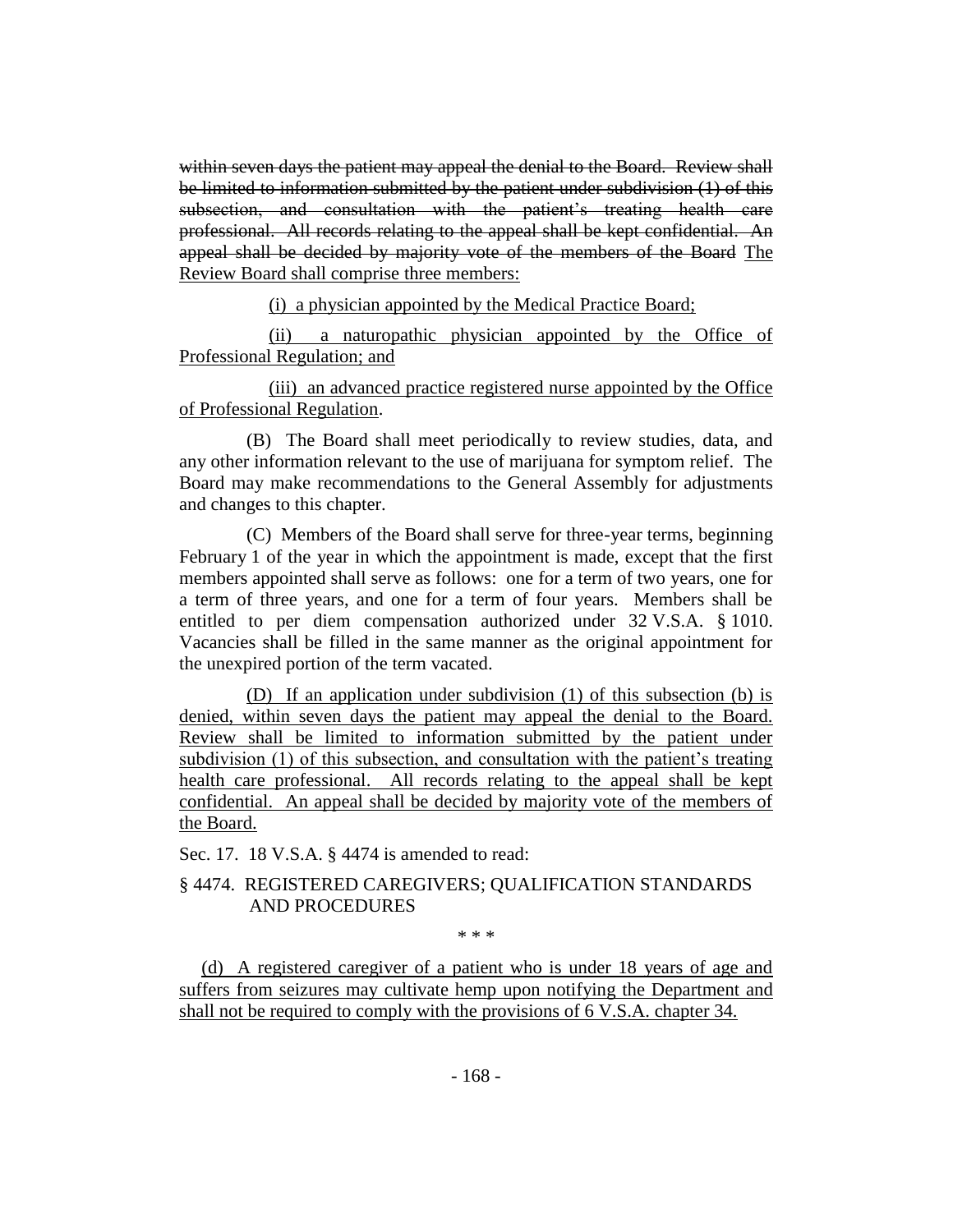~~within seven days the patient may appeal the denial to the Board. Review shall be limited to information submitted by the patient under subdivision (1) of this subsection, and consultation with the patient's treating health care professional. All records relating to the appeal shall be kept confidential. An appeal shall be decided by majority vote of the members of the Board~~ <u>The Review Board shall comprise three members:</u>

<u>(i) a physician appointed by the Medical Practice Board;</u>

<u>(ii) a naturopathic physician appointed by the Office of Professional Regulation; and</u>

<u>(iii) an advanced practice registered nurse appointed by the Office of Professional Regulation</u>.

(B) The Board shall meet periodically to review studies, data, and any other information relevant to the use of marijuana for symptom relief. The Board may make recommendations to the General Assembly for adjustments and changes to this chapter.

(C) Members of the Board shall serve for three-year terms, beginning February 1 of the year in which the appointment is made, except that the first members appointed shall serve as follows: one for a term of two years, one for a term of three years, and one for a term of four years. Members shall be entitled to per diem compensation authorized under 32 V.S.A. § 1010. Vacancies shall be filled in the same manner as the original appointment for the unexpired portion of the term vacated.

<u>(D) If an application under subdivision (1) of this subsection (b) is denied, within seven days the patient may appeal the denial to the Board. Review shall be limited to information submitted by the patient under subdivision (1) of this subsection, and consultation with the patient's treating health care professional. All records relating to the appeal shall be kept confidential. An appeal shall be decided by majority vote of the members of the Board.</u>

Sec. 17. 18 V.S.A. § 4474 is amended to read:

§ 4474. REGISTERED CAREGIVERS; QUALIFICATION STANDARDS AND PROCEDURES

\* \* \*

<u>(d) A registered caregiver of a patient who is under 18 years of age and suffers from seizures may cultivate hemp upon notifying the Department and shall not be required to comply with the provisions of 6 V.S.A. chapter 34.</u>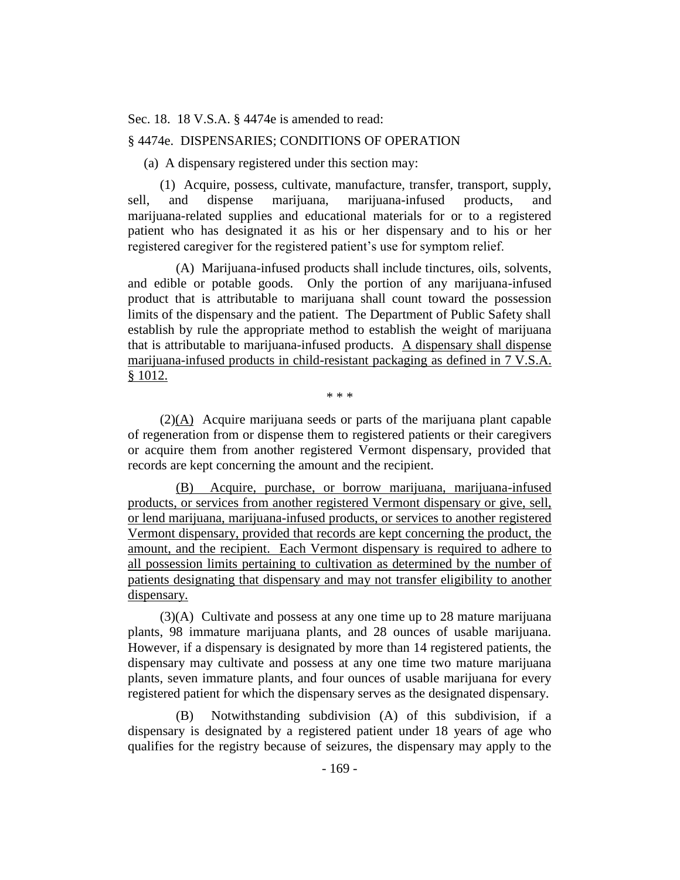Sec. 18. 18 V.S.A. § 4474e is amended to read:

§ 4474e. DISPENSARIES; CONDITIONS OF OPERATION

(a) A dispensary registered under this section may:

(1) Acquire, possess, cultivate, manufacture, transfer, transport, supply, sell, and dispense marijuana, marijuana-infused products, and marijuana-related supplies and educational materials for or to a registered patient who has designated it as his or her dispensary and to his or her registered caregiver for the registered patient's use for symptom relief.

(A) Marijuana-infused products shall include tinctures, oils, solvents, and edible or potable goods. Only the portion of any marijuana-infused product that is attributable to marijuana shall count toward the possession limits of the dispensary and the patient. The Department of Public Safety shall establish by rule the appropriate method to establish the weight of marijuana that is attributable to marijuana-infused products. <u>A dispensary shall dispense marijuana-infused products in child-resistant packaging as defined in 7 V.S.A. § 1012.</u>

\* \* \*

(2)<u>(A)</u> Acquire marijuana seeds or parts of the marijuana plant capable of regeneration from or dispense them to registered patients or their caregivers or acquire them from another registered Vermont dispensary, provided that records are kept concerning the amount and the recipient.

<u>(B) Acquire, purchase, or borrow marijuana, marijuana-infused products, or services from another registered Vermont dispensary or give, sell, or lend marijuana, marijuana-infused products, or services to another registered Vermont dispensary, provided that records are kept concerning the product, the amount, and the recipient. Each Vermont dispensary is required to adhere to all possession limits pertaining to cultivation as determined by the number of patients designating that dispensary and may not transfer eligibility to another dispensary.</u>

(3)(A) Cultivate and possess at any one time up to 28 mature marijuana plants, 98 immature marijuana plants, and 28 ounces of usable marijuana. However, if a dispensary is designated by more than 14 registered patients, the dispensary may cultivate and possess at any one time two mature marijuana plants, seven immature plants, and four ounces of usable marijuana for every registered patient for which the dispensary serves as the designated dispensary.

(B) Notwithstanding subdivision (A) of this subdivision, if a dispensary is designated by a registered patient under 18 years of age who qualifies for the registry because of seizures, the dispensary may apply to the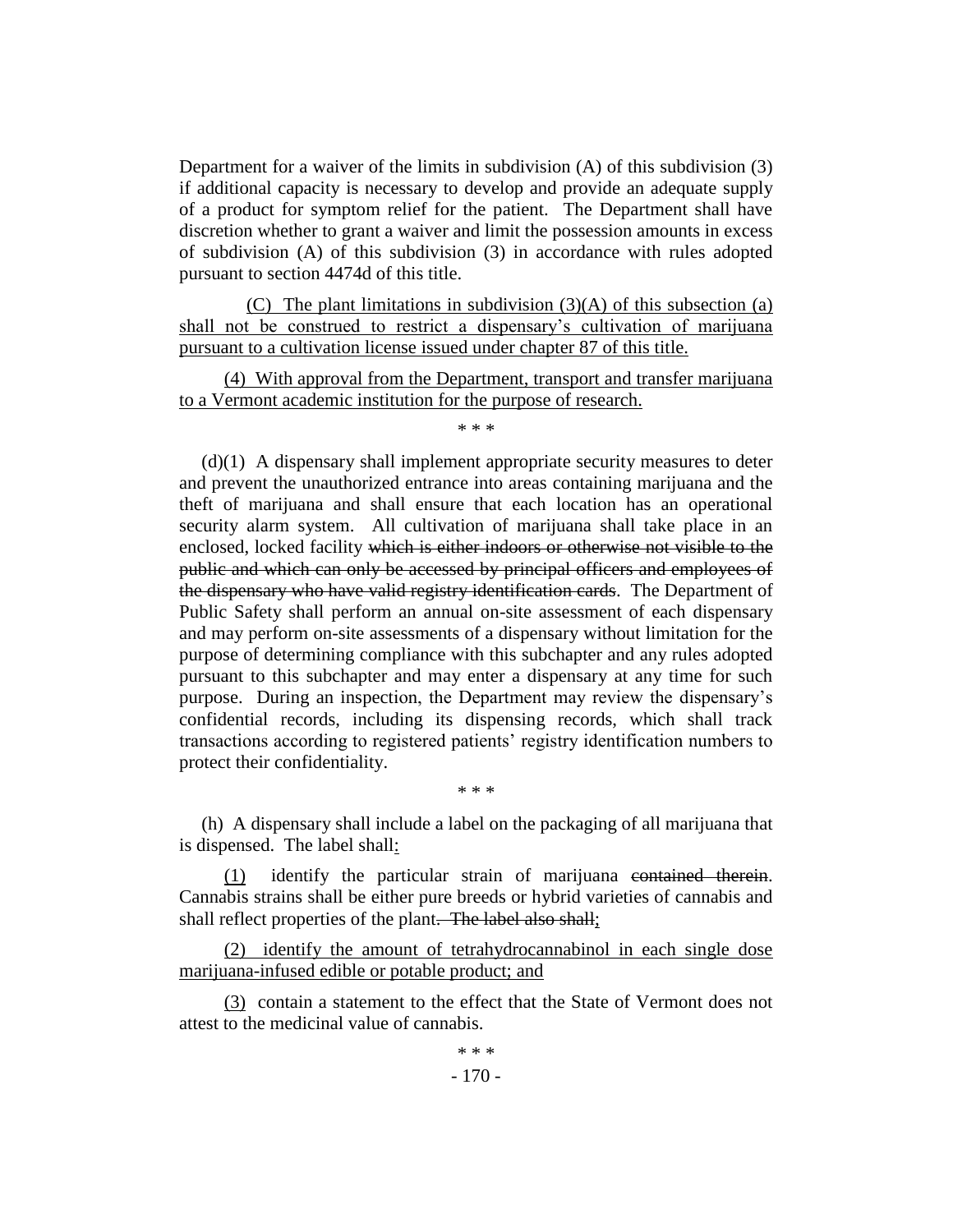Department for a waiver of the limits in subdivision (A) of this subdivision (3) if additional capacity is necessary to develop and provide an adequate supply of a product for symptom relief for the patient. The Department shall have discretion whether to grant a waiver and limit the possession amounts in excess of subdivision (A) of this subdivision (3) in accordance with rules adopted pursuant to section 4474d of this title.

<u>(C) The plant limitations in subdivision (3)(A) of this subsection (a) shall not be construed to restrict a dispensary's cultivation of marijuana pursuant to a cultivation license issued under chapter 87 of this title.</u>

<u>(4) With approval from the Department, transport and transfer marijuana to a Vermont academic institution for the purpose of research.</u>

\* \* \*

(d)(1) A dispensary shall implement appropriate security measures to deter and prevent the unauthorized entrance into areas containing marijuana and the theft of marijuana and shall ensure that each location has an operational security alarm system. All cultivation of marijuana shall take place in an enclosed, locked facility ~~which is either indoors or otherwise not visible to the public and which can only be accessed by principal officers and employees of the dispensary who have valid registry identification cards~~. The Department of Public Safety shall perform an annual on-site assessment of each dispensary and may perform on-site assessments of a dispensary without limitation for the purpose of determining compliance with this subchapter and any rules adopted pursuant to this subchapter and may enter a dispensary at any time for such purpose. During an inspection, the Department may review the dispensary's confidential records, including its dispensing records, which shall track transactions according to registered patients' registry identification numbers to protect their confidentiality.

\* \* \*

(h) A dispensary shall include a label on the packaging of all marijuana that is dispensed. The label shall<u>:</u>

<u>(1)</u> identify the particular strain of marijuana ~~contained therein~~. Cannabis strains shall be either pure breeds or hybrid varieties of cannabis and shall reflect properties of the plant~~. The label also shall~~<u>;</u>

<u>(2) identify the amount of tetrahydrocannabinol in each single dose marijuana-infused edible or potable product; and</u>

<u>(3)</u> contain a statement to the effect that the State of Vermont does not attest to the medicinal value of cannabis.

\* \* \*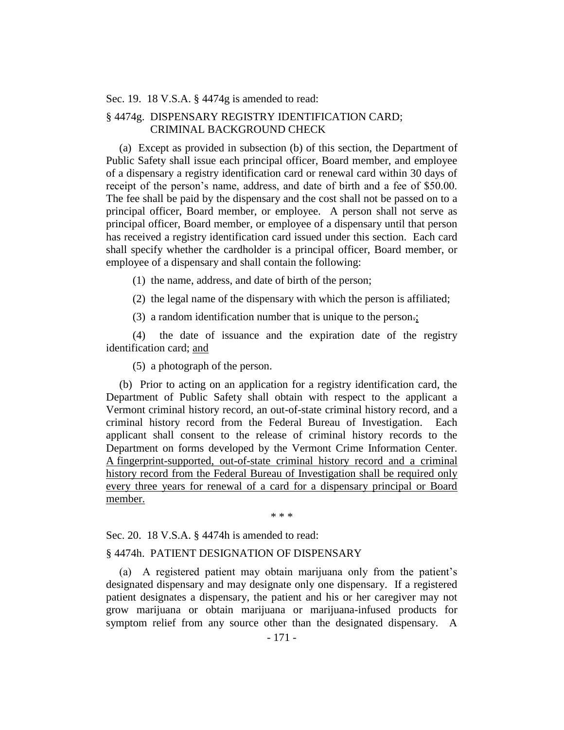Sec. 19. 18 V.S.A. § 4474g is amended to read:

§ 4474g. DISPENSARY REGISTRY IDENTIFICATION CARD; CRIMINAL BACKGROUND CHECK

(a) Except as provided in subsection (b) of this section, the Department of Public Safety shall issue each principal officer, Board member, and employee of a dispensary a registry identification card or renewal card within 30 days of receipt of the person's name, address, and date of birth and a fee of $50.00. The fee shall be paid by the dispensary and the cost shall not be passed on to a principal officer, Board member, or employee. A person shall not serve as principal officer, Board member, or employee of a dispensary until that person has received a registry identification card issued under this section. Each card shall specify whether the cardholder is a principal officer, Board member, or employee of a dispensary and shall contain the following:

(1) the name, address, and date of birth of the person;

(2) the legal name of the dispensary with which the person is affiliated;

(3) a random identification number that is unique to the person.;

(4) the date of issuance and the expiration date of the registry identification card; and

(5) a photograph of the person.

(b) Prior to acting on an application for a registry identification card, the Department of Public Safety shall obtain with respect to the applicant a Vermont criminal history record, an out-of-state criminal history record, and a criminal history record from the Federal Bureau of Investigation. Each applicant shall consent to the release of criminal history records to the Department on forms developed by the Vermont Crime Information Center. A fingerprint-supported, out-of-state criminal history record and a criminal history record from the Federal Bureau of Investigation shall be required only every three years for renewal of a card for a dispensary principal or Board member.

\* \* \*

Sec. 20. 18 V.S.A. § 4474h is amended to read:

§ 4474h. PATIENT DESIGNATION OF DISPENSARY

(a) A registered patient may obtain marijuana only from the patient's designated dispensary and may designate only one dispensary. If a registered patient designates a dispensary, the patient and his or her caregiver may not grow marijuana or obtain marijuana or marijuana-infused products for symptom relief from any source other than the designated dispensary. A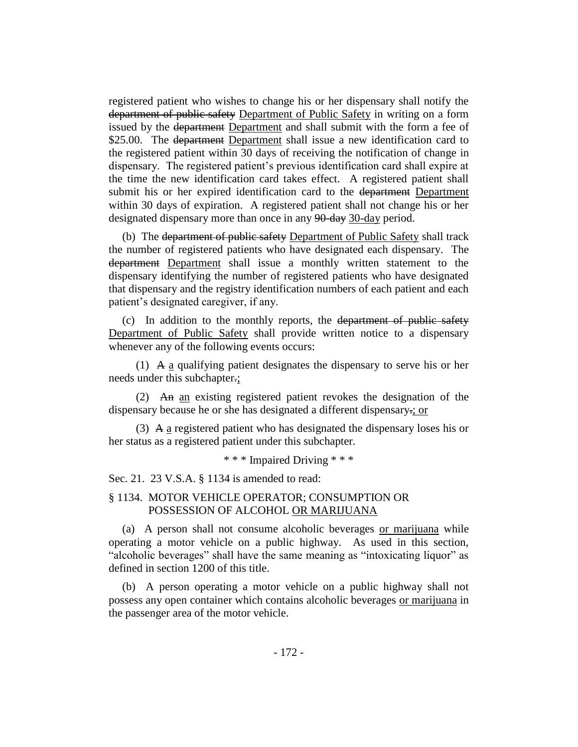registered patient who wishes to change his or her dispensary shall notify the ~~department of public safety~~ Department of Public Safety in writing on a form issued by the ~~department~~ Department and shall submit with the form a fee of \$25.00. The ~~department~~ Department shall issue a new identification card to the registered patient within 30 days of receiving the notification of change in dispensary. The registered patient's previous identification card shall expire at the time the new identification card takes effect. A registered patient shall submit his or her expired identification card to the ~~department~~ Department within 30 days of expiration. A registered patient shall not change his or her designated dispensary more than once in any ~~90-day~~ 30-day period.

(b) The ~~department of public safety~~ Department of Public Safety shall track the number of registered patients who have designated each dispensary. The ~~department~~ Department shall issue a monthly written statement to the dispensary identifying the number of registered patients who have designated that dispensary and the registry identification numbers of each patient and each patient's designated caregiver, if any.

(c) In addition to the monthly reports, the ~~department of public safety~~ Department of Public Safety shall provide written notice to a dispensary whenever any of the following events occurs:

(1) ~~A~~ a qualifying patient designates the dispensary to serve his or her needs under this subchapter~~.~~;

(2) ~~An~~ an existing registered patient revokes the designation of the dispensary because he or she has designated a different dispensary~~.~~; or

(3) ~~A~~ a registered patient who has designated the dispensary loses his or her status as a registered patient under this subchapter.

\* \* \* Impaired Driving \* \* \*

Sec. 21. 23 V.S.A. § 1134 is amended to read:

§ 1134. MOTOR VEHICLE OPERATOR; CONSUMPTION OR POSSESSION OF ALCOHOL OR MARIJUANA

(a) A person shall not consume alcoholic beverages or marijuana while operating a motor vehicle on a public highway. As used in this section, "alcoholic beverages" shall have the same meaning as "intoxicating liquor" as defined in section 1200 of this title.

(b) A person operating a motor vehicle on a public highway shall not possess any open container which contains alcoholic beverages or marijuana in the passenger area of the motor vehicle.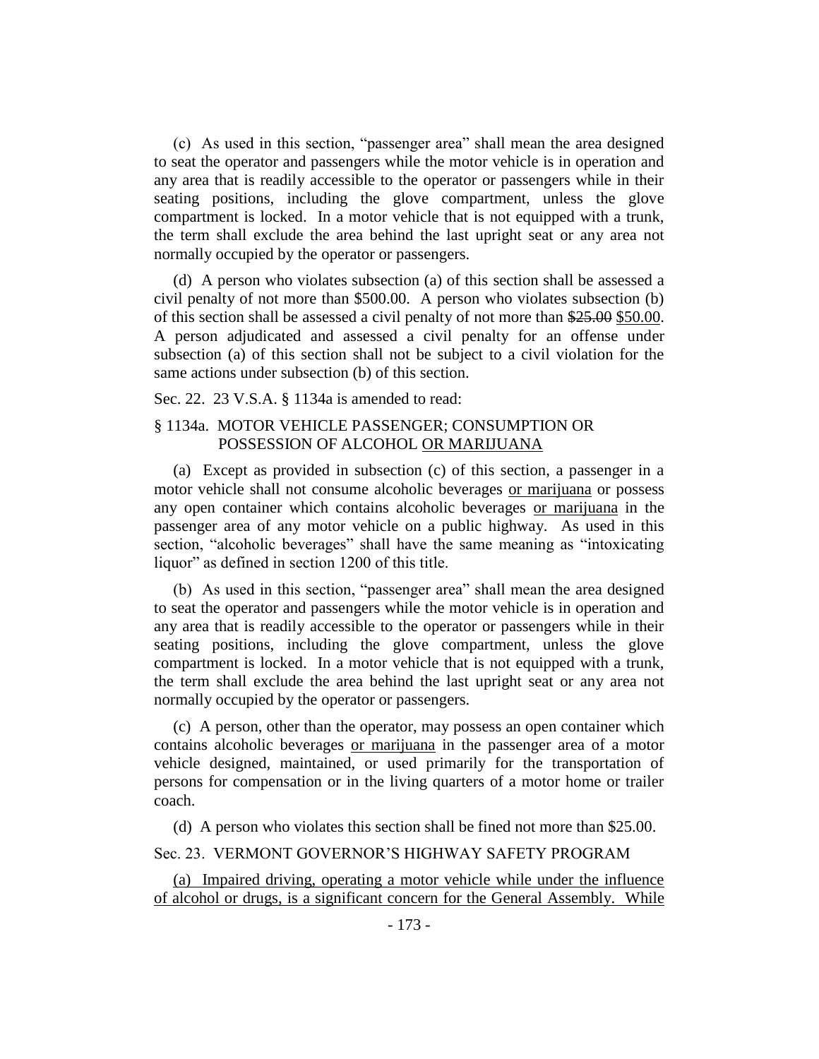(c) As used in this section, "passenger area" shall mean the area designed to seat the operator and passengers while the motor vehicle is in operation and any area that is readily accessible to the operator or passengers while in their seating positions, including the glove compartment, unless the glove compartment is locked. In a motor vehicle that is not equipped with a trunk, the term shall exclude the area behind the last upright seat or any area not normally occupied by the operator or passengers.

(d) A person who violates subsection (a) of this section shall be assessed a civil penalty of not more than \$500.00. A person who violates subsection (b) of this section shall be assessed a civil penalty of not more than ~~\$25.00~~ <u>\$50.00</u>. A person adjudicated and assessed a civil penalty for an offense under subsection (a) of this section shall not be subject to a civil violation for the same actions under subsection (b) of this section.

Sec. 22. 23 V.S.A. § 1134a is amended to read:

§ 1134a. MOTOR VEHICLE PASSENGER; CONSUMPTION OR POSSESSION OF ALCOHOL <u>OR MARIJUANA</u>

(a) Except as provided in subsection (c) of this section, a passenger in a motor vehicle shall not consume alcoholic beverages <u>or marijuana</u> or possess any open container which contains alcoholic beverages <u>or marijuana</u> in the passenger area of any motor vehicle on a public highway. As used in this section, "alcoholic beverages" shall have the same meaning as "intoxicating liquor" as defined in section 1200 of this title.

(b) As used in this section, "passenger area" shall mean the area designed to seat the operator and passengers while the motor vehicle is in operation and any area that is readily accessible to the operator or passengers while in their seating positions, including the glove compartment, unless the glove compartment is locked. In a motor vehicle that is not equipped with a trunk, the term shall exclude the area behind the last upright seat or any area not normally occupied by the operator or passengers.

(c) A person, other than the operator, may possess an open container which contains alcoholic beverages <u>or marijuana</u> in the passenger area of a motor vehicle designed, maintained, or used primarily for the transportation of persons for compensation or in the living quarters of a motor home or trailer coach.

(d) A person who violates this section shall be fined not more than \$25.00.

Sec. 23. VERMONT GOVERNOR'S HIGHWAY SAFETY PROGRAM

<u>(a) Impaired driving, operating a motor vehicle while under the influence of alcohol or drugs, is a significant concern for the General Assembly. While</u>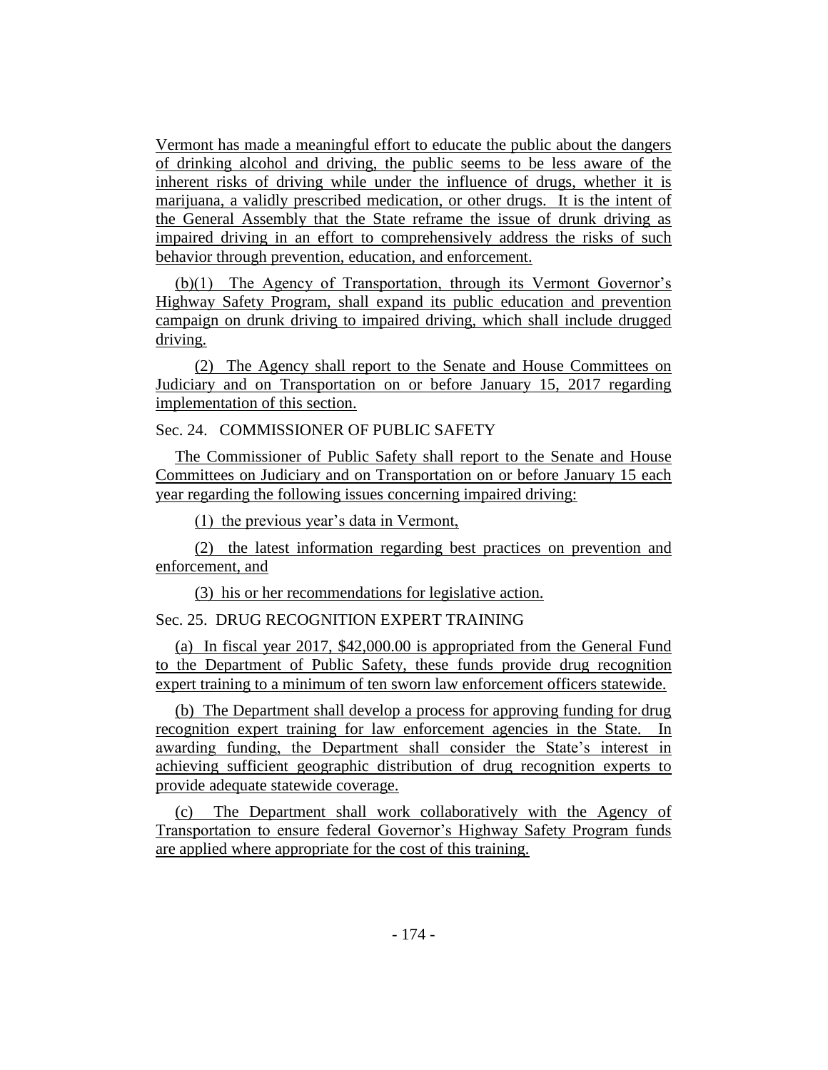Vermont has made a meaningful effort to educate the public about the dangers of drinking alcohol and driving, the public seems to be less aware of the inherent risks of driving while under the influence of drugs, whether it is marijuana, a validly prescribed medication, or other drugs. It is the intent of the General Assembly that the State reframe the issue of drunk driving as impaired driving in an effort to comprehensively address the risks of such behavior through prevention, education, and enforcement.

(b)(1) The Agency of Transportation, through its Vermont Governor's Highway Safety Program, shall expand its public education and prevention campaign on drunk driving to impaired driving, which shall include drugged driving.

(2) The Agency shall report to the Senate and House Committees on Judiciary and on Transportation on or before January 15, 2017 regarding implementation of this section.

Sec. 24. COMMISSIONER OF PUBLIC SAFETY

The Commissioner of Public Safety shall report to the Senate and House Committees on Judiciary and on Transportation on or before January 15 each year regarding the following issues concerning impaired driving:

(1) the previous year's data in Vermont,

(2) the latest information regarding best practices on prevention and enforcement, and

(3) his or her recommendations for legislative action.

Sec. 25. DRUG RECOGNITION EXPERT TRAINING

(a) In fiscal year 2017, $42,000.00 is appropriated from the General Fund to the Department of Public Safety, these funds provide drug recognition expert training to a minimum of ten sworn law enforcement officers statewide.

(b) The Department shall develop a process for approving funding for drug recognition expert training for law enforcement agencies in the State. In awarding funding, the Department shall consider the State's interest in achieving sufficient geographic distribution of drug recognition experts to provide adequate statewide coverage.

(c) The Department shall work collaboratively with the Agency of Transportation to ensure federal Governor's Highway Safety Program funds are applied where appropriate for the cost of this training.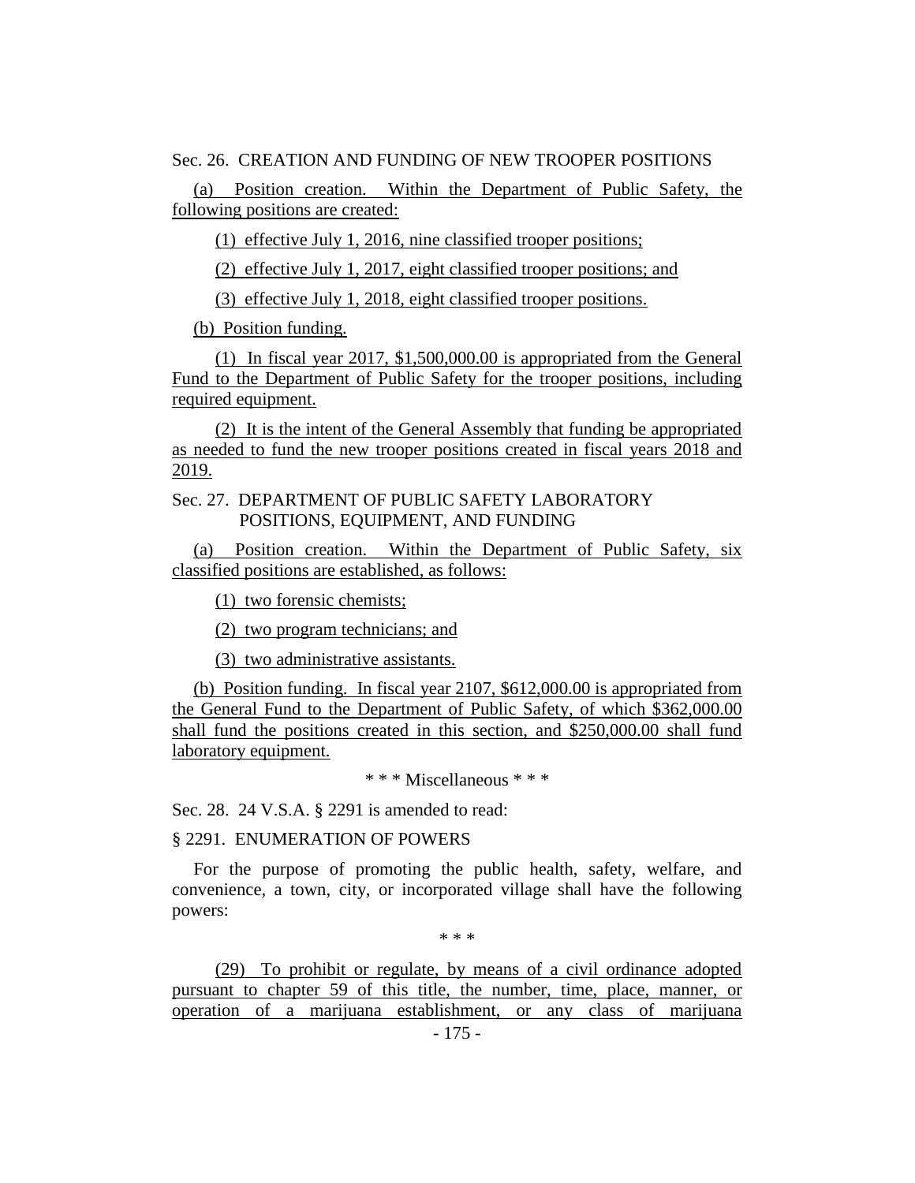Sec. 26. CREATION AND FUNDING OF NEW TROOPER POSITIONS

(a) Position creation. Within the Department of Public Safety, the following positions are created:

(1) effective July 1, 2016, nine classified trooper positions;

(2) effective July 1, 2017, eight classified trooper positions; and

(3) effective July 1, 2018, eight classified trooper positions.

(b) Position funding.

(1) In fiscal year 2017, $1,500,000.00 is appropriated from the General Fund to the Department of Public Safety for the trooper positions, including required equipment.

(2) It is the intent of the General Assembly that funding be appropriated as needed to fund the new trooper positions created in fiscal years 2018 and 2019.

Sec. 27. DEPARTMENT OF PUBLIC SAFETY LABORATORY POSITIONS, EQUIPMENT, AND FUNDING

(a) Position creation. Within the Department of Public Safety, six classified positions are established, as follows:

(1) two forensic chemists;

(2) two program technicians; and

(3) two administrative assistants.

(b) Position funding. In fiscal year 2107, $612,000.00 is appropriated from the General Fund to the Department of Public Safety, of which $362,000.00 shall fund the positions created in this section, and $250,000.00 shall fund laboratory equipment.

\* \* \* Miscellaneous \* \* \*

Sec. 28. 24 V.S.A. § 2291 is amended to read:

§ 2291. ENUMERATION OF POWERS

For the purpose of promoting the public health, safety, welfare, and convenience, a town, city, or incorporated village shall have the following powers:

\* \* \*

(29) To prohibit or regulate, by means of a civil ordinance adopted pursuant to chapter 59 of this title, the number, time, place, manner, or operation of a marijuana establishment, or any class of marijuana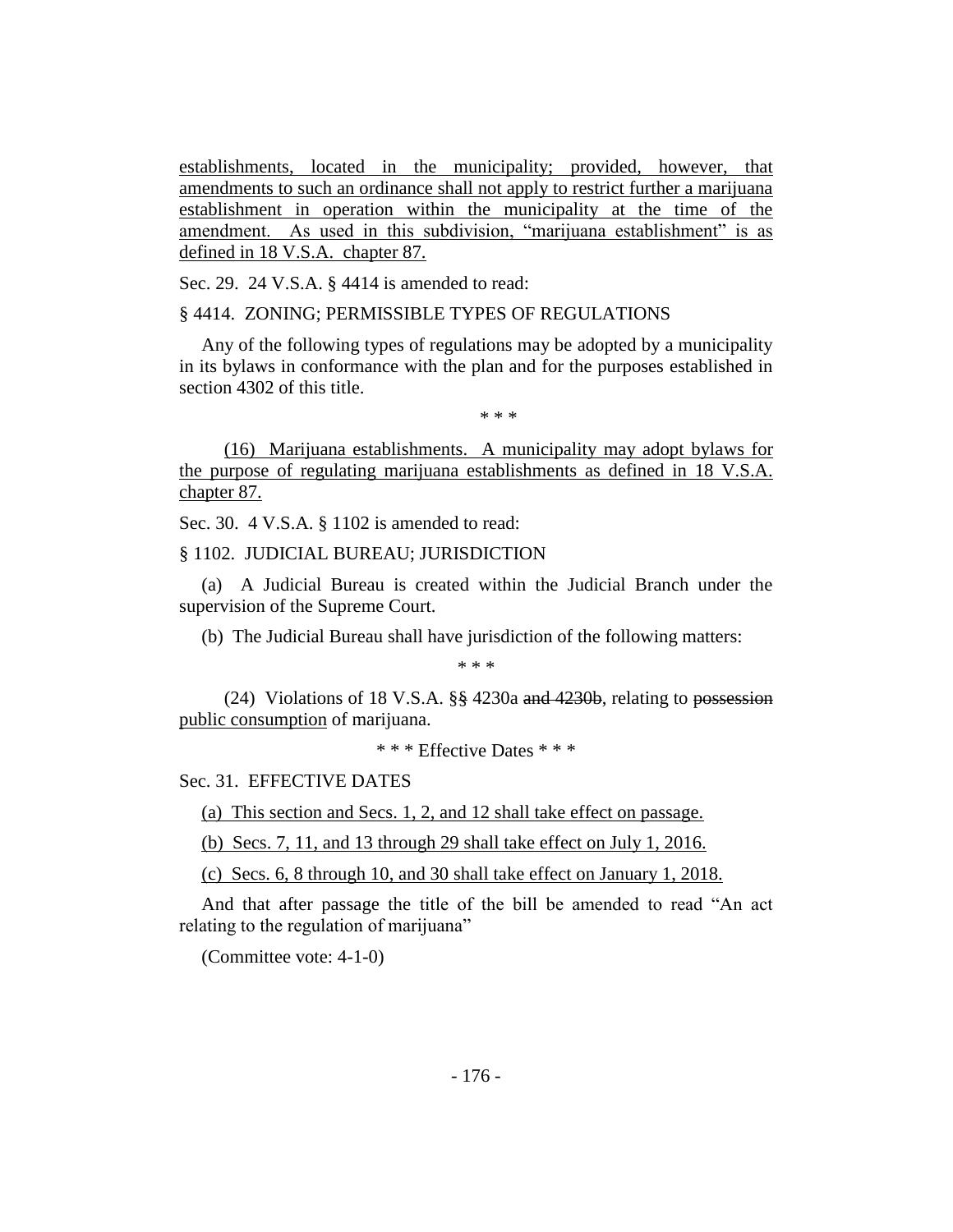establishments, located in the municipality; provided, however, that amendments to such an ordinance shall not apply to restrict further a marijuana establishment in operation within the municipality at the time of the amendment. As used in this subdivision, "marijuana establishment" is as defined in 18 V.S.A. chapter 87.

Sec. 29. 24 V.S.A. § 4414 is amended to read:

§ 4414. ZONING; PERMISSIBLE TYPES OF REGULATIONS

Any of the following types of regulations may be adopted by a municipality in its bylaws in conformance with the plan and for the purposes established in section 4302 of this title.

\* \* \*

(16) Marijuana establishments. A municipality may adopt bylaws for the purpose of regulating marijuana establishments as defined in 18 V.S.A. chapter 87.

Sec. 30. 4 V.S.A. § 1102 is amended to read:

§ 1102. JUDICIAL BUREAU; JURISDICTION

(a) A Judicial Bureau is created within the Judicial Branch under the supervision of the Supreme Court.

(b) The Judicial Bureau shall have jurisdiction of the following matters:

\* \* \*

(24) Violations of 18 V.S.A. ~~§§~~ § 4230a ~~and 4230b~~, relating to ~~possession~~ public consumption of marijuana.

\* \* \* Effective Dates \* \* \*

Sec. 31. EFFECTIVE DATES

(a) This section and Secs. 1, 2, and 12 shall take effect on passage.

(b) Secs. 7, 11, and 13 through 29 shall take effect on July 1, 2016.

(c) Secs. 6, 8 through 10, and 30 shall take effect on January 1, 2018.

And that after passage the title of the bill be amended to read "An act relating to the regulation of marijuana"

(Committee vote: 4-1-0)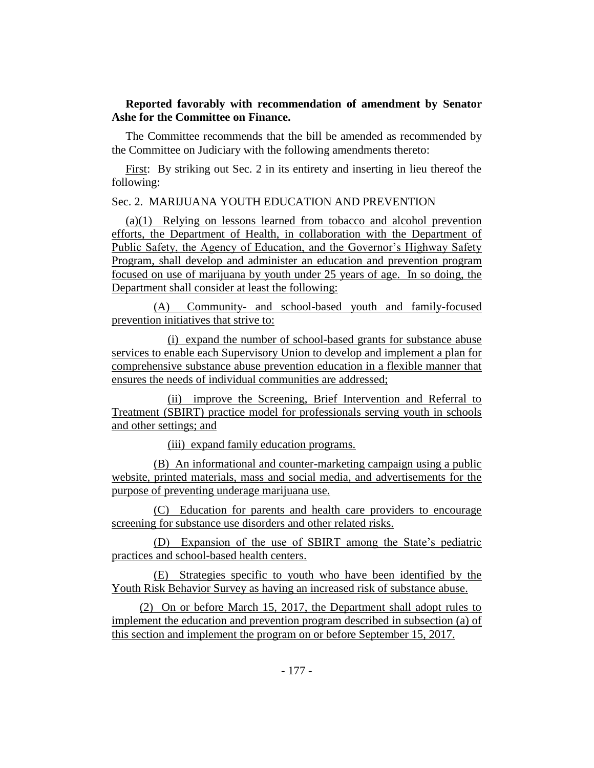**Reported favorably with recommendation of amendment by Senator Ashe for the Committee on Finance.**

The Committee recommends that the bill be amended as recommended by the Committee on Judiciary with the following amendments thereto:

First: By striking out Sec. 2 in its entirety and inserting in lieu thereof the following:

Sec. 2. MARIJUANA YOUTH EDUCATION AND PREVENTION

(a)(1) Relying on lessons learned from tobacco and alcohol prevention efforts, the Department of Health, in collaboration with the Department of Public Safety, the Agency of Education, and the Governor's Highway Safety Program, shall develop and administer an education and prevention program focused on use of marijuana by youth under 25 years of age. In so doing, the Department shall consider at least the following:

(A) Community- and school-based youth and family-focused prevention initiatives that strive to:

(i) expand the number of school-based grants for substance abuse services to enable each Supervisory Union to develop and implement a plan for comprehensive substance abuse prevention education in a flexible manner that ensures the needs of individual communities are addressed;

(ii) improve the Screening, Brief Intervention and Referral to Treatment (SBIRT) practice model for professionals serving youth in schools and other settings; and

(iii) expand family education programs.

(B) An informational and counter-marketing campaign using a public website, printed materials, mass and social media, and advertisements for the purpose of preventing underage marijuana use.

(C) Education for parents and health care providers to encourage screening for substance use disorders and other related risks.

(D) Expansion of the use of SBIRT among the State's pediatric practices and school-based health centers.

(E) Strategies specific to youth who have been identified by the Youth Risk Behavior Survey as having an increased risk of substance abuse.

(2) On or before March 15, 2017, the Department shall adopt rules to implement the education and prevention program described in subsection (a) of this section and implement the program on or before September 15, 2017.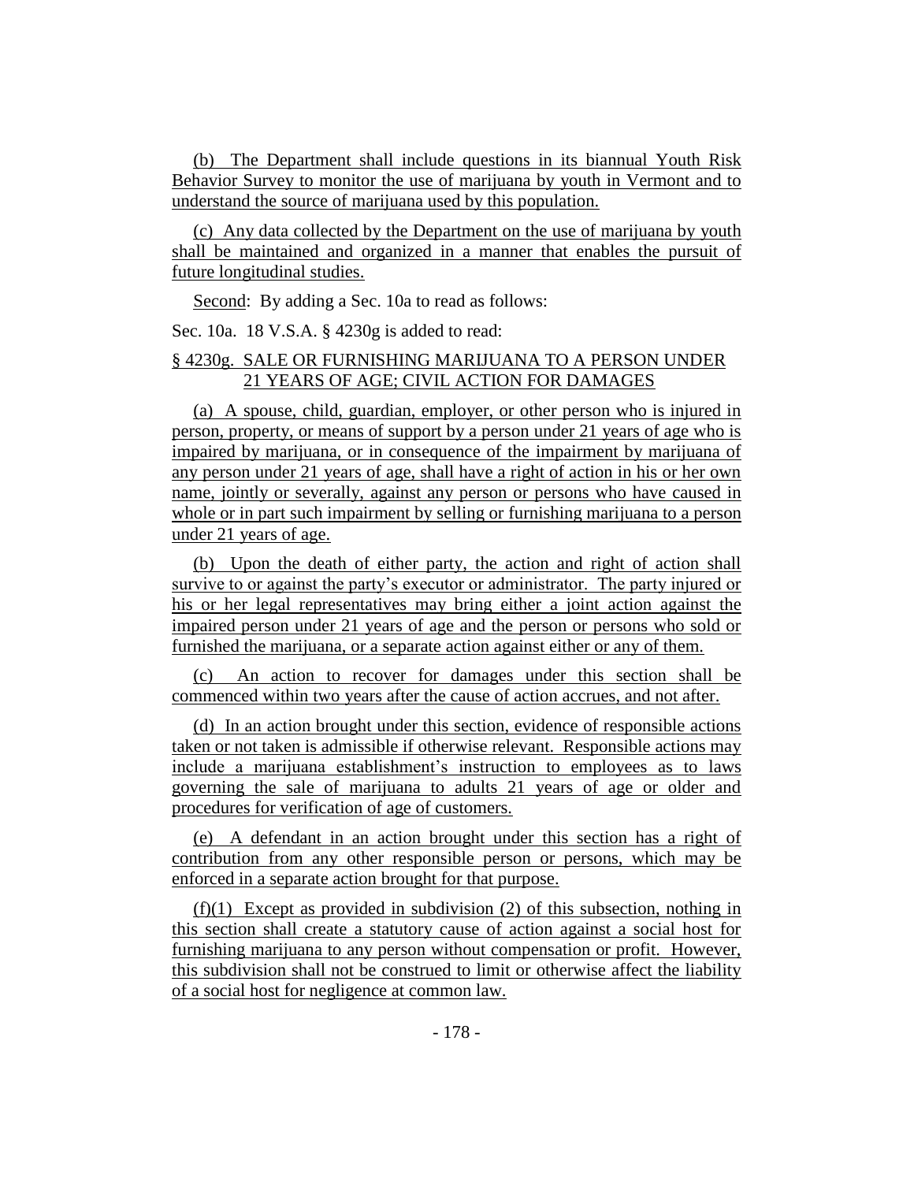(b) The Department shall include questions in its biannual Youth Risk Behavior Survey to monitor the use of marijuana by youth in Vermont and to understand the source of marijuana used by this population.

(c) Any data collected by the Department on the use of marijuana by youth shall be maintained and organized in a manner that enables the pursuit of future longitudinal studies.

Second: By adding a Sec. 10a to read as follows:

Sec. 10a. 18 V.S.A. § 4230g is added to read:

§ 4230g. SALE OR FURNISHING MARIJUANA TO A PERSON UNDER 21 YEARS OF AGE; CIVIL ACTION FOR DAMAGES

(a) A spouse, child, guardian, employer, or other person who is injured in person, property, or means of support by a person under 21 years of age who is impaired by marijuana, or in consequence of the impairment by marijuana of any person under 21 years of age, shall have a right of action in his or her own name, jointly or severally, against any person or persons who have caused in whole or in part such impairment by selling or furnishing marijuana to a person under 21 years of age.

(b) Upon the death of either party, the action and right of action shall survive to or against the party's executor or administrator. The party injured or his or her legal representatives may bring either a joint action against the impaired person under 21 years of age and the person or persons who sold or furnished the marijuana, or a separate action against either or any of them.

(c) An action to recover for damages under this section shall be commenced within two years after the cause of action accrues, and not after.

(d) In an action brought under this section, evidence of responsible actions taken or not taken is admissible if otherwise relevant. Responsible actions may include a marijuana establishment's instruction to employees as to laws governing the sale of marijuana to adults 21 years of age or older and procedures for verification of age of customers.

(e) A defendant in an action brought under this section has a right of contribution from any other responsible person or persons, which may be enforced in a separate action brought for that purpose.

(f)(1) Except as provided in subdivision (2) of this subsection, nothing in this section shall create a statutory cause of action against a social host for furnishing marijuana to any person without compensation or profit. However, this subdivision shall not be construed to limit or otherwise affect the liability of a social host for negligence at common law.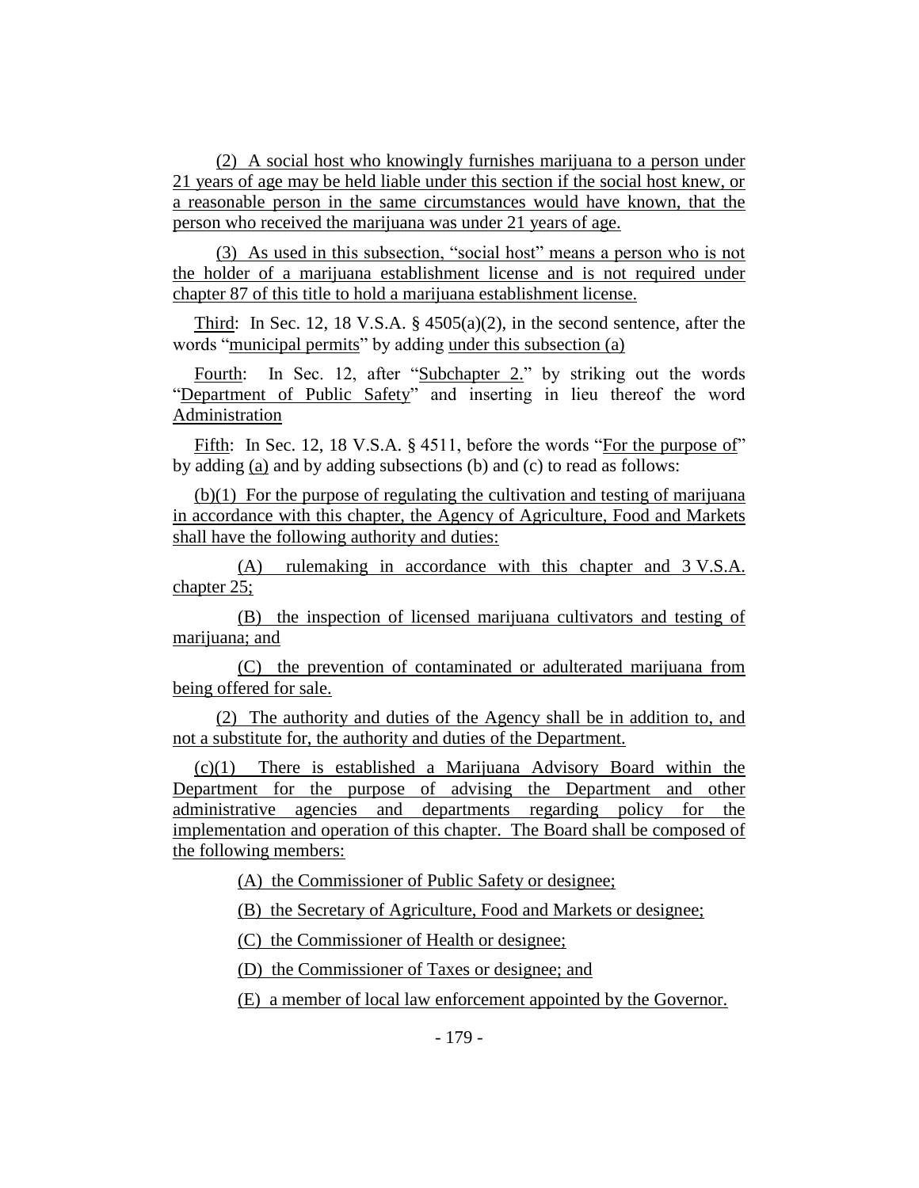(2) A social host who knowingly furnishes marijuana to a person under 21 years of age may be held liable under this section if the social host knew, or a reasonable person in the same circumstances would have known, that the person who received the marijuana was under 21 years of age.

(3) As used in this subsection, "social host" means a person who is not the holder of a marijuana establishment license and is not required under chapter 87 of this title to hold a marijuana establishment license.

Third: In Sec. 12, 18 V.S.A. § 4505(a)(2), in the second sentence, after the words "municipal permits" by adding under this subsection (a)

Fourth: In Sec. 12, after "Subchapter 2." by striking out the words "Department of Public Safety" and inserting in lieu thereof the word Administration

Fifth: In Sec. 12, 18 V.S.A. § 4511, before the words "For the purpose of" by adding (a) and by adding subsections (b) and (c) to read as follows:

(b)(1) For the purpose of regulating the cultivation and testing of marijuana in accordance with this chapter, the Agency of Agriculture, Food and Markets shall have the following authority and duties:

(A) rulemaking in accordance with this chapter and 3 V.S.A. chapter 25;

(B) the inspection of licensed marijuana cultivators and testing of marijuana; and

(C) the prevention of contaminated or adulterated marijuana from being offered for sale.

(2) The authority and duties of the Agency shall be in addition to, and not a substitute for, the authority and duties of the Department.

(c)(1) There is established a Marijuana Advisory Board within the Department for the purpose of advising the Department and other administrative agencies and departments regarding policy for the implementation and operation of this chapter. The Board shall be composed of the following members:

(A) the Commissioner of Public Safety or designee;

(B) the Secretary of Agriculture, Food and Markets or designee;

(C) the Commissioner of Health or designee;

(D) the Commissioner of Taxes or designee; and

(E) a member of local law enforcement appointed by the Governor.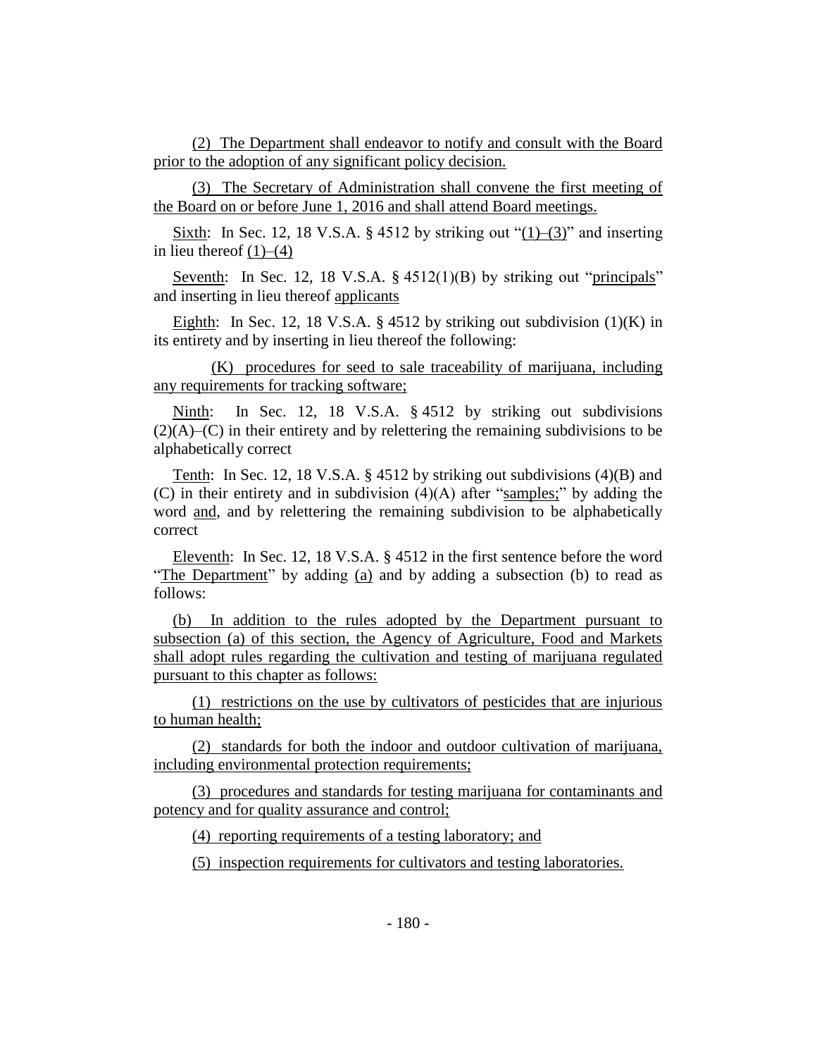(2) The Department shall endeavor to notify and consult with the Board prior to the adoption of any significant policy decision.

(3) The Secretary of Administration shall convene the first meeting of the Board on or before June 1, 2016 and shall attend Board meetings.

Sixth: In Sec. 12, 18 V.S.A. § 4512 by striking out "(1)–(3)" and inserting in lieu thereof (1)–(4)

Seventh: In Sec. 12, 18 V.S.A. § 4512(1)(B) by striking out "principals" and inserting in lieu thereof applicants

Eighth: In Sec. 12, 18 V.S.A. § 4512 by striking out subdivision (1)(K) in its entirety and by inserting in lieu thereof the following:

(K) procedures for seed to sale traceability of marijuana, including any requirements for tracking software;

Ninth: In Sec. 12, 18 V.S.A. § 4512 by striking out subdivisions (2)(A)–(C) in their entirety and by relettering the remaining subdivisions to be alphabetically correct

Tenth: In Sec. 12, 18 V.S.A. § 4512 by striking out subdivisions (4)(B) and (C) in their entirety and in subdivision (4)(A) after "samples;" by adding the word and, and by relettering the remaining subdivision to be alphabetically correct

Eleventh: In Sec. 12, 18 V.S.A. § 4512 in the first sentence before the word "The Department" by adding (a) and by adding a subsection (b) to read as follows:

(b) In addition to the rules adopted by the Department pursuant to subsection (a) of this section, the Agency of Agriculture, Food and Markets shall adopt rules regarding the cultivation and testing of marijuana regulated pursuant to this chapter as follows:

(1) restrictions on the use by cultivators of pesticides that are injurious to human health;

(2) standards for both the indoor and outdoor cultivation of marijuana, including environmental protection requirements;

(3) procedures and standards for testing marijuana for contaminants and potency and for quality assurance and control;

(4) reporting requirements of a testing laboratory; and

(5) inspection requirements for cultivators and testing laboratories.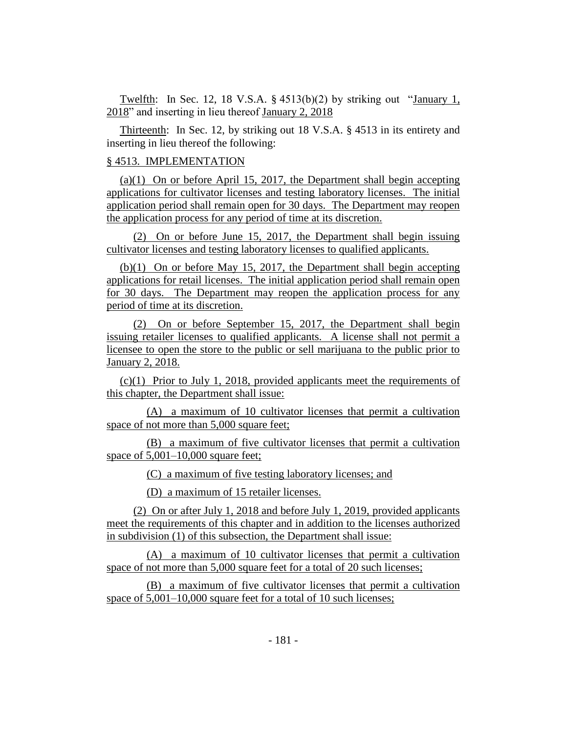Twelfth: In Sec. 12, 18 V.S.A. § 4513(b)(2) by striking out "January 1, 2018" and inserting in lieu thereof January 2, 2018

Thirteenth: In Sec. 12, by striking out 18 V.S.A. § 4513 in its entirety and inserting in lieu thereof the following:

§ 4513. IMPLEMENTATION

(a)(1) On or before April 15, 2017, the Department shall begin accepting applications for cultivator licenses and testing laboratory licenses. The initial application period shall remain open for 30 days. The Department may reopen the application process for any period of time at its discretion.

(2) On or before June 15, 2017, the Department shall begin issuing cultivator licenses and testing laboratory licenses to qualified applicants.

(b)(1) On or before May 15, 2017, the Department shall begin accepting applications for retail licenses. The initial application period shall remain open for 30 days. The Department may reopen the application process for any period of time at its discretion.

(2) On or before September 15, 2017, the Department shall begin issuing retailer licenses to qualified applicants. A license shall not permit a licensee to open the store to the public or sell marijuana to the public prior to January 2, 2018.

(c)(1) Prior to July 1, 2018, provided applicants meet the requirements of this chapter, the Department shall issue:

(A) a maximum of 10 cultivator licenses that permit a cultivation space of not more than 5,000 square feet;

(B) a maximum of five cultivator licenses that permit a cultivation space of 5,001–10,000 square feet;

(C) a maximum of five testing laboratory licenses; and

(D) a maximum of 15 retailer licenses.

(2) On or after July 1, 2018 and before July 1, 2019, provided applicants meet the requirements of this chapter and in addition to the licenses authorized in subdivision (1) of this subsection, the Department shall issue:

(A) a maximum of 10 cultivator licenses that permit a cultivation space of not more than 5,000 square feet for a total of 20 such licenses;

(B) a maximum of five cultivator licenses that permit a cultivation space of 5,001–10,000 square feet for a total of 10 such licenses;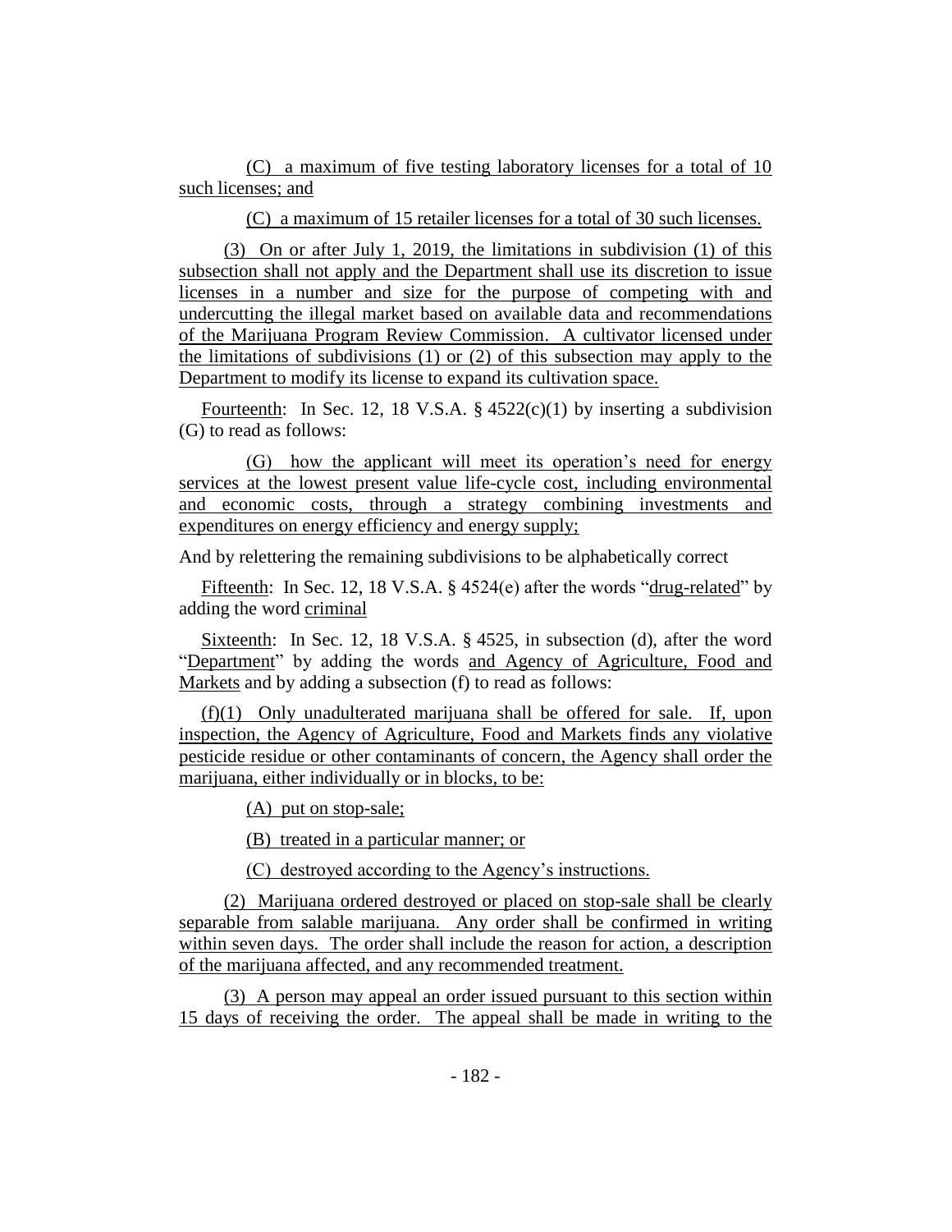(C) a maximum of five testing laboratory licenses for a total of 10 such licenses; and

(C) a maximum of 15 retailer licenses for a total of 30 such licenses.

(3) On or after July 1, 2019, the limitations in subdivision (1) of this subsection shall not apply and the Department shall use its discretion to issue licenses in a number and size for the purpose of competing with and undercutting the illegal market based on available data and recommendations of the Marijuana Program Review Commission. A cultivator licensed under the limitations of subdivisions (1) or (2) of this subsection may apply to the Department to modify its license to expand its cultivation space.

Fourteenth: In Sec. 12, 18 V.S.A. § 4522(c)(1) by inserting a subdivision (G) to read as follows:

(G) how the applicant will meet its operation's need for energy services at the lowest present value life-cycle cost, including environmental and economic costs, through a strategy combining investments and expenditures on energy efficiency and energy supply;

And by relettering the remaining subdivisions to be alphabetically correct

Fifteenth: In Sec. 12, 18 V.S.A. § 4524(e) after the words "drug-related" by adding the word criminal

Sixteenth: In Sec. 12, 18 V.S.A. § 4525, in subsection (d), after the word "Department" by adding the words and Agency of Agriculture, Food and Markets and by adding a subsection (f) to read as follows:

(f)(1) Only unadulterated marijuana shall be offered for sale. If, upon inspection, the Agency of Agriculture, Food and Markets finds any violative pesticide residue or other contaminants of concern, the Agency shall order the marijuana, either individually or in blocks, to be:

(A) put on stop-sale;

(B) treated in a particular manner; or

(C) destroyed according to the Agency's instructions.

(2) Marijuana ordered destroyed or placed on stop-sale shall be clearly separable from salable marijuana. Any order shall be confirmed in writing within seven days. The order shall include the reason for action, a description of the marijuana affected, and any recommended treatment.

(3) A person may appeal an order issued pursuant to this section within 15 days of receiving the order. The appeal shall be made in writing to the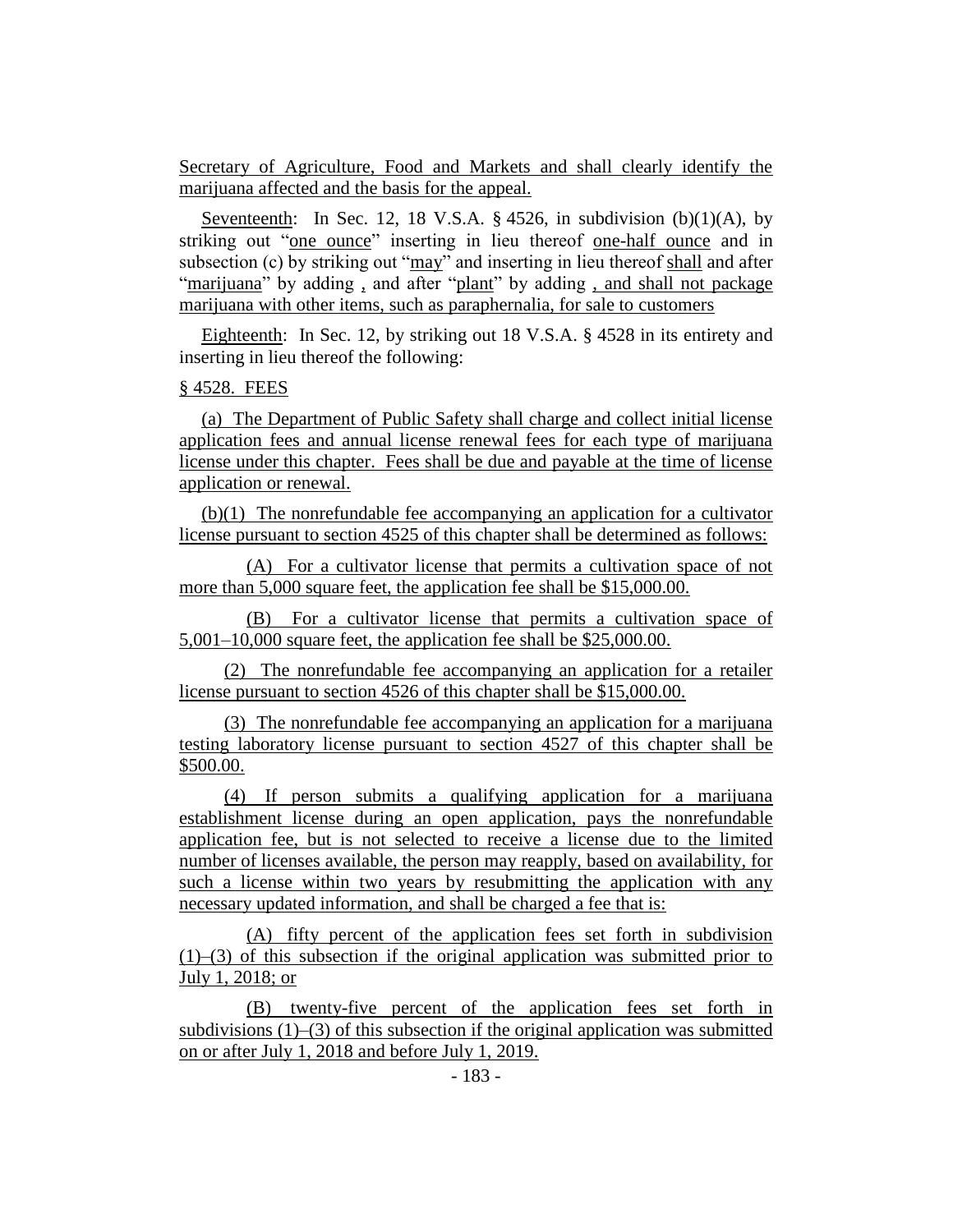Secretary of Agriculture, Food and Markets and shall clearly identify the marijuana affected and the basis for the appeal.

Seventeenth: In Sec. 12, 18 V.S.A. § 4526, in subdivision (b)(1)(A), by striking out "one ounce" inserting in lieu thereof one-half ounce and in subsection (c) by striking out "may" and inserting in lieu thereof shall and after "marijuana" by adding , and after "plant" by adding , and shall not package marijuana with other items, such as paraphernalia, for sale to customers

Eighteenth: In Sec. 12, by striking out 18 V.S.A. § 4528 in its entirety and inserting in lieu thereof the following:

§ 4528. FEES

(a) The Department of Public Safety shall charge and collect initial license application fees and annual license renewal fees for each type of marijuana license under this chapter. Fees shall be due and payable at the time of license application or renewal.

(b)(1) The nonrefundable fee accompanying an application for a cultivator license pursuant to section 4525 of this chapter shall be determined as follows:

(A) For a cultivator license that permits a cultivation space of not more than 5,000 square feet, the application fee shall be $15,000.00.

(B) For a cultivator license that permits a cultivation space of 5,001–10,000 square feet, the application fee shall be $25,000.00.

(2) The nonrefundable fee accompanying an application for a retailer license pursuant to section 4526 of this chapter shall be $15,000.00.

(3) The nonrefundable fee accompanying an application for a marijuana testing laboratory license pursuant to section 4527 of this chapter shall be $500.00.

(4) If person submits a qualifying application for a marijuana establishment license during an open application, pays the nonrefundable application fee, but is not selected to receive a license due to the limited number of licenses available, the person may reapply, based on availability, for such a license within two years by resubmitting the application with any necessary updated information, and shall be charged a fee that is:

(A) fifty percent of the application fees set forth in subdivision (1)–(3) of this subsection if the original application was submitted prior to July 1, 2018; or

(B) twenty-five percent of the application fees set forth in subdivisions (1)–(3) of this subsection if the original application was submitted on or after July 1, 2018 and before July 1, 2019.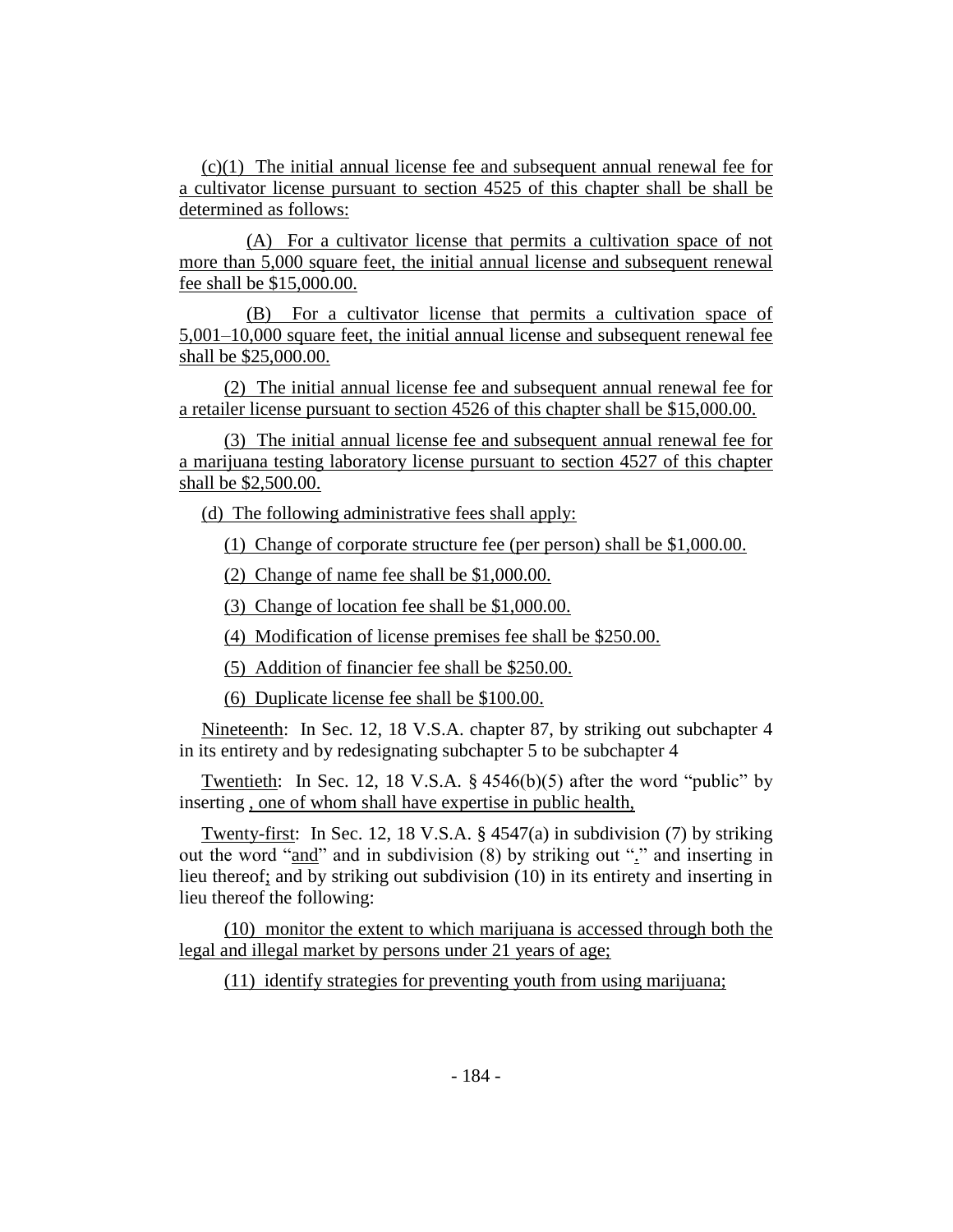(c)(1) The initial annual license fee and subsequent annual renewal fee for a cultivator license pursuant to section 4525 of this chapter shall be shall be determined as follows:

(A) For a cultivator license that permits a cultivation space of not more than 5,000 square feet, the initial annual license and subsequent renewal fee shall be $15,000.00.

(B) For a cultivator license that permits a cultivation space of 5,001–10,000 square feet, the initial annual license and subsequent renewal fee shall be $25,000.00.

(2) The initial annual license fee and subsequent annual renewal fee for a retailer license pursuant to section 4526 of this chapter shall be $15,000.00.

(3) The initial annual license fee and subsequent annual renewal fee for a marijuana testing laboratory license pursuant to section 4527 of this chapter shall be $2,500.00.

(d) The following administrative fees shall apply:

(1) Change of corporate structure fee (per person) shall be $1,000.00.

(2) Change of name fee shall be $1,000.00.

(3) Change of location fee shall be $1,000.00.

(4) Modification of license premises fee shall be $250.00.

(5) Addition of financier fee shall be $250.00.

(6) Duplicate license fee shall be $100.00.

Nineteenth: In Sec. 12, 18 V.S.A. chapter 87, by striking out subchapter 4 in its entirety and by redesignating subchapter 5 to be subchapter 4

Twentieth: In Sec. 12, 18 V.S.A. § 4546(b)(5) after the word "public" by inserting , one of whom shall have expertise in public health,

Twenty-first: In Sec. 12, 18 V.S.A. § 4547(a) in subdivision (7) by striking out the word "and" and in subdivision (8) by striking out "." and inserting in lieu thereof; and by striking out subdivision (10) in its entirety and inserting in lieu thereof the following:

(10) monitor the extent to which marijuana is accessed through both the legal and illegal market by persons under 21 years of age;

(11) identify strategies for preventing youth from using marijuana;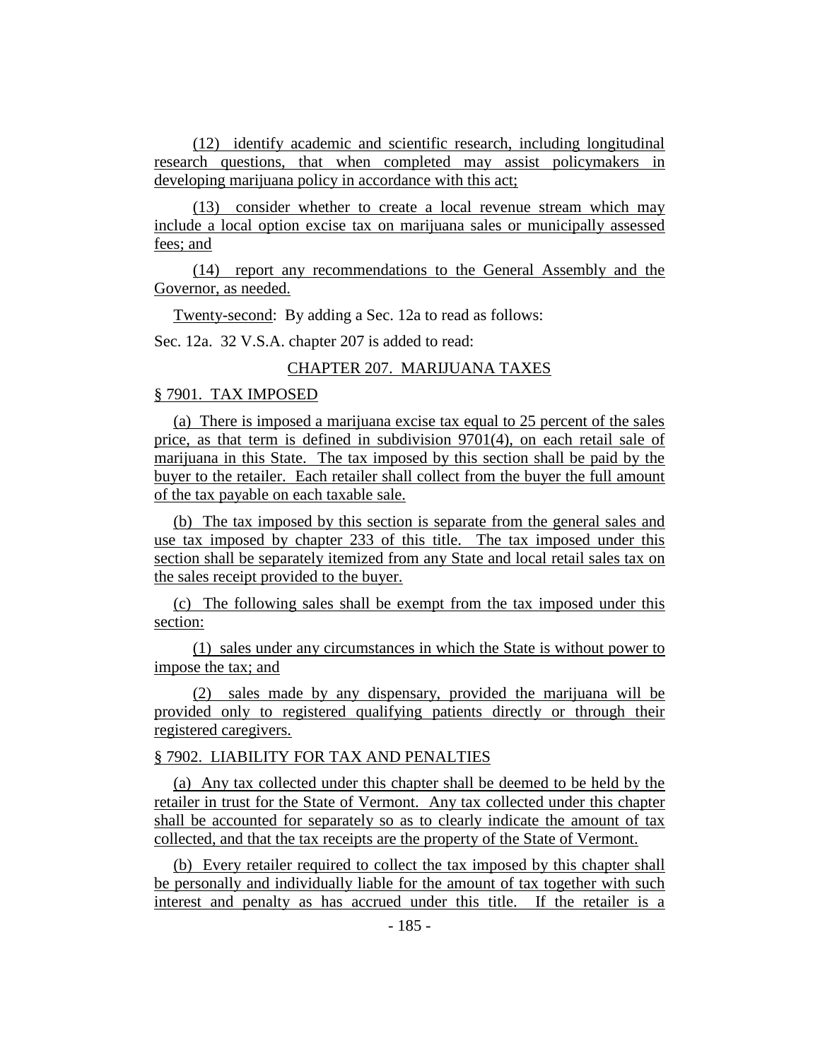(12) identify academic and scientific research, including longitudinal research questions, that when completed may assist policymakers in developing marijuana policy in accordance with this act;

(13) consider whether to create a local revenue stream which may include a local option excise tax on marijuana sales or municipally assessed fees; and

(14) report any recommendations to the General Assembly and the Governor, as needed.

Twenty-second: By adding a Sec. 12a to read as follows:

Sec. 12a. 32 V.S.A. chapter 207 is added to read:

CHAPTER 207. MARIJUANA TAXES

§ 7901. TAX IMPOSED

(a) There is imposed a marijuana excise tax equal to 25 percent of the sales price, as that term is defined in subdivision 9701(4), on each retail sale of marijuana in this State. The tax imposed by this section shall be paid by the buyer to the retailer. Each retailer shall collect from the buyer the full amount of the tax payable on each taxable sale.

(b) The tax imposed by this section is separate from the general sales and use tax imposed by chapter 233 of this title. The tax imposed under this section shall be separately itemized from any State and local retail sales tax on the sales receipt provided to the buyer.

(c) The following sales shall be exempt from the tax imposed under this section:

(1) sales under any circumstances in which the State is without power to impose the tax; and

(2) sales made by any dispensary, provided the marijuana will be provided only to registered qualifying patients directly or through their registered caregivers.

§ 7902. LIABILITY FOR TAX AND PENALTIES

(a) Any tax collected under this chapter shall be deemed to be held by the retailer in trust for the State of Vermont. Any tax collected under this chapter shall be accounted for separately so as to clearly indicate the amount of tax collected, and that the tax receipts are the property of the State of Vermont.

(b) Every retailer required to collect the tax imposed by this chapter shall be personally and individually liable for the amount of tax together with such interest and penalty as has accrued under this title. If the retailer is a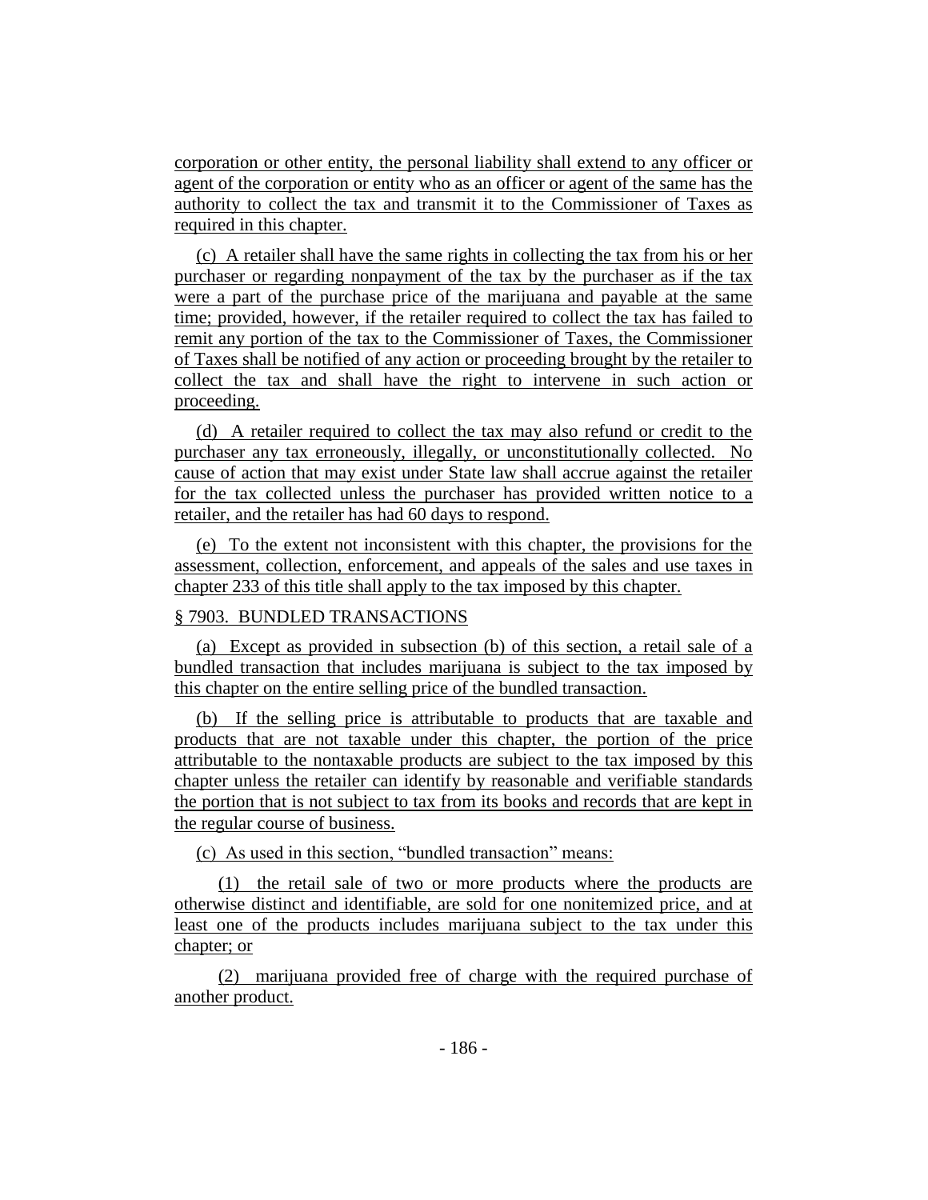corporation or other entity, the personal liability shall extend to any officer or agent of the corporation or entity who as an officer or agent of the same has the authority to collect the tax and transmit it to the Commissioner of Taxes as required in this chapter.

(c) A retailer shall have the same rights in collecting the tax from his or her purchaser or regarding nonpayment of the tax by the purchaser as if the tax were a part of the purchase price of the marijuana and payable at the same time; provided, however, if the retailer required to collect the tax has failed to remit any portion of the tax to the Commissioner of Taxes, the Commissioner of Taxes shall be notified of any action or proceeding brought by the retailer to collect the tax and shall have the right to intervene in such action or proceeding.

(d) A retailer required to collect the tax may also refund or credit to the purchaser any tax erroneously, illegally, or unconstitutionally collected. No cause of action that may exist under State law shall accrue against the retailer for the tax collected unless the purchaser has provided written notice to a retailer, and the retailer has had 60 days to respond.

(e) To the extent not inconsistent with this chapter, the provisions for the assessment, collection, enforcement, and appeals of the sales and use taxes in chapter 233 of this title shall apply to the tax imposed by this chapter.

§ 7903. BUNDLED TRANSACTIONS

(a) Except as provided in subsection (b) of this section, a retail sale of a bundled transaction that includes marijuana is subject to the tax imposed by this chapter on the entire selling price of the bundled transaction.

(b) If the selling price is attributable to products that are taxable and products that are not taxable under this chapter, the portion of the price attributable to the nontaxable products are subject to the tax imposed by this chapter unless the retailer can identify by reasonable and verifiable standards the portion that is not subject to tax from its books and records that are kept in the regular course of business.

(c) As used in this section, "bundled transaction" means:

(1) the retail sale of two or more products where the products are otherwise distinct and identifiable, are sold for one nonitemized price, and at least one of the products includes marijuana subject to the tax under this chapter; or

(2) marijuana provided free of charge with the required purchase of another product.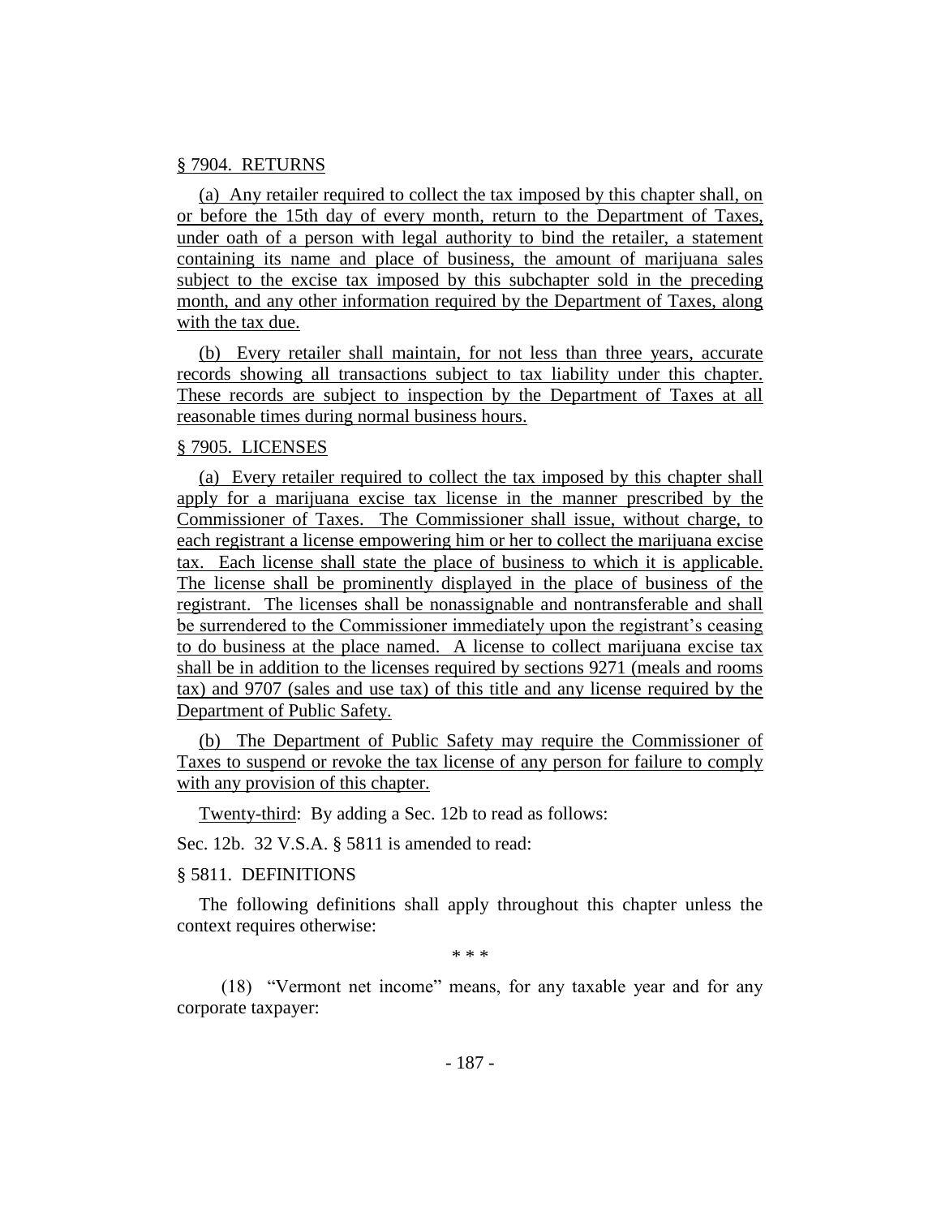§ 7904. RETURNS

(a) Any retailer required to collect the tax imposed by this chapter shall, on or before the 15th day of every month, return to the Department of Taxes, under oath of a person with legal authority to bind the retailer, a statement containing its name and place of business, the amount of marijuana sales subject to the excise tax imposed by this subchapter sold in the preceding month, and any other information required by the Department of Taxes, along with the tax due.

(b) Every retailer shall maintain, for not less than three years, accurate records showing all transactions subject to tax liability under this chapter. These records are subject to inspection by the Department of Taxes at all reasonable times during normal business hours.

§ 7905. LICENSES

(a) Every retailer required to collect the tax imposed by this chapter shall apply for a marijuana excise tax license in the manner prescribed by the Commissioner of Taxes. The Commissioner shall issue, without charge, to each registrant a license empowering him or her to collect the marijuana excise tax. Each license shall state the place of business to which it is applicable. The license shall be prominently displayed in the place of business of the registrant. The licenses shall be nonassignable and nontransferable and shall be surrendered to the Commissioner immediately upon the registrant's ceasing to do business at the place named. A license to collect marijuana excise tax shall be in addition to the licenses required by sections 9271 (meals and rooms tax) and 9707 (sales and use tax) of this title and any license required by the Department of Public Safety.

(b) The Department of Public Safety may require the Commissioner of Taxes to suspend or revoke the tax license of any person for failure to comply with any provision of this chapter.

Twenty-third: By adding a Sec. 12b to read as follows:

Sec. 12b. 32 V.S.A. § 5811 is amended to read:

§ 5811. DEFINITIONS

The following definitions shall apply throughout this chapter unless the context requires otherwise:

\* \* \*

(18) "Vermont net income" means, for any taxable year and for any corporate taxpayer: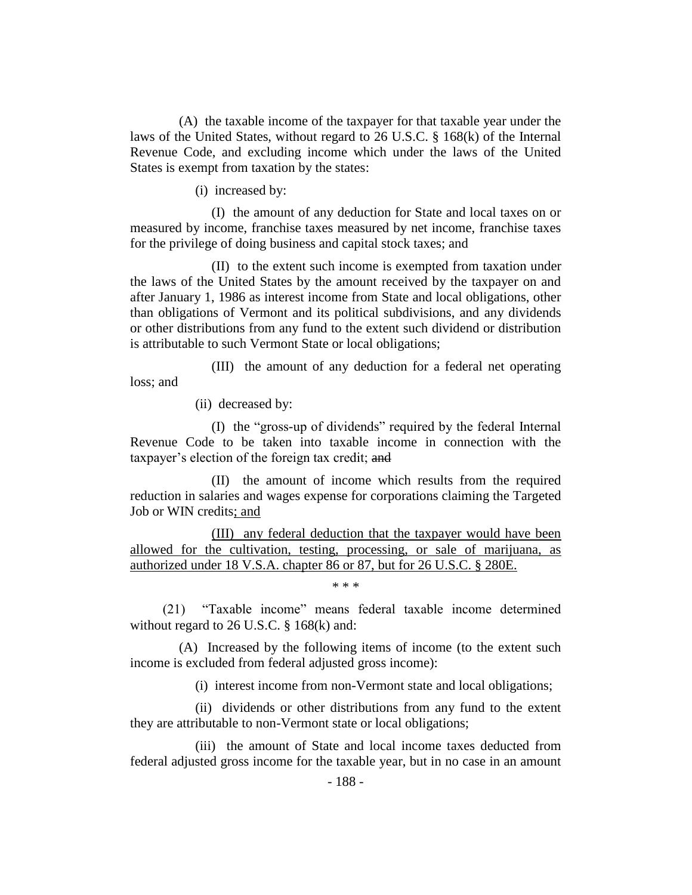(A) the taxable income of the taxpayer for that taxable year under the laws of the United States, without regard to 26 U.S.C. § 168(k) of the Internal Revenue Code, and excluding income which under the laws of the United States is exempt from taxation by the states:

(i) increased by:

(I) the amount of any deduction for State and local taxes on or measured by income, franchise taxes measured by net income, franchise taxes for the privilege of doing business and capital stock taxes; and

(II) to the extent such income is exempted from taxation under the laws of the United States by the amount received by the taxpayer on and after January 1, 1986 as interest income from State and local obligations, other than obligations of Vermont and its political subdivisions, and any dividends or other distributions from any fund to the extent such dividend or distribution is attributable to such Vermont State or local obligations;

(III) the amount of any deduction for a federal net operating loss; and

(ii) decreased by:

(I) the "gross-up of dividends" required by the federal Internal Revenue Code to be taken into taxable income in connection with the taxpayer's election of the foreign tax credit; ~~and~~

(II) the amount of income which results from the required reduction in salaries and wages expense for corporations claiming the Targeted Job or WIN credits; and

(III) any federal deduction that the taxpayer would have been allowed for the cultivation, testing, processing, or sale of marijuana, as authorized under 18 V.S.A. chapter 86 or 87, but for 26 U.S.C. § 280E.

\* \* \*

(21) "Taxable income" means federal taxable income determined without regard to 26 U.S.C. § 168(k) and:

(A) Increased by the following items of income (to the extent such income is excluded from federal adjusted gross income):

(i) interest income from non-Vermont state and local obligations;

(ii) dividends or other distributions from any fund to the extent they are attributable to non-Vermont state or local obligations;

(iii) the amount of State and local income taxes deducted from federal adjusted gross income for the taxable year, but in no case in an amount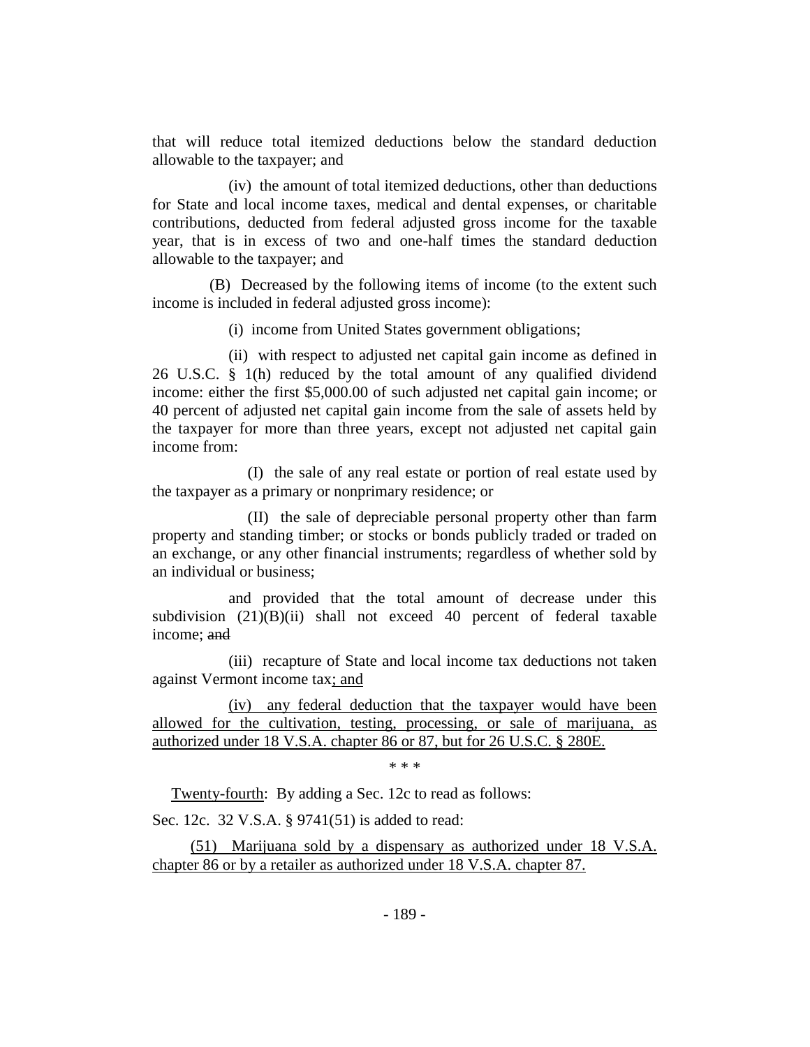that will reduce total itemized deductions below the standard deduction allowable to the taxpayer; and

(iv) the amount of total itemized deductions, other than deductions for State and local income taxes, medical and dental expenses, or charitable contributions, deducted from federal adjusted gross income for the taxable year, that is in excess of two and one-half times the standard deduction allowable to the taxpayer; and

(B) Decreased by the following items of income (to the extent such income is included in federal adjusted gross income):

(i) income from United States government obligations;

(ii) with respect to adjusted net capital gain income as defined in 26 U.S.C. § 1(h) reduced by the total amount of any qualified dividend income: either the first $5,000.00 of such adjusted net capital gain income; or 40 percent of adjusted net capital gain income from the sale of assets held by the taxpayer for more than three years, except not adjusted net capital gain income from:

(I) the sale of any real estate or portion of real estate used by the taxpayer as a primary or nonprimary residence; or

(II) the sale of depreciable personal property other than farm property and standing timber; or stocks or bonds publicly traded or traded on an exchange, or any other financial instruments; regardless of whether sold by an individual or business;

and provided that the total amount of decrease under this subdivision (21)(B)(ii) shall not exceed 40 percent of federal taxable income; ~~and~~

(iii) recapture of State and local income tax deductions not taken against Vermont income tax<u>; and</u>

<u>(iv) any federal deduction that the taxpayer would have been allowed for the cultivation, testing, processing, or sale of marijuana, as authorized under 18 V.S.A. chapter 86 or 87, but for 26 U.S.C. § 280E.</u>

\* \* \*

<u>Twenty-fourth</u>: By adding a Sec. 12c to read as follows:

Sec. 12c. 32 V.S.A. § 9741(51) is added to read:

<u>(51) Marijuana sold by a dispensary as authorized under 18 V.S.A. chapter 86 or by a retailer as authorized under 18 V.S.A. chapter 87.</u>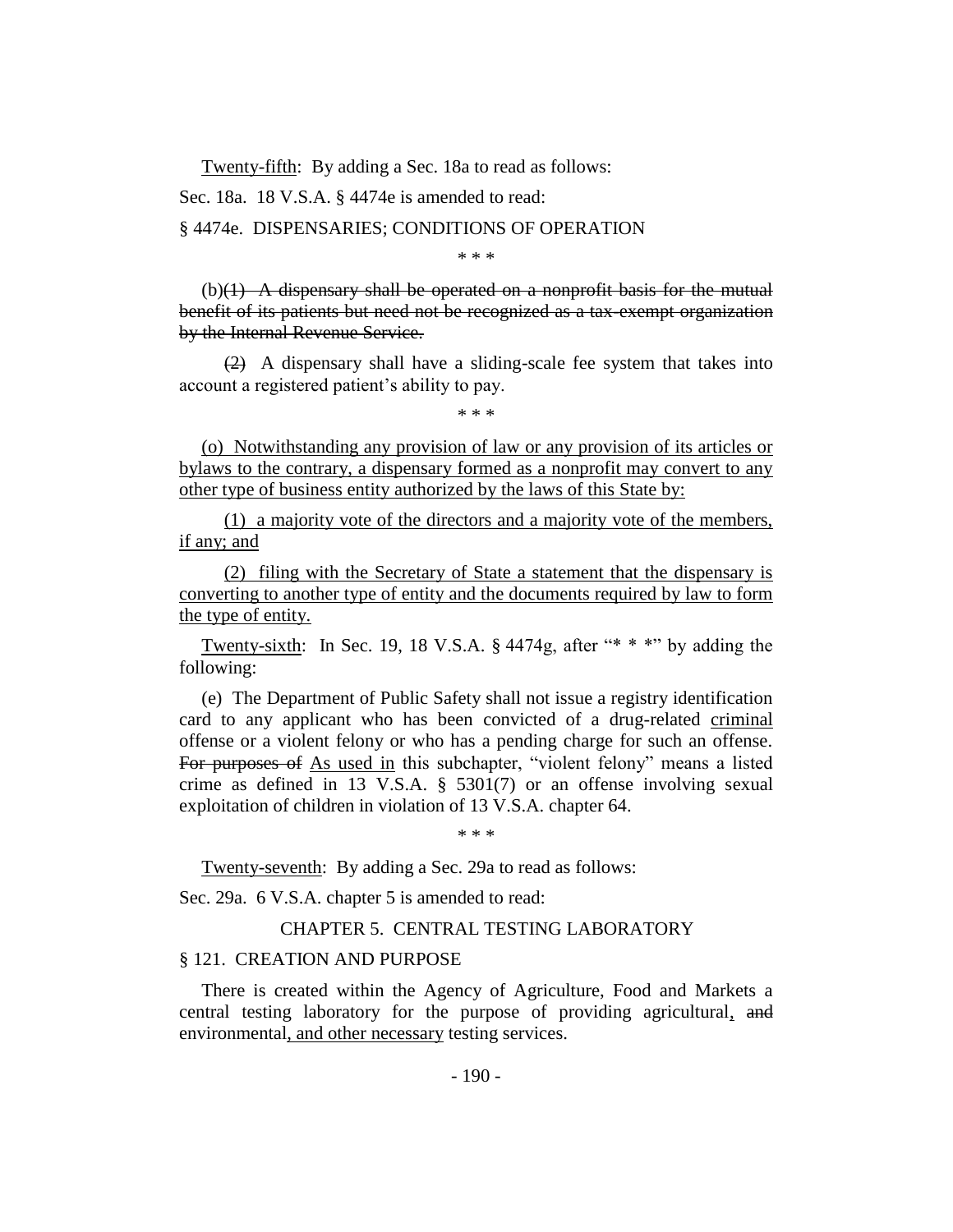Twenty-fifth: By adding a Sec. 18a to read as follows:

Sec. 18a. 18 V.S.A. § 4474e is amended to read:

§ 4474e. DISPENSARIES; CONDITIONS OF OPERATION

\* \* \*

(b)~~(1) A dispensary shall be operated on a nonprofit basis for the mutual benefit of its patients but need not be recognized as a tax-exempt organization by the Internal Revenue Service.~~

~~(2)~~ A dispensary shall have a sliding-scale fee system that takes into account a registered patient's ability to pay.

\* \* \*

<u>(o) Notwithstanding any provision of law or any provision of its articles or bylaws to the contrary, a dispensary formed as a nonprofit may convert to any other type of business entity authorized by the laws of this State by:</u>

<u>(1) a majority vote of the directors and a majority vote of the members, if any; and</u>

<u>(2) filing with the Secretary of State a statement that the dispensary is converting to another type of entity and the documents required by law to form the type of entity.</u>

Twenty-sixth: In Sec. 19, 18 V.S.A. § 4474g, after "\* \* \*" by adding the following:

(e) The Department of Public Safety shall not issue a registry identification card to any applicant who has been convicted of a drug-related <u>criminal</u> offense or a violent felony or who has a pending charge for such an offense. ~~For purposes of~~ <u>As used in</u> this subchapter, "violent felony" means a listed crime as defined in 13 V.S.A. § 5301(7) or an offense involving sexual exploitation of children in violation of 13 V.S.A. chapter 64.

\* \* \*

Twenty-seventh: By adding a Sec. 29a to read as follows:

Sec. 29a. 6 V.S.A. chapter 5 is amended to read:

CHAPTER 5. CENTRAL TESTING LABORATORY

§ 121. CREATION AND PURPOSE

There is created within the Agency of Agriculture, Food and Markets a central testing laboratory for the purpose of providing agricultural<u>,</u> ~~and~~ environmental<u>, and other necessary</u> testing services.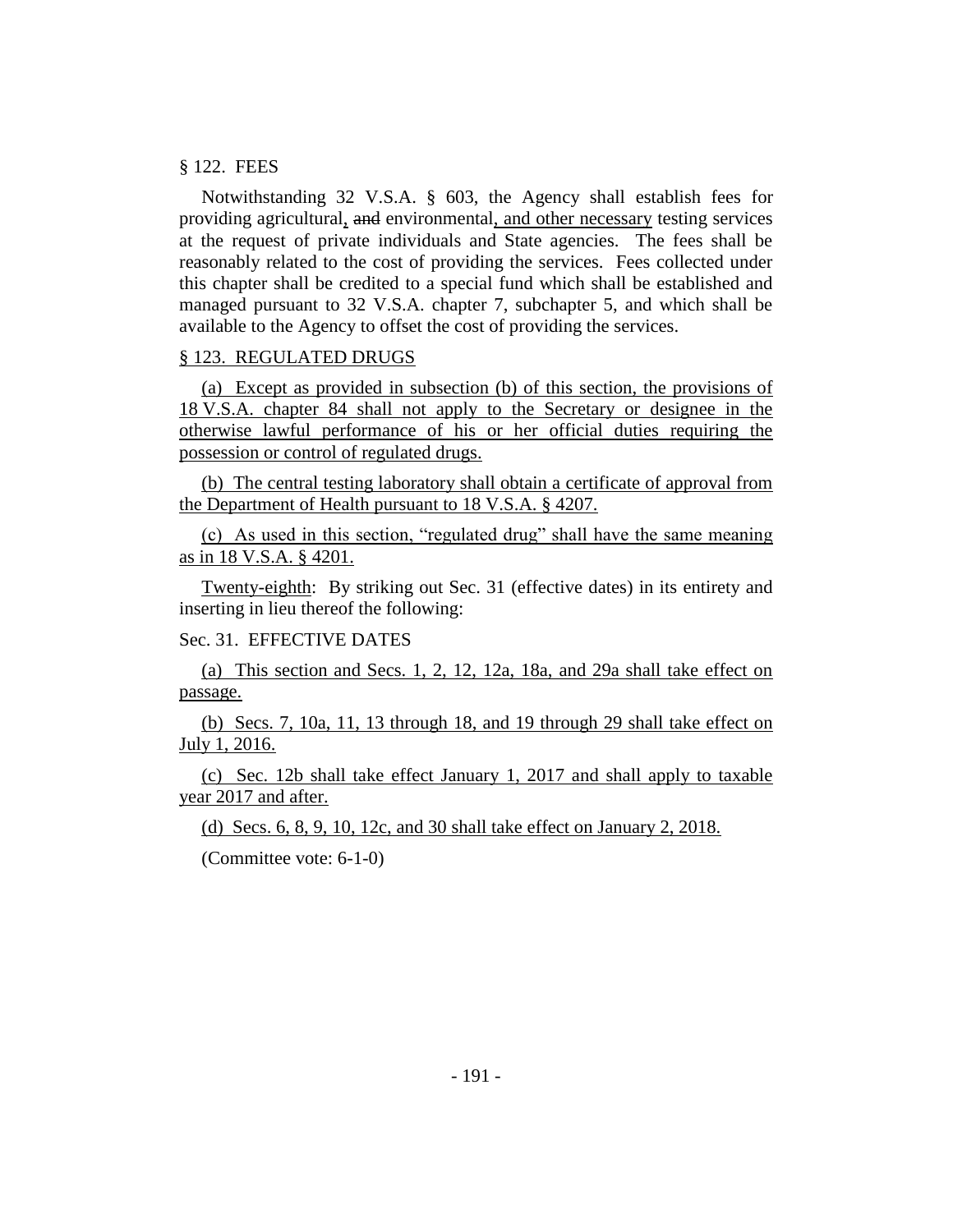§ 122. FEES

Notwithstanding 32 V.S.A. § 603, the Agency shall establish fees for providing agricultural, ~~and~~ environmental, and other necessary testing services at the request of private individuals and State agencies. The fees shall be reasonably related to the cost of providing the services. Fees collected under this chapter shall be credited to a special fund which shall be established and managed pursuant to 32 V.S.A. chapter 7, subchapter 5, and which shall be available to the Agency to offset the cost of providing the services.

§ 123. REGULATED DRUGS

(a) Except as provided in subsection (b) of this section, the provisions of 18 V.S.A. chapter 84 shall not apply to the Secretary or designee in the otherwise lawful performance of his or her official duties requiring the possession or control of regulated drugs.

(b) The central testing laboratory shall obtain a certificate of approval from the Department of Health pursuant to 18 V.S.A. § 4207.

(c) As used in this section, "regulated drug" shall have the same meaning as in 18 V.S.A. § 4201.

Twenty-eighth: By striking out Sec. 31 (effective dates) in its entirety and inserting in lieu thereof the following:

Sec. 31. EFFECTIVE DATES

(a) This section and Secs. 1, 2, 12, 12a, 18a, and 29a shall take effect on passage.

(b) Secs. 7, 10a, 11, 13 through 18, and 19 through 29 shall take effect on July 1, 2016.

(c) Sec. 12b shall take effect January 1, 2017 and shall apply to taxable year 2017 and after.

(d) Secs. 6, 8, 9, 10, 12c, and 30 shall take effect on January 2, 2018.

(Committee vote: 6-1-0)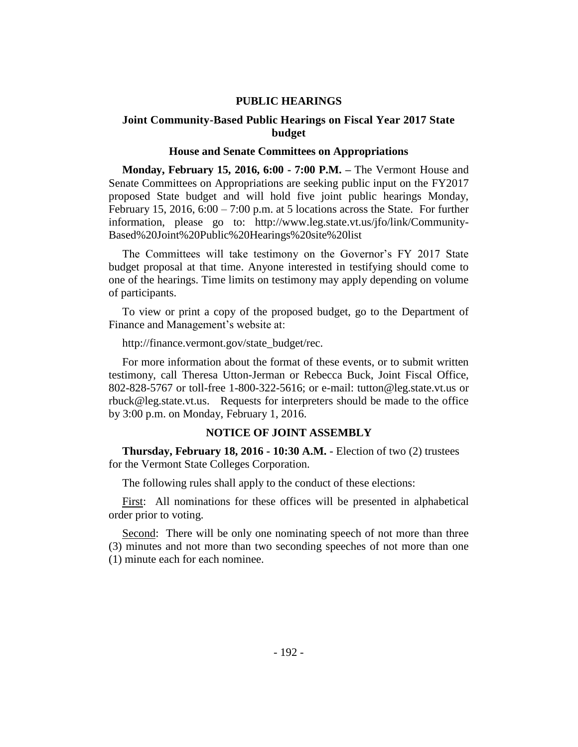## PUBLIC HEARINGS

### Joint Community-Based Public Hearings on Fiscal Year 2017 State budget

### House and Senate Committees on Appropriations

**Monday, February 15, 2016, 6:00 - 7:00 P.M. –** The Vermont House and Senate Committees on Appropriations are seeking public input on the FY2017 proposed State budget and will hold five joint public hearings Monday, February 15, 2016, 6:00 – 7:00 p.m. at 5 locations across the State. For further information, please go to: http://www.leg.state.vt.us/jfo/link/Community-Based%20Joint%20Public%20Hearings%20site%20list

The Committees will take testimony on the Governor's FY 2017 State budget proposal at that time. Anyone interested in testifying should come to one of the hearings. Time limits on testimony may apply depending on volume of participants.

To view or print a copy of the proposed budget, go to the Department of Finance and Management's website at:

http://finance.vermont.gov/state_budget/rec.

For more information about the format of these events, or to submit written testimony, call Theresa Utton-Jerman or Rebecca Buck, Joint Fiscal Office, 802-828-5767 or toll-free 1-800-322-5616; or e-mail: tutton@leg.state.vt.us or rbuck@leg.state.vt.us. Requests for interpreters should be made to the office by 3:00 p.m. on Monday, February 1, 2016.

## NOTICE OF JOINT ASSEMBLY

**Thursday, February 18, 2016 - 10:30 A.M.** - Election of two (2) trustees for the Vermont State Colleges Corporation.

The following rules shall apply to the conduct of these elections:

First: All nominations for these offices will be presented in alphabetical order prior to voting.

Second: There will be only one nominating speech of not more than three (3) minutes and not more than two seconding speeches of not more than one (1) minute each for each nominee.